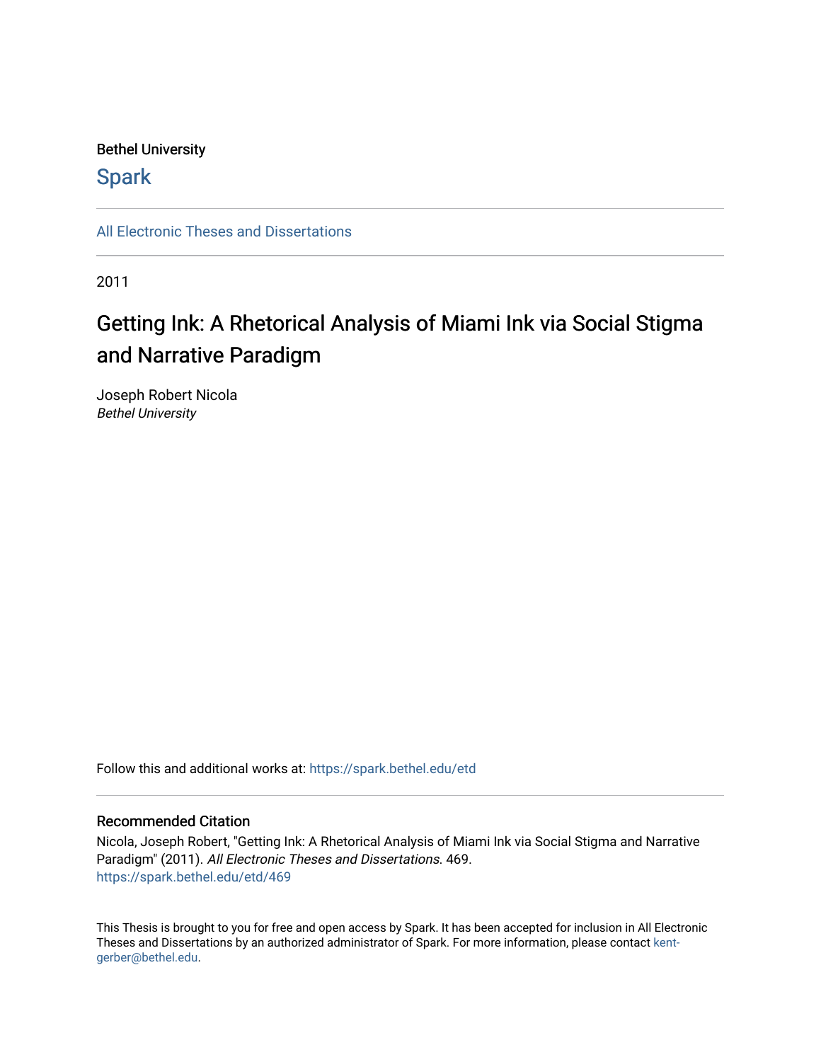Bethel University

# Spark

All Electronic Theses and Dissertations

2011

## Getting Ink: A Rhetorical Analysis of Miami Ink via Social Stigma and Narrative Paradigm

Joseph Robert Nicola
*Bethel University*

Follow this and additional works at: https://spark.bethel.edu/etd

### Recommended Citation

Nicola, Joseph Robert, "Getting Ink: A Rhetorical Analysis of Miami Ink via Social Stigma and Narrative Paradigm" (2011). *All Electronic Theses and Dissertations*. 469.
https://spark.bethel.edu/etd/469

This Thesis is brought to you for free and open access by Spark. It has been accepted for inclusion in All Electronic Theses and Dissertations by an authorized administrator of Spark. For more information, please contact kent-gerber@bethel.edu.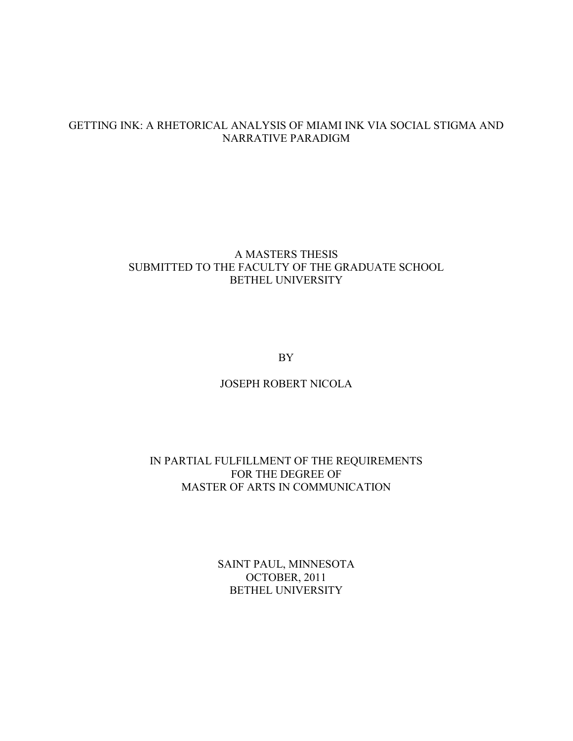# GETTING INK: A RHETORICAL ANALYSIS OF MIAMI INK VIA SOCIAL STIGMA AND NARRATIVE PARADIGM

A MASTERS THESIS
SUBMITTED TO THE FACULTY OF THE GRADUATE SCHOOL
BETHEL UNIVERSITY

BY

JOSEPH ROBERT NICOLA

IN PARTIAL FULFILLMENT OF THE REQUIREMENTS
FOR THE DEGREE OF
MASTER OF ARTS IN COMMUNICATION

SAINT PAUL, MINNESOTA
OCTOBER, 2011
BETHEL UNIVERSITY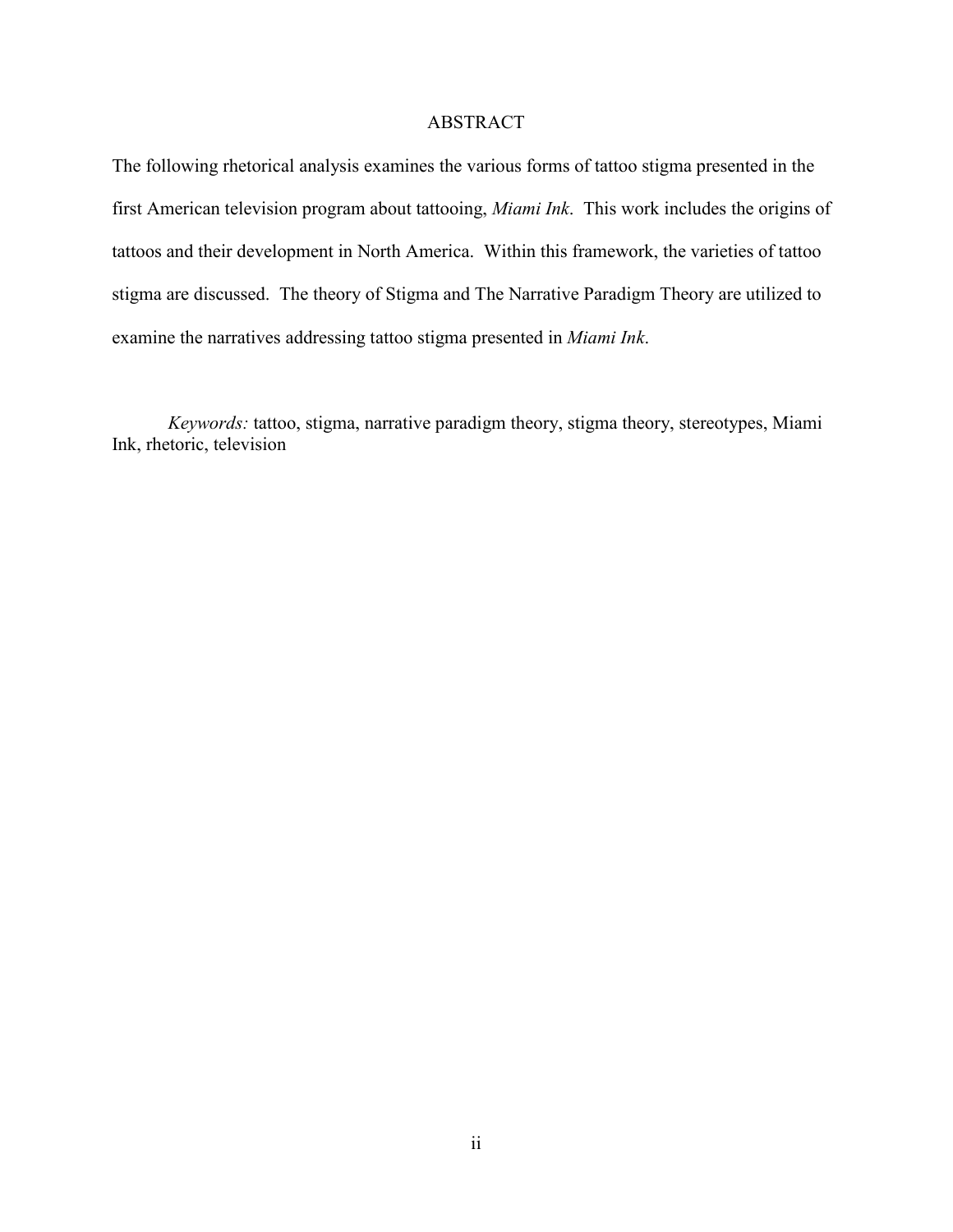# ABSTRACT

The following rhetorical analysis examines the various forms of tattoo stigma presented in the first American television program about tattooing, *Miami Ink*. This work includes the origins of tattoos and their development in North America. Within this framework, the varieties of tattoo stigma are discussed. The theory of Stigma and The Narrative Paradigm Theory are utilized to examine the narratives addressing tattoo stigma presented in *Miami Ink*.

*Keywords:* tattoo, stigma, narrative paradigm theory, stigma theory, stereotypes, Miami Ink, rhetoric, television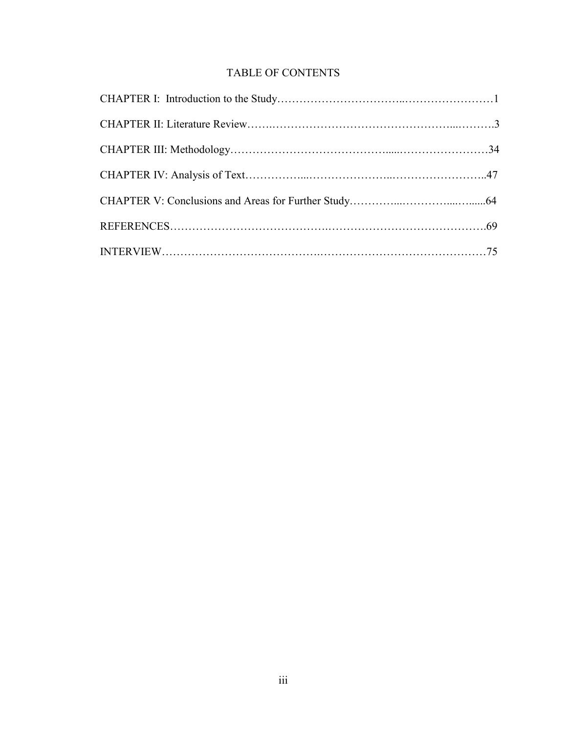# TABLE OF CONTENTS

CHAPTER I: Introduction to the Study……………………………..……………………1

CHAPTER II: Literature Review…….…………………………………………...……….3

CHAPTER III: Methodology…………………………………......……………………34

CHAPTER IV: Analysis of Text……………...…………………..……………………..47

CHAPTER V: Conclusions and Areas for Further Study…………...…………....…......64

REFERENCES………………………………….…………………………………….69

INTERVIEW………………………………….………………………………………75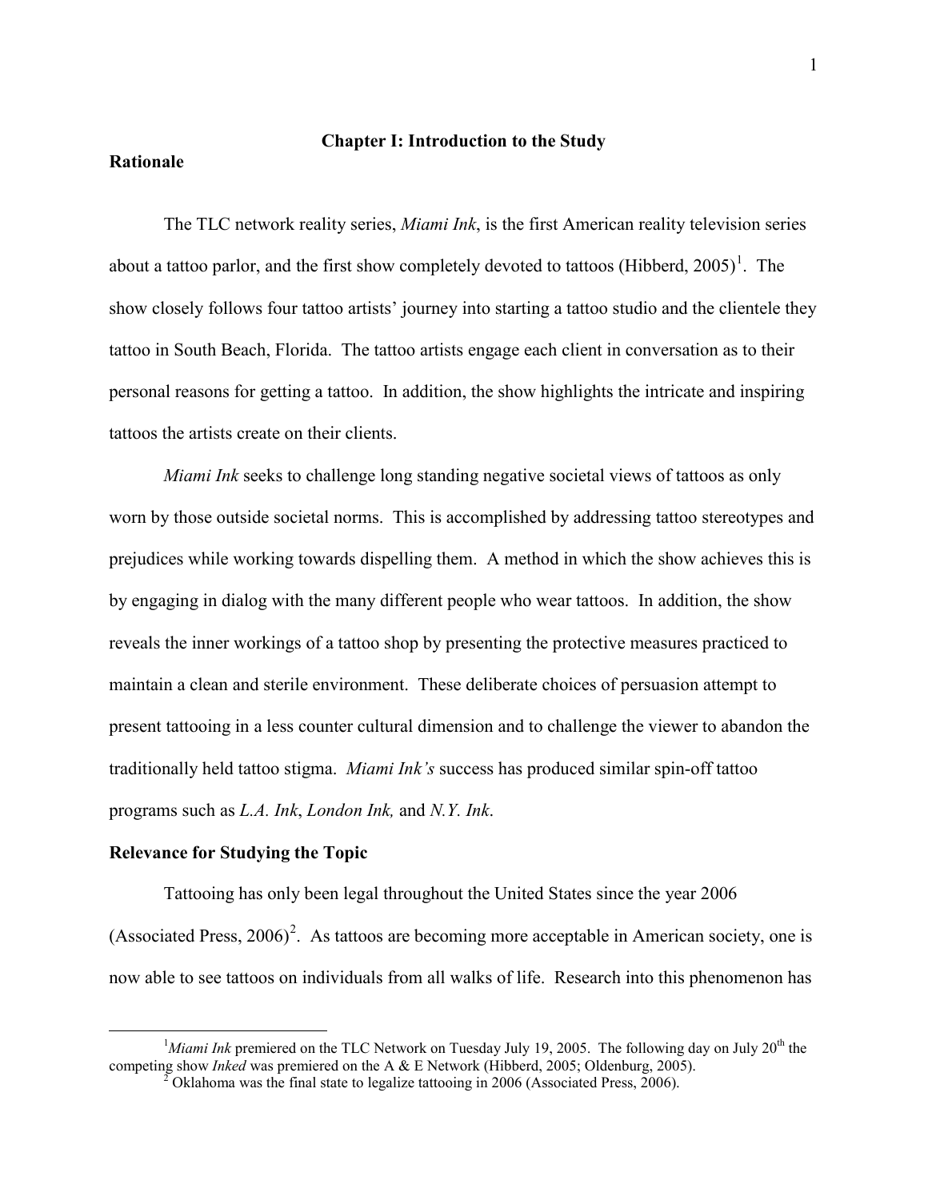# Chapter I: Introduction to the Study

## Rationale

The TLC network reality series, *Miami Ink*, is the first American reality television series about a tattoo parlor, and the first show completely devoted to tattoos (Hibberd, 2005)[1]. The show closely follows four tattoo artists' journey into starting a tattoo studio and the clientele they tattoo in South Beach, Florida. The tattoo artists engage each client in conversation as to their personal reasons for getting a tattoo. In addition, the show highlights the intricate and inspiring tattoos the artists create on their clients.

*Miami Ink* seeks to challenge long standing negative societal views of tattoos as only worn by those outside societal norms. This is accomplished by addressing tattoo stereotypes and prejudices while working towards dispelling them. A method in which the show achieves this is by engaging in dialog with the many different people who wear tattoos. In addition, the show reveals the inner workings of a tattoo shop by presenting the protective measures practiced to maintain a clean and sterile environment. These deliberate choices of persuasion attempt to present tattooing in a less counter cultural dimension and to challenge the viewer to abandon the traditionally held tattoo stigma. *Miami Ink's* success has produced similar spin-off tattoo programs such as *L.A. Ink*, *London Ink,* and *N.Y. Ink*.

## Relevance for Studying the Topic

Tattooing has only been legal throughout the United States since the year 2006 (Associated Press, 2006)[2]. As tattoos are becoming more acceptable in American society, one is now able to see tattoos on individuals from all walks of life. Research into this phenomenon has

---

[1] *Miami Ink* premiered on the TLC Network on Tuesday July 19, 2005. The following day on July 20th the competing show *Inked* was premiered on the A & E Network (Hibberd, 2005; Oldenburg, 2005).

[2] Oklahoma was the final state to legalize tattooing in 2006 (Associated Press, 2006).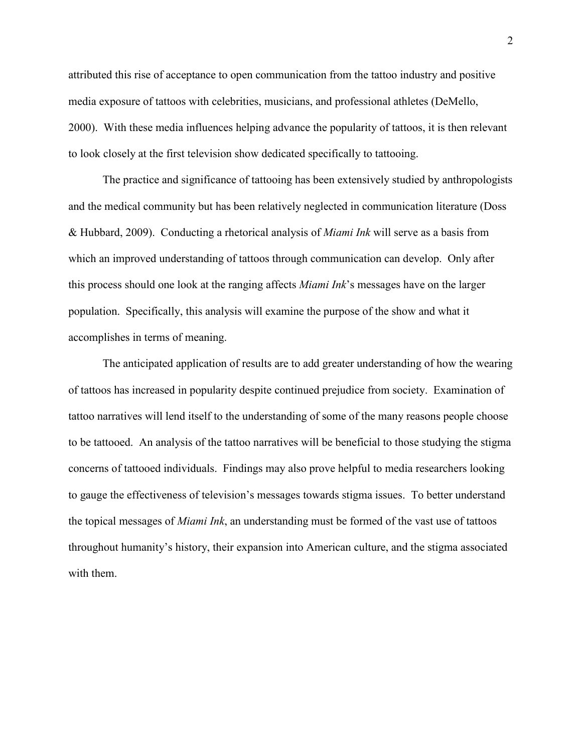attributed this rise of acceptance to open communication from the tattoo industry and positive media exposure of tattoos with celebrities, musicians, and professional athletes (DeMello, 2000). With these media influences helping advance the popularity of tattoos, it is then relevant to look closely at the first television show dedicated specifically to tattooing.

The practice and significance of tattooing has been extensively studied by anthropologists and the medical community but has been relatively neglected in communication literature (Doss & Hubbard, 2009). Conducting a rhetorical analysis of *Miami Ink* will serve as a basis from which an improved understanding of tattoos through communication can develop. Only after this process should one look at the ranging affects *Miami Ink*'s messages have on the larger population. Specifically, this analysis will examine the purpose of the show and what it accomplishes in terms of meaning.

The anticipated application of results are to add greater understanding of how the wearing of tattoos has increased in popularity despite continued prejudice from society. Examination of tattoo narratives will lend itself to the understanding of some of the many reasons people choose to be tattooed. An analysis of the tattoo narratives will be beneficial to those studying the stigma concerns of tattooed individuals. Findings may also prove helpful to media researchers looking to gauge the effectiveness of television's messages towards stigma issues. To better understand the topical messages of *Miami Ink*, an understanding must be formed of the vast use of tattoos throughout humanity's history, their expansion into American culture, and the stigma associated with them.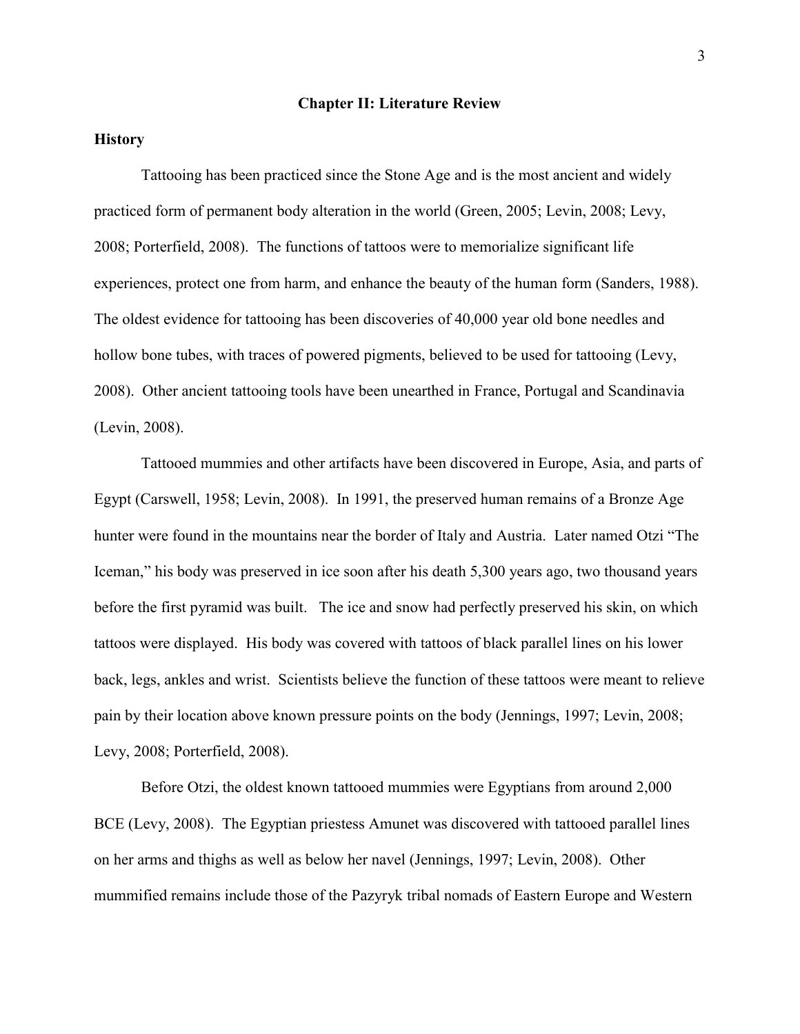## Chapter II: Literature Review

### History

Tattooing has been practiced since the Stone Age and is the most ancient and widely practiced form of permanent body alteration in the world (Green, 2005; Levin, 2008; Levy, 2008; Porterfield, 2008). The functions of tattoos were to memorialize significant life experiences, protect one from harm, and enhance the beauty of the human form (Sanders, 1988). The oldest evidence for tattooing has been discoveries of 40,000 year old bone needles and hollow bone tubes, with traces of powered pigments, believed to be used for tattooing (Levy, 2008). Other ancient tattooing tools have been unearthed in France, Portugal and Scandinavia (Levin, 2008).

Tattooed mummies and other artifacts have been discovered in Europe, Asia, and parts of Egypt (Carswell, 1958; Levin, 2008). In 1991, the preserved human remains of a Bronze Age hunter were found in the mountains near the border of Italy and Austria. Later named Otzi "The Iceman," his body was preserved in ice soon after his death 5,300 years ago, two thousand years before the first pyramid was built. The ice and snow had perfectly preserved his skin, on which tattoos were displayed. His body was covered with tattoos of black parallel lines on his lower back, legs, ankles and wrist. Scientists believe the function of these tattoos were meant to relieve pain by their location above known pressure points on the body (Jennings, 1997; Levin, 2008; Levy, 2008; Porterfield, 2008).

Before Otzi, the oldest known tattooed mummies were Egyptians from around 2,000 BCE (Levy, 2008). The Egyptian priestess Amunet was discovered with tattooed parallel lines on her arms and thighs as well as below her navel (Jennings, 1997; Levin, 2008). Other mummified remains include those of the Pazyryk tribal nomads of Eastern Europe and Western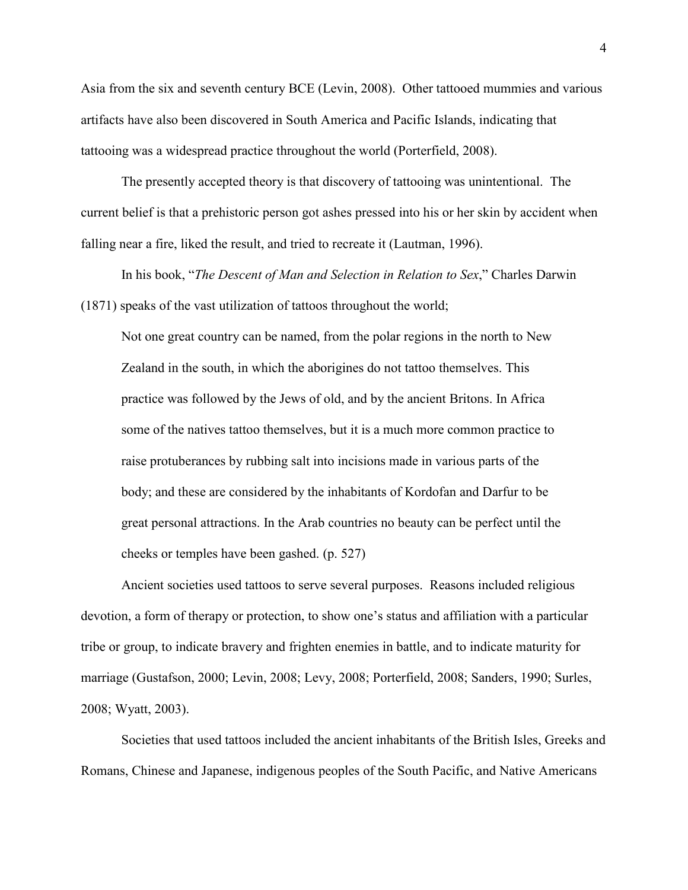Asia from the six and seventh century BCE (Levin, 2008). Other tattooed mummies and various artifacts have also been discovered in South America and Pacific Islands, indicating that tattooing was a widespread practice throughout the world (Porterfield, 2008).

The presently accepted theory is that discovery of tattooing was unintentional. The current belief is that a prehistoric person got ashes pressed into his or her skin by accident when falling near a fire, liked the result, and tried to recreate it (Lautman, 1996).

In his book, "*The Descent of Man and Selection in Relation to Sex*," Charles Darwin (1871) speaks of the vast utilization of tattoos throughout the world;

> Not one great country can be named, from the polar regions in the north to New Zealand in the south, in which the aborigines do not tattoo themselves. This practice was followed by the Jews of old, and by the ancient Britons. In Africa some of the natives tattoo themselves, but it is a much more common practice to raise protuberances by rubbing salt into incisions made in various parts of the body; and these are considered by the inhabitants of Kordofan and Darfur to be great personal attractions. In the Arab countries no beauty can be perfect until the cheeks or temples have been gashed. (p. 527)

Ancient societies used tattoos to serve several purposes. Reasons included religious devotion, a form of therapy or protection, to show one's status and affiliation with a particular tribe or group, to indicate bravery and frighten enemies in battle, and to indicate maturity for marriage (Gustafson, 2000; Levin, 2008; Levy, 2008; Porterfield, 2008; Sanders, 1990; Surles, 2008; Wyatt, 2003).

Societies that used tattoos included the ancient inhabitants of the British Isles, Greeks and Romans, Chinese and Japanese, indigenous peoples of the South Pacific, and Native Americans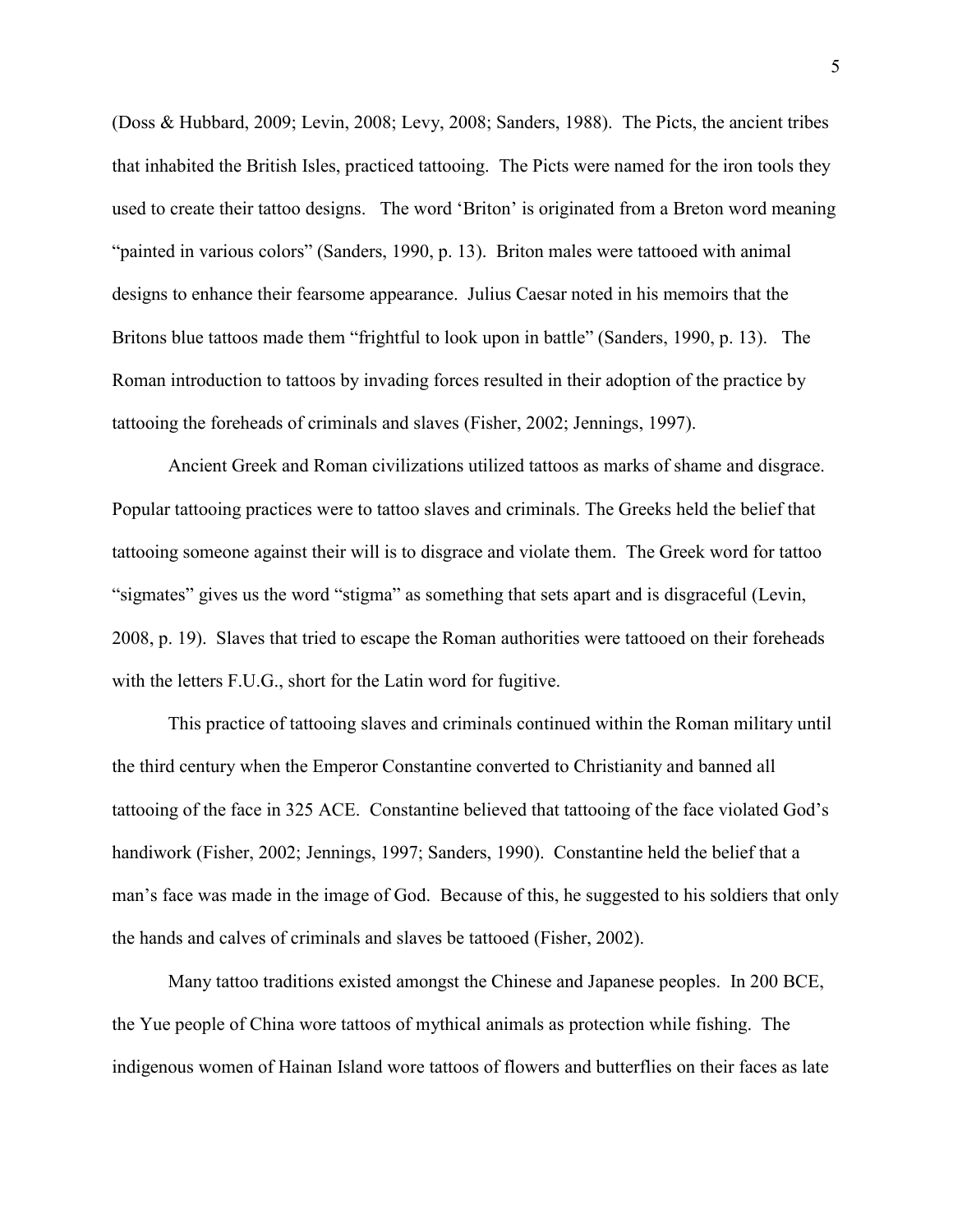(Doss & Hubbard, 2009; Levin, 2008; Levy, 2008; Sanders, 1988). The Picts, the ancient tribes that inhabited the British Isles, practiced tattooing. The Picts were named for the iron tools they used to create their tattoo designs. The word 'Briton' is originated from a Breton word meaning "painted in various colors" (Sanders, 1990, p. 13). Briton males were tattooed with animal designs to enhance their fearsome appearance. Julius Caesar noted in his memoirs that the Britons blue tattoos made them "frightful to look upon in battle" (Sanders, 1990, p. 13). The Roman introduction to tattoos by invading forces resulted in their adoption of the practice by tattooing the foreheads of criminals and slaves (Fisher, 2002; Jennings, 1997).

Ancient Greek and Roman civilizations utilized tattoos as marks of shame and disgrace. Popular tattooing practices were to tattoo slaves and criminals. The Greeks held the belief that tattooing someone against their will is to disgrace and violate them. The Greek word for tattoo "sigmates" gives us the word "stigma" as something that sets apart and is disgraceful (Levin, 2008, p. 19). Slaves that tried to escape the Roman authorities were tattooed on their foreheads with the letters F.U.G., short for the Latin word for fugitive.

This practice of tattooing slaves and criminals continued within the Roman military until the third century when the Emperor Constantine converted to Christianity and banned all tattooing of the face in 325 ACE. Constantine believed that tattooing of the face violated God's handiwork (Fisher, 2002; Jennings, 1997; Sanders, 1990). Constantine held the belief that a man's face was made in the image of God. Because of this, he suggested to his soldiers that only the hands and calves of criminals and slaves be tattooed (Fisher, 2002).

Many tattoo traditions existed amongst the Chinese and Japanese peoples. In 200 BCE, the Yue people of China wore tattoos of mythical animals as protection while fishing. The indigenous women of Hainan Island wore tattoos of flowers and butterflies on their faces as late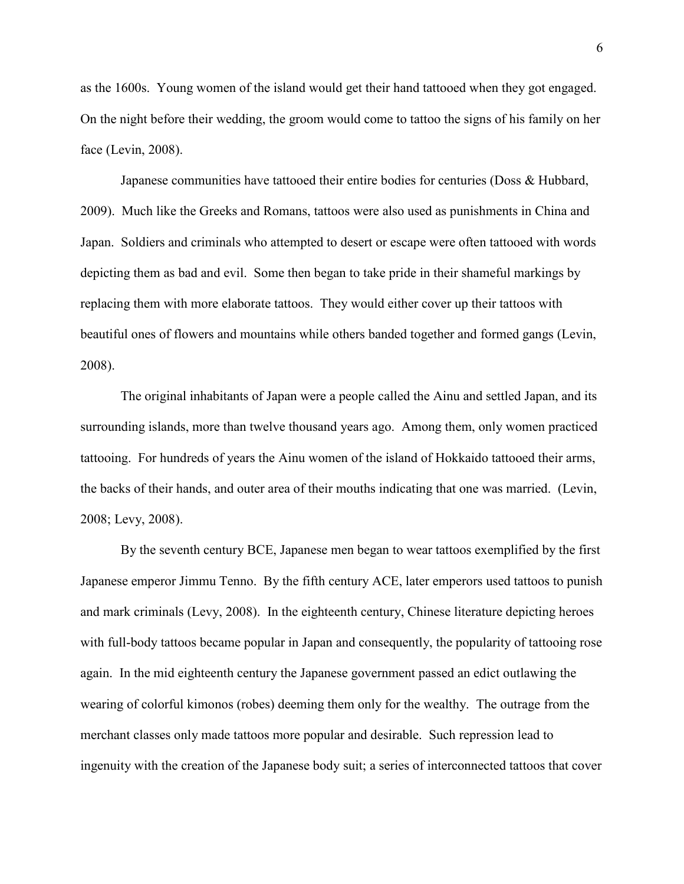as the 1600s. Young women of the island would get their hand tattooed when they got engaged. On the night before their wedding, the groom would come to tattoo the signs of his family on her face (Levin, 2008).

Japanese communities have tattooed their entire bodies for centuries (Doss & Hubbard, 2009). Much like the Greeks and Romans, tattoos were also used as punishments in China and Japan. Soldiers and criminals who attempted to desert or escape were often tattooed with words depicting them as bad and evil. Some then began to take pride in their shameful markings by replacing them with more elaborate tattoos. They would either cover up their tattoos with beautiful ones of flowers and mountains while others banded together and formed gangs (Levin, 2008).

The original inhabitants of Japan were a people called the Ainu and settled Japan, and its surrounding islands, more than twelve thousand years ago. Among them, only women practiced tattooing. For hundreds of years the Ainu women of the island of Hokkaido tattooed their arms, the backs of their hands, and outer area of their mouths indicating that one was married. (Levin, 2008; Levy, 2008).

By the seventh century BCE, Japanese men began to wear tattoos exemplified by the first Japanese emperor Jimmu Tenno. By the fifth century ACE, later emperors used tattoos to punish and mark criminals (Levy, 2008). In the eighteenth century, Chinese literature depicting heroes with full-body tattoos became popular in Japan and consequently, the popularity of tattooing rose again. In the mid eighteenth century the Japanese government passed an edict outlawing the wearing of colorful kimonos (robes) deeming them only for the wealthy. The outrage from the merchant classes only made tattoos more popular and desirable. Such repression lead to ingenuity with the creation of the Japanese body suit; a series of interconnected tattoos that cover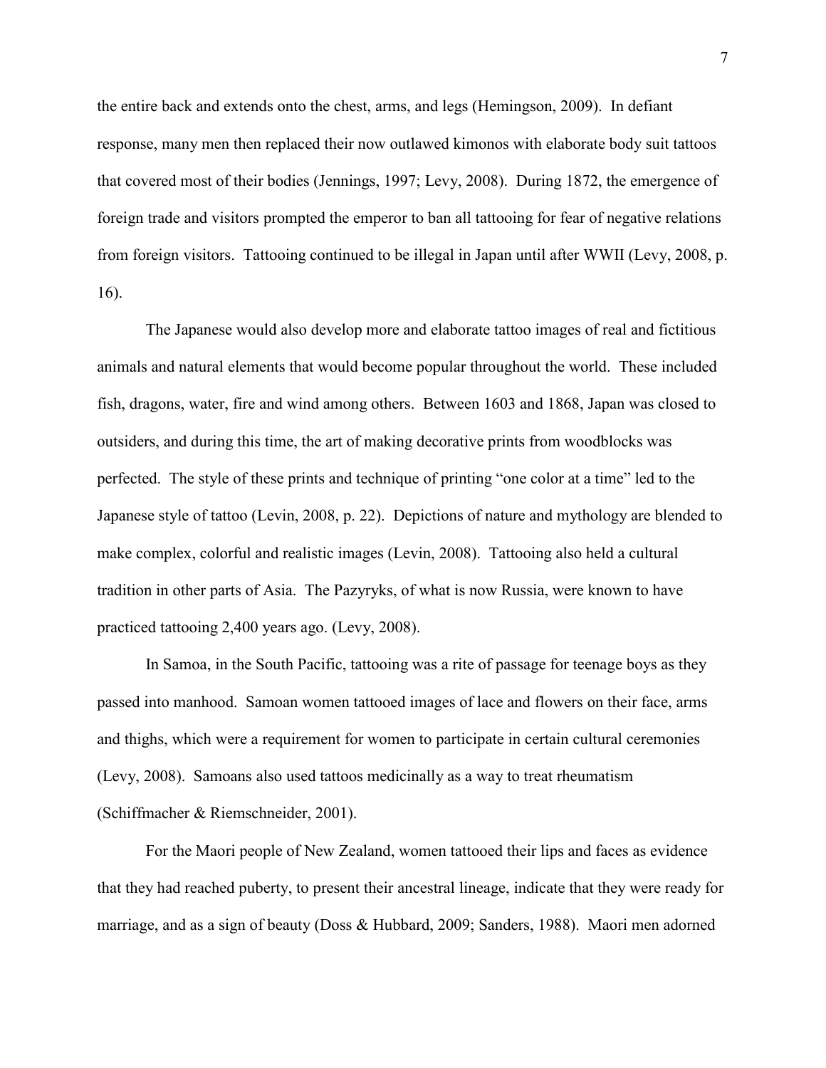the entire back and extends onto the chest, arms, and legs (Hemingson, 2009). In defiant response, many men then replaced their now outlawed kimonos with elaborate body suit tattoos that covered most of their bodies (Jennings, 1997; Levy, 2008). During 1872, the emergence of foreign trade and visitors prompted the emperor to ban all tattooing for fear of negative relations from foreign visitors. Tattooing continued to be illegal in Japan until after WWII (Levy, 2008, p. 16).

The Japanese would also develop more and elaborate tattoo images of real and fictitious animals and natural elements that would become popular throughout the world. These included fish, dragons, water, fire and wind among others. Between 1603 and 1868, Japan was closed to outsiders, and during this time, the art of making decorative prints from woodblocks was perfected. The style of these prints and technique of printing "one color at a time" led to the Japanese style of tattoo (Levin, 2008, p. 22). Depictions of nature and mythology are blended to make complex, colorful and realistic images (Levin, 2008). Tattooing also held a cultural tradition in other parts of Asia. The Pazyryks, of what is now Russia, were known to have practiced tattooing 2,400 years ago. (Levy, 2008).

In Samoa, in the South Pacific, tattooing was a rite of passage for teenage boys as they passed into manhood. Samoan women tattooed images of lace and flowers on their face, arms and thighs, which were a requirement for women to participate in certain cultural ceremonies (Levy, 2008). Samoans also used tattoos medicinally as a way to treat rheumatism (Schiffmacher & Riemschneider, 2001).

For the Maori people of New Zealand, women tattooed their lips and faces as evidence that they had reached puberty, to present their ancestral lineage, indicate that they were ready for marriage, and as a sign of beauty (Doss & Hubbard, 2009; Sanders, 1988). Maori men adorned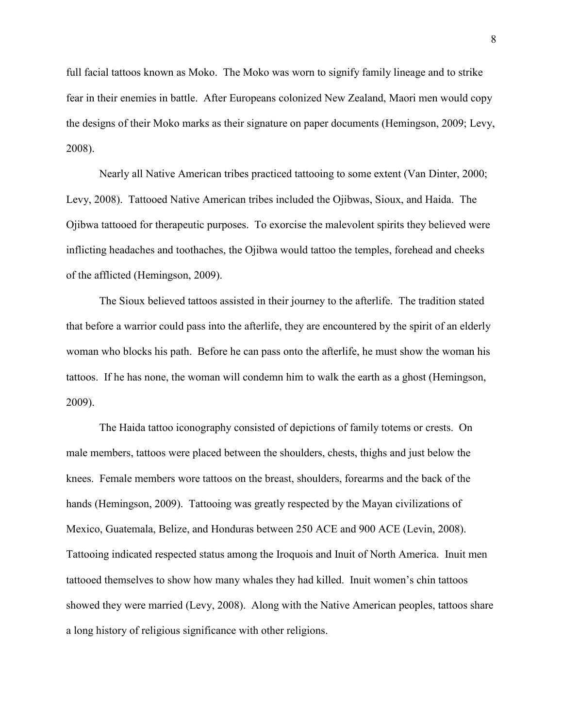full facial tattoos known as Moko. The Moko was worn to signify family lineage and to strike fear in their enemies in battle. After Europeans colonized New Zealand, Maori men would copy the designs of their Moko marks as their signature on paper documents (Hemingson, 2009; Levy, 2008).

Nearly all Native American tribes practiced tattooing to some extent (Van Dinter, 2000; Levy, 2008). Tattooed Native American tribes included the Ojibwas, Sioux, and Haida. The Ojibwa tattooed for therapeutic purposes. To exorcise the malevolent spirits they believed were inflicting headaches and toothaches, the Ojibwa would tattoo the temples, forehead and cheeks of the afflicted (Hemingson, 2009).

The Sioux believed tattoos assisted in their journey to the afterlife. The tradition stated that before a warrior could pass into the afterlife, they are encountered by the spirit of an elderly woman who blocks his path. Before he can pass onto the afterlife, he must show the woman his tattoos. If he has none, the woman will condemn him to walk the earth as a ghost (Hemingson, 2009).

The Haida tattoo iconography consisted of depictions of family totems or crests. On male members, tattoos were placed between the shoulders, chests, thighs and just below the knees. Female members wore tattoos on the breast, shoulders, forearms and the back of the hands (Hemingson, 2009). Tattooing was greatly respected by the Mayan civilizations of Mexico, Guatemala, Belize, and Honduras between 250 ACE and 900 ACE (Levin, 2008). Tattooing indicated respected status among the Iroquois and Inuit of North America. Inuit men tattooed themselves to show how many whales they had killed. Inuit women's chin tattoos showed they were married (Levy, 2008). Along with the Native American peoples, tattoos share a long history of religious significance with other religions.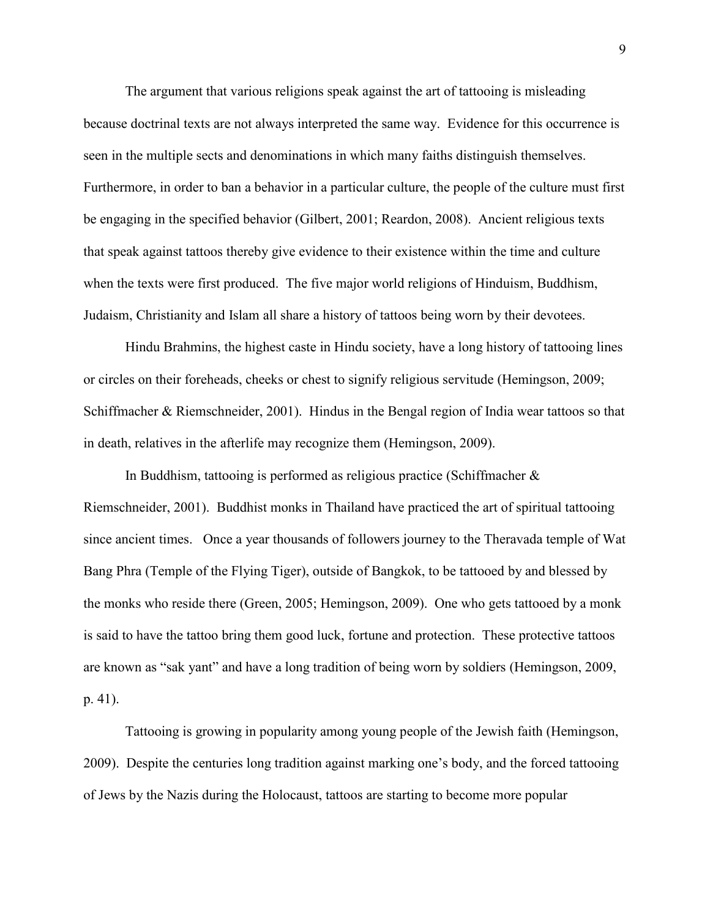The argument that various religions speak against the art of tattooing is misleading because doctrinal texts are not always interpreted the same way. Evidence for this occurrence is seen in the multiple sects and denominations in which many faiths distinguish themselves. Furthermore, in order to ban a behavior in a particular culture, the people of the culture must first be engaging in the specified behavior (Gilbert, 2001; Reardon, 2008). Ancient religious texts that speak against tattoos thereby give evidence to their existence within the time and culture when the texts were first produced. The five major world religions of Hinduism, Buddhism, Judaism, Christianity and Islam all share a history of tattoos being worn by their devotees.

Hindu Brahmins, the highest caste in Hindu society, have a long history of tattooing lines or circles on their foreheads, cheeks or chest to signify religious servitude (Hemingson, 2009; Schiffmacher & Riemschneider, 2001). Hindus in the Bengal region of India wear tattoos so that in death, relatives in the afterlife may recognize them (Hemingson, 2009).

In Buddhism, tattooing is performed as religious practice (Schiffmacher & Riemschneider, 2001). Buddhist monks in Thailand have practiced the art of spiritual tattooing since ancient times. Once a year thousands of followers journey to the Theravada temple of Wat Bang Phra (Temple of the Flying Tiger), outside of Bangkok, to be tattooed by and blessed by the monks who reside there (Green, 2005; Hemingson, 2009). One who gets tattooed by a monk is said to have the tattoo bring them good luck, fortune and protection. These protective tattoos are known as "sak yant" and have a long tradition of being worn by soldiers (Hemingson, 2009, p. 41).

Tattooing is growing in popularity among young people of the Jewish faith (Hemingson, 2009). Despite the centuries long tradition against marking one's body, and the forced tattooing of Jews by the Nazis during the Holocaust, tattoos are starting to become more popular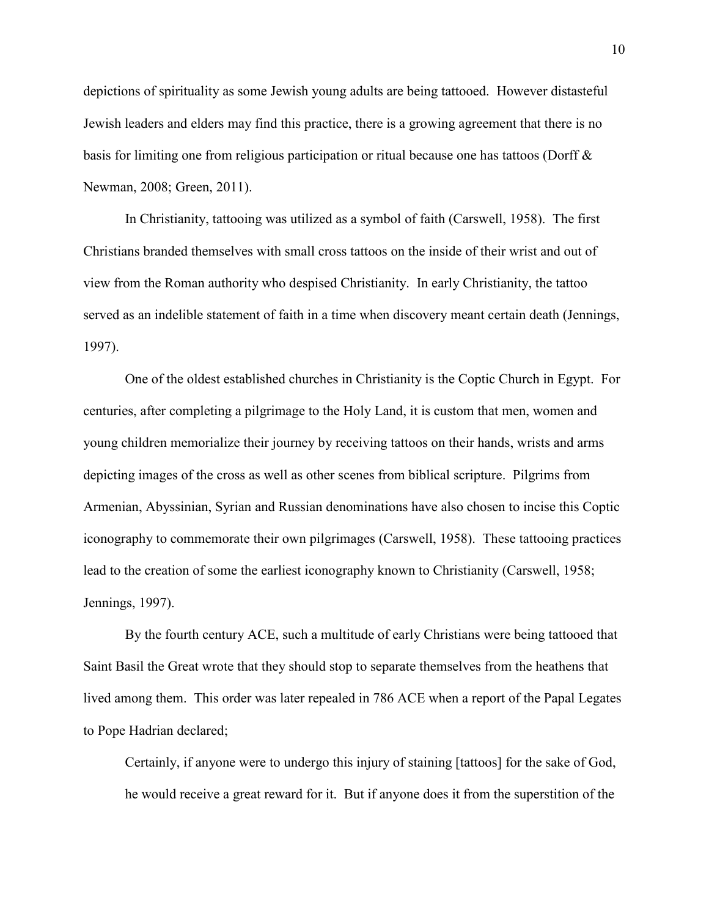depictions of spirituality as some Jewish young adults are being tattooed. However distasteful Jewish leaders and elders may find this practice, there is a growing agreement that there is no basis for limiting one from religious participation or ritual because one has tattoos (Dorff & Newman, 2008; Green, 2011).

In Christianity, tattooing was utilized as a symbol of faith (Carswell, 1958). The first Christians branded themselves with small cross tattoos on the inside of their wrist and out of view from the Roman authority who despised Christianity. In early Christianity, the tattoo served as an indelible statement of faith in a time when discovery meant certain death (Jennings, 1997).

One of the oldest established churches in Christianity is the Coptic Church in Egypt. For centuries, after completing a pilgrimage to the Holy Land, it is custom that men, women and young children memorialize their journey by receiving tattoos on their hands, wrists and arms depicting images of the cross as well as other scenes from biblical scripture. Pilgrims from Armenian, Abyssinian, Syrian and Russian denominations have also chosen to incise this Coptic iconography to commemorate their own pilgrimages (Carswell, 1958). These tattooing practices lead to the creation of some the earliest iconography known to Christianity (Carswell, 1958; Jennings, 1997).

By the fourth century ACE, such a multitude of early Christians were being tattooed that Saint Basil the Great wrote that they should stop to separate themselves from the heathens that lived among them. This order was later repealed in 786 ACE when a report of the Papal Legates to Pope Hadrian declared;

> Certainly, if anyone were to undergo this injury of staining [tattoos] for the sake of God, he would receive a great reward for it. But if anyone does it from the superstition of the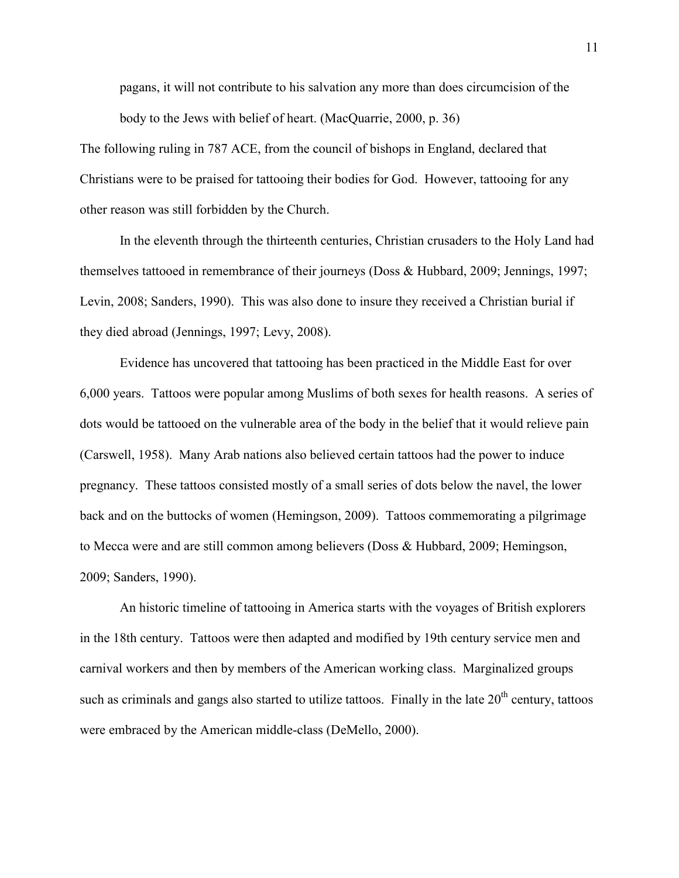> pagans, it will not contribute to his salvation any more than does circumcision of the body to the Jews with belief of heart. (MacQuarrie, 2000, p. 36)

The following ruling in 787 ACE, from the council of bishops in England, declared that Christians were to be praised for tattooing their bodies for God. However, tattooing for any other reason was still forbidden by the Church.

In the eleventh through the thirteenth centuries, Christian crusaders to the Holy Land had themselves tattooed in remembrance of their journeys (Doss & Hubbard, 2009; Jennings, 1997; Levin, 2008; Sanders, 1990). This was also done to insure they received a Christian burial if they died abroad (Jennings, 1997; Levy, 2008).

Evidence has uncovered that tattooing has been practiced in the Middle East for over 6,000 years. Tattoos were popular among Muslims of both sexes for health reasons. A series of dots would be tattooed on the vulnerable area of the body in the belief that it would relieve pain (Carswell, 1958). Many Arab nations also believed certain tattoos had the power to induce pregnancy. These tattoos consisted mostly of a small series of dots below the navel, the lower back and on the buttocks of women (Hemingson, 2009). Tattoos commemorating a pilgrimage to Mecca were and are still common among believers (Doss & Hubbard, 2009; Hemingson, 2009; Sanders, 1990).

An historic timeline of tattooing in America starts with the voyages of British explorers in the 18th century. Tattoos were then adapted and modified by 19th century service men and carnival workers and then by members of the American working class. Marginalized groups such as criminals and gangs also started to utilize tattoos. Finally in the late 20th century, tattoos were embraced by the American middle-class (DeMello, 2000).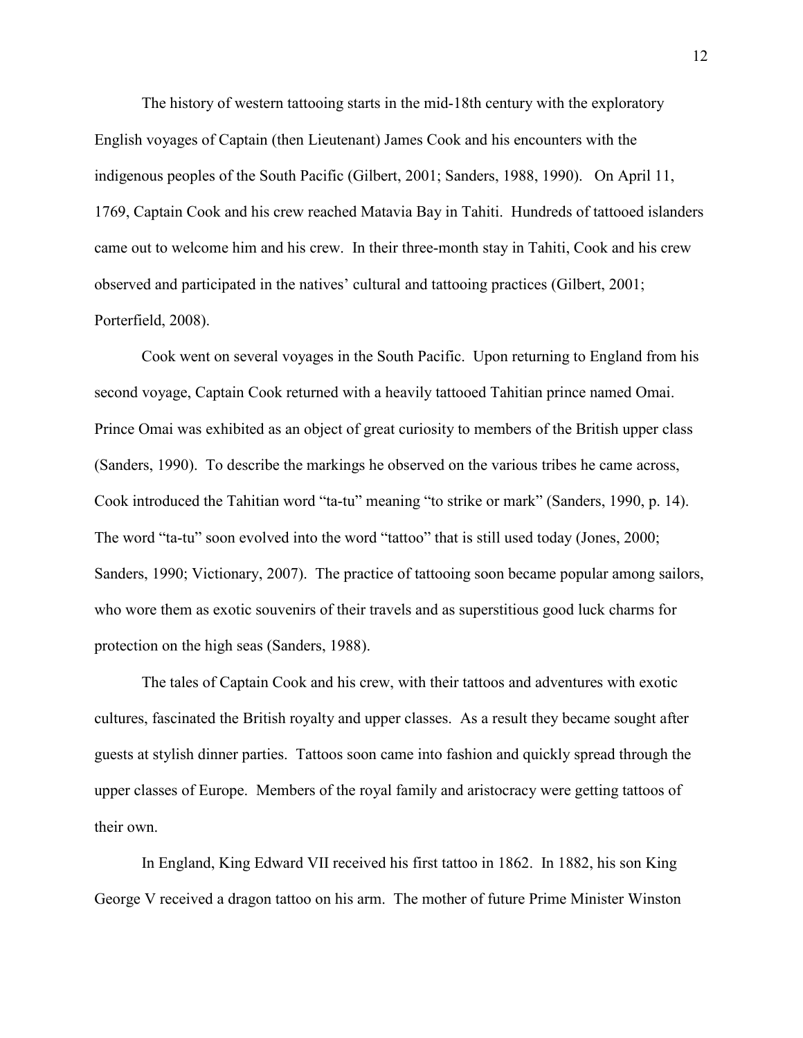The history of western tattooing starts in the mid-18th century with the exploratory English voyages of Captain (then Lieutenant) James Cook and his encounters with the indigenous peoples of the South Pacific (Gilbert, 2001; Sanders, 1988, 1990). On April 11, 1769, Captain Cook and his crew reached Matavia Bay in Tahiti. Hundreds of tattooed islanders came out to welcome him and his crew. In their three-month stay in Tahiti, Cook and his crew observed and participated in the natives' cultural and tattooing practices (Gilbert, 2001; Porterfield, 2008).

Cook went on several voyages in the South Pacific. Upon returning to England from his second voyage, Captain Cook returned with a heavily tattooed Tahitian prince named Omai. Prince Omai was exhibited as an object of great curiosity to members of the British upper class (Sanders, 1990). To describe the markings he observed on the various tribes he came across, Cook introduced the Tahitian word "ta-tu" meaning "to strike or mark" (Sanders, 1990, p. 14). The word "ta-tu" soon evolved into the word "tattoo" that is still used today (Jones, 2000; Sanders, 1990; Victionary, 2007). The practice of tattooing soon became popular among sailors, who wore them as exotic souvenirs of their travels and as superstitious good luck charms for protection on the high seas (Sanders, 1988).

The tales of Captain Cook and his crew, with their tattoos and adventures with exotic cultures, fascinated the British royalty and upper classes. As a result they became sought after guests at stylish dinner parties. Tattoos soon came into fashion and quickly spread through the upper classes of Europe. Members of the royal family and aristocracy were getting tattoos of their own.

In England, King Edward VII received his first tattoo in 1862. In 1882, his son King George V received a dragon tattoo on his arm. The mother of future Prime Minister Winston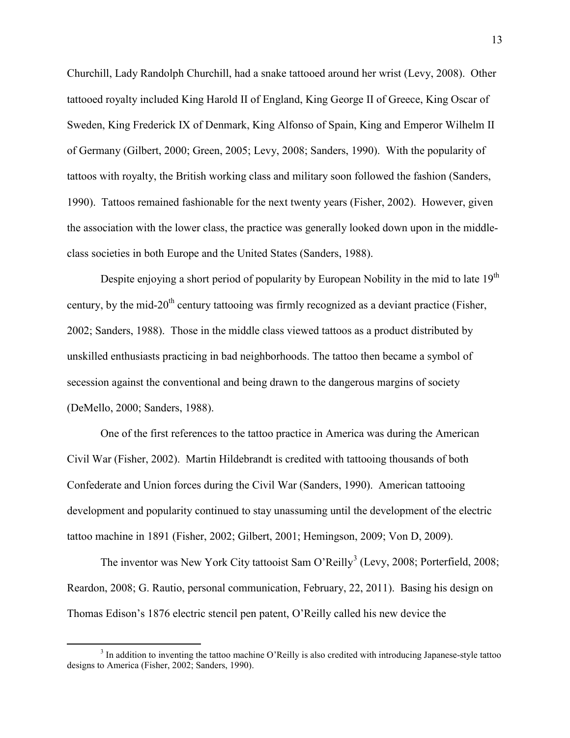Churchill, Lady Randolph Churchill, had a snake tattooed around her wrist (Levy, 2008). Other tattooed royalty included King Harold II of England, King George II of Greece, King Oscar of Sweden, King Frederick IX of Denmark, King Alfonso of Spain, King and Emperor Wilhelm II of Germany (Gilbert, 2000; Green, 2005; Levy, 2008; Sanders, 1990). With the popularity of tattoos with royalty, the British working class and military soon followed the fashion (Sanders, 1990). Tattoos remained fashionable for the next twenty years (Fisher, 2002). However, given the association with the lower class, the practice was generally looked down upon in the middle-class societies in both Europe and the United States (Sanders, 1988).

Despite enjoying a short period of popularity by European Nobility in the mid to late 19th century, by the mid-20th century tattooing was firmly recognized as a deviant practice (Fisher, 2002; Sanders, 1988). Those in the middle class viewed tattoos as a product distributed by unskilled enthusiasts practicing in bad neighborhoods. The tattoo then became a symbol of secession against the conventional and being drawn to the dangerous margins of society (DeMello, 2000; Sanders, 1988).

One of the first references to the tattoo practice in America was during the American Civil War (Fisher, 2002). Martin Hildebrandt is credited with tattooing thousands of both Confederate and Union forces during the Civil War (Sanders, 1990). American tattooing development and popularity continued to stay unassuming until the development of the electric tattoo machine in 1891 (Fisher, 2002; Gilbert, 2001; Hemingson, 2009; Von D, 2009).

The inventor was New York City tattooist Sam O'Reilly[3] (Levy, 2008; Porterfield, 2008; Reardon, 2008; G. Rautio, personal communication, February, 22, 2011). Basing his design on Thomas Edison's 1876 electric stencil pen patent, O'Reilly called his new device the

[3] In addition to inventing the tattoo machine O'Reilly is also credited with introducing Japanese-style tattoo designs to America (Fisher, 2002; Sanders, 1990).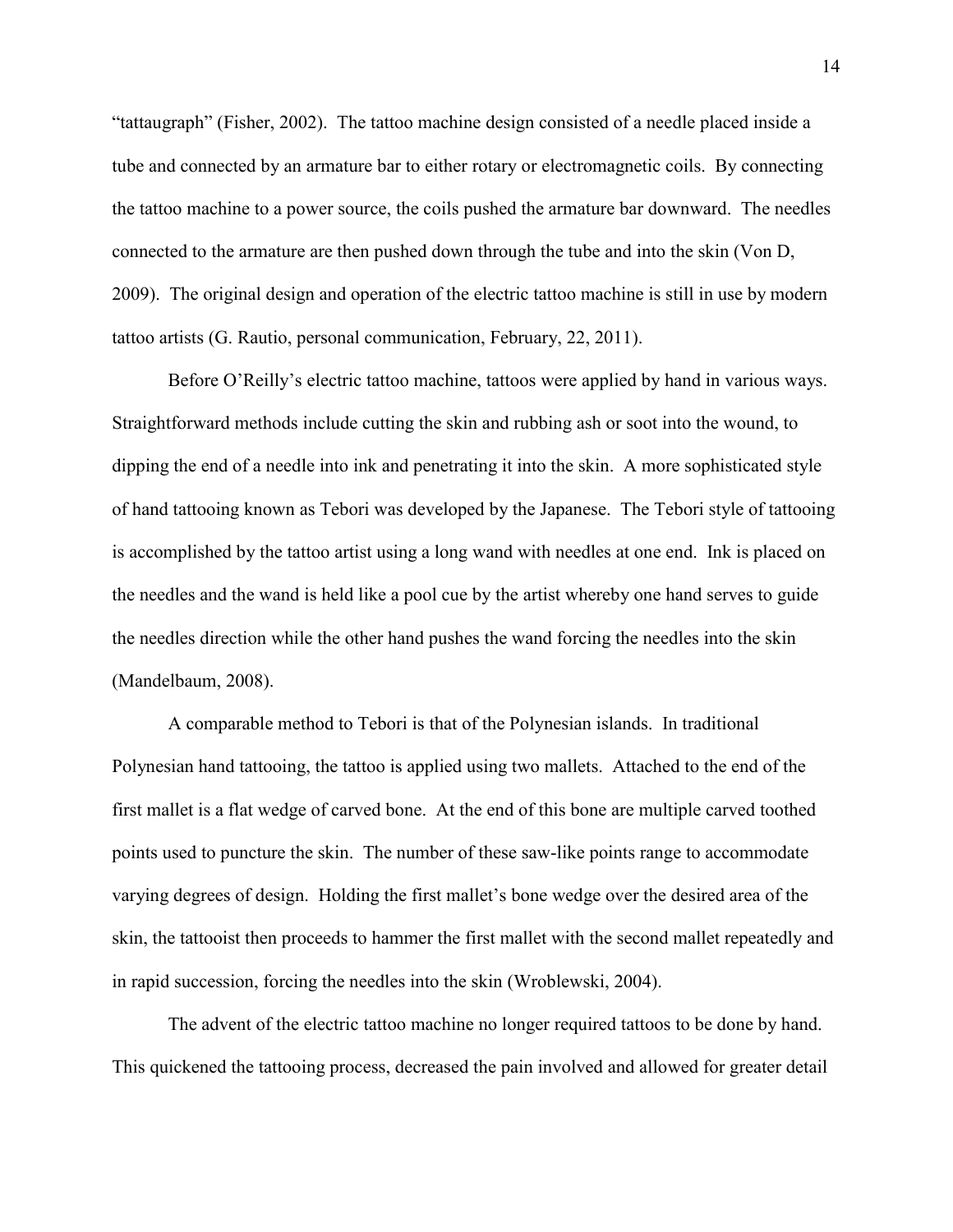"tattaugraph" (Fisher, 2002). The tattoo machine design consisted of a needle placed inside a tube and connected by an armature bar to either rotary or electromagnetic coils. By connecting the tattoo machine to a power source, the coils pushed the armature bar downward. The needles connected to the armature are then pushed down through the tube and into the skin (Von D, 2009). The original design and operation of the electric tattoo machine is still in use by modern tattoo artists (G. Rautio, personal communication, February, 22, 2011).

Before O'Reilly's electric tattoo machine, tattoos were applied by hand in various ways. Straightforward methods include cutting the skin and rubbing ash or soot into the wound, to dipping the end of a needle into ink and penetrating it into the skin. A more sophisticated style of hand tattooing known as Tebori was developed by the Japanese. The Tebori style of tattooing is accomplished by the tattoo artist using a long wand with needles at one end. Ink is placed on the needles and the wand is held like a pool cue by the artist whereby one hand serves to guide the needles direction while the other hand pushes the wand forcing the needles into the skin (Mandelbaum, 2008).

A comparable method to Tebori is that of the Polynesian islands. In traditional Polynesian hand tattooing, the tattoo is applied using two mallets. Attached to the end of the first mallet is a flat wedge of carved bone. At the end of this bone are multiple carved toothed points used to puncture the skin. The number of these saw-like points range to accommodate varying degrees of design. Holding the first mallet's bone wedge over the desired area of the skin, the tattooist then proceeds to hammer the first mallet with the second mallet repeatedly and in rapid succession, forcing the needles into the skin (Wroblewski, 2004).

The advent of the electric tattoo machine no longer required tattoos to be done by hand. This quickened the tattooing process, decreased the pain involved and allowed for greater detail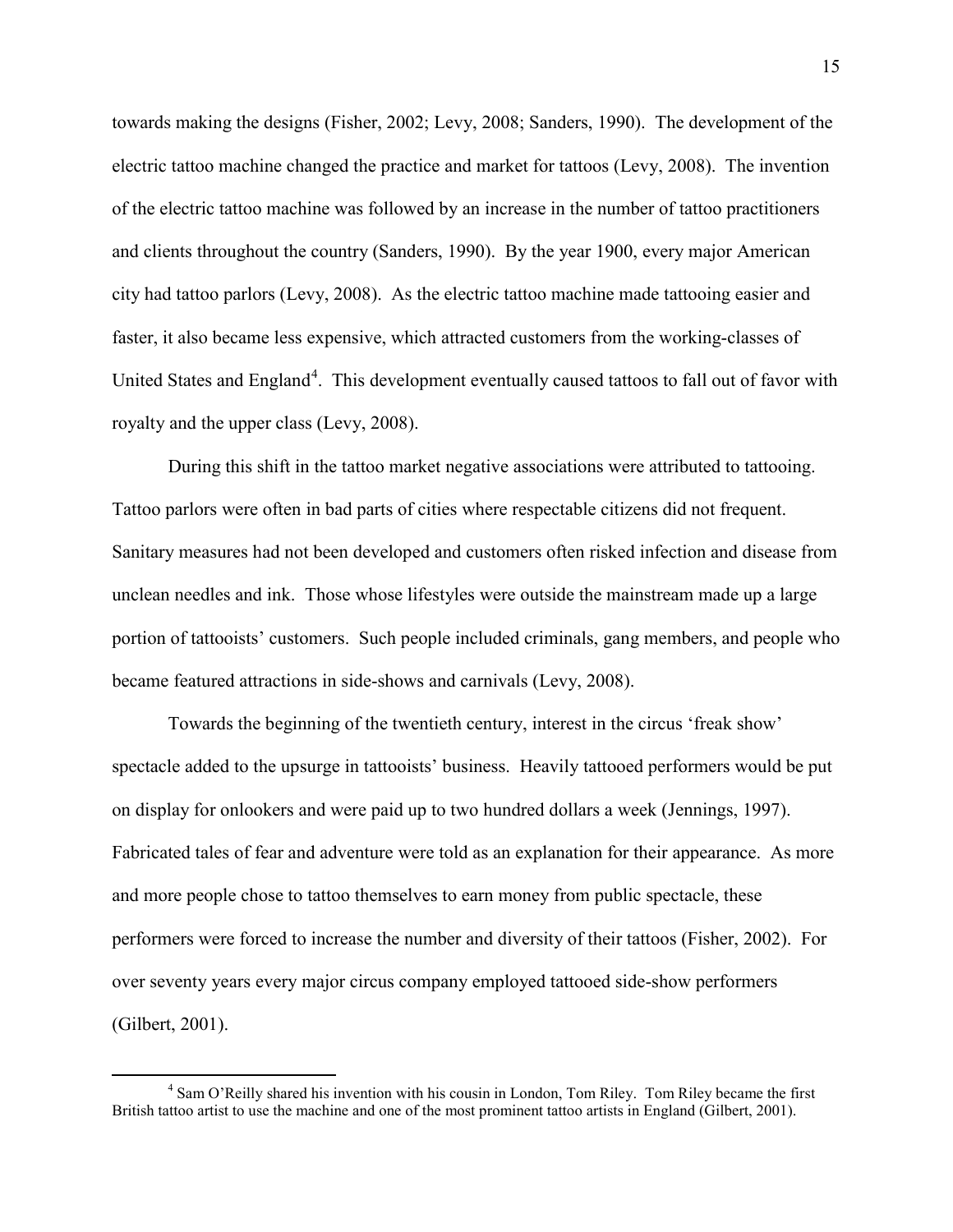towards making the designs (Fisher, 2002; Levy, 2008; Sanders, 1990). The development of the electric tattoo machine changed the practice and market for tattoos (Levy, 2008). The invention of the electric tattoo machine was followed by an increase in the number of tattoo practitioners and clients throughout the country (Sanders, 1990). By the year 1900, every major American city had tattoo parlors (Levy, 2008). As the electric tattoo machine made tattooing easier and faster, it also became less expensive, which attracted customers from the working-classes of United States and England[4]. This development eventually caused tattoos to fall out of favor with royalty and the upper class (Levy, 2008).

During this shift in the tattoo market negative associations were attributed to tattooing. Tattoo parlors were often in bad parts of cities where respectable citizens did not frequent. Sanitary measures had not been developed and customers often risked infection and disease from unclean needles and ink. Those whose lifestyles were outside the mainstream made up a large portion of tattooists' customers. Such people included criminals, gang members, and people who became featured attractions in side-shows and carnivals (Levy, 2008).

Towards the beginning of the twentieth century, interest in the circus 'freak show' spectacle added to the upsurge in tattooists' business. Heavily tattooed performers would be put on display for onlookers and were paid up to two hundred dollars a week (Jennings, 1997). Fabricated tales of fear and adventure were told as an explanation for their appearance. As more and more people chose to tattoo themselves to earn money from public spectacle, these performers were forced to increase the number and diversity of their tattoos (Fisher, 2002). For over seventy years every major circus company employed tattooed side-show performers (Gilbert, 2001).

---

[4] Sam O'Reilly shared his invention with his cousin in London, Tom Riley. Tom Riley became the first British tattoo artist to use the machine and one of the most prominent tattoo artists in England (Gilbert, 2001).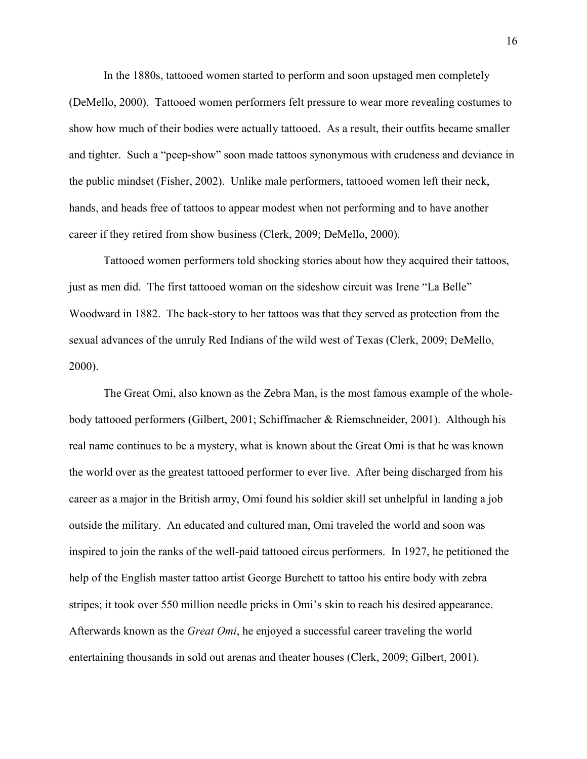In the 1880s, tattooed women started to perform and soon upstaged men completely (DeMello, 2000). Tattooed women performers felt pressure to wear more revealing costumes to show how much of their bodies were actually tattooed. As a result, their outfits became smaller and tighter. Such a "peep-show" soon made tattoos synonymous with crudeness and deviance in the public mindset (Fisher, 2002). Unlike male performers, tattooed women left their neck, hands, and heads free of tattoos to appear modest when not performing and to have another career if they retired from show business (Clerk, 2009; DeMello, 2000).

Tattooed women performers told shocking stories about how they acquired their tattoos, just as men did. The first tattooed woman on the sideshow circuit was Irene "La Belle" Woodward in 1882. The back-story to her tattoos was that they served as protection from the sexual advances of the unruly Red Indians of the wild west of Texas (Clerk, 2009; DeMello, 2000).

The Great Omi, also known as the Zebra Man, is the most famous example of the whole-body tattooed performers (Gilbert, 2001; Schiffmacher & Riemschneider, 2001). Although his real name continues to be a mystery, what is known about the Great Omi is that he was known the world over as the greatest tattooed performer to ever live. After being discharged from his career as a major in the British army, Omi found his soldier skill set unhelpful in landing a job outside the military. An educated and cultured man, Omi traveled the world and soon was inspired to join the ranks of the well-paid tattooed circus performers. In 1927, he petitioned the help of the English master tattoo artist George Burchett to tattoo his entire body with zebra stripes; it took over 550 million needle pricks in Omi's skin to reach his desired appearance. Afterwards known as the *Great Omi*, he enjoyed a successful career traveling the world entertaining thousands in sold out arenas and theater houses (Clerk, 2009; Gilbert, 2001).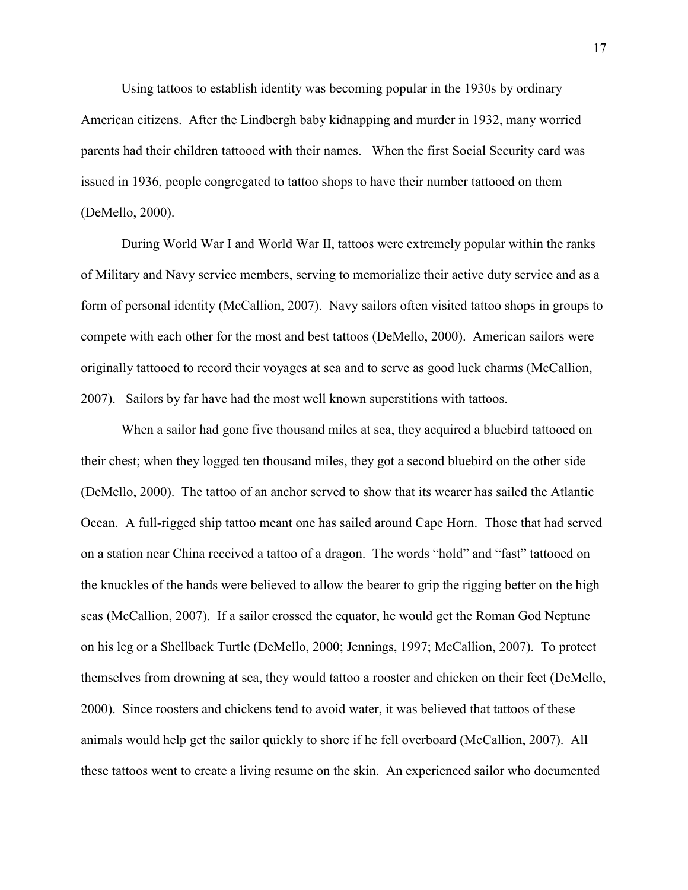Using tattoos to establish identity was becoming popular in the 1930s by ordinary American citizens. After the Lindbergh baby kidnapping and murder in 1932, many worried parents had their children tattooed with their names. When the first Social Security card was issued in 1936, people congregated to tattoo shops to have their number tattooed on them (DeMello, 2000).

During World War I and World War II, tattoos were extremely popular within the ranks of Military and Navy service members, serving to memorialize their active duty service and as a form of personal identity (McCallion, 2007). Navy sailors often visited tattoo shops in groups to compete with each other for the most and best tattoos (DeMello, 2000). American sailors were originally tattooed to record their voyages at sea and to serve as good luck charms (McCallion, 2007). Sailors by far have had the most well known superstitions with tattoos.

When a sailor had gone five thousand miles at sea, they acquired a bluebird tattooed on their chest; when they logged ten thousand miles, they got a second bluebird on the other side (DeMello, 2000). The tattoo of an anchor served to show that its wearer has sailed the Atlantic Ocean. A full-rigged ship tattoo meant one has sailed around Cape Horn. Those that had served on a station near China received a tattoo of a dragon. The words "hold" and "fast" tattooed on the knuckles of the hands were believed to allow the bearer to grip the rigging better on the high seas (McCallion, 2007). If a sailor crossed the equator, he would get the Roman God Neptune on his leg or a Shellback Turtle (DeMello, 2000; Jennings, 1997; McCallion, 2007). To protect themselves from drowning at sea, they would tattoo a rooster and chicken on their feet (DeMello, 2000). Since roosters and chickens tend to avoid water, it was believed that tattoos of these animals would help get the sailor quickly to shore if he fell overboard (McCallion, 2007). All these tattoos went to create a living resume on the skin. An experienced sailor who documented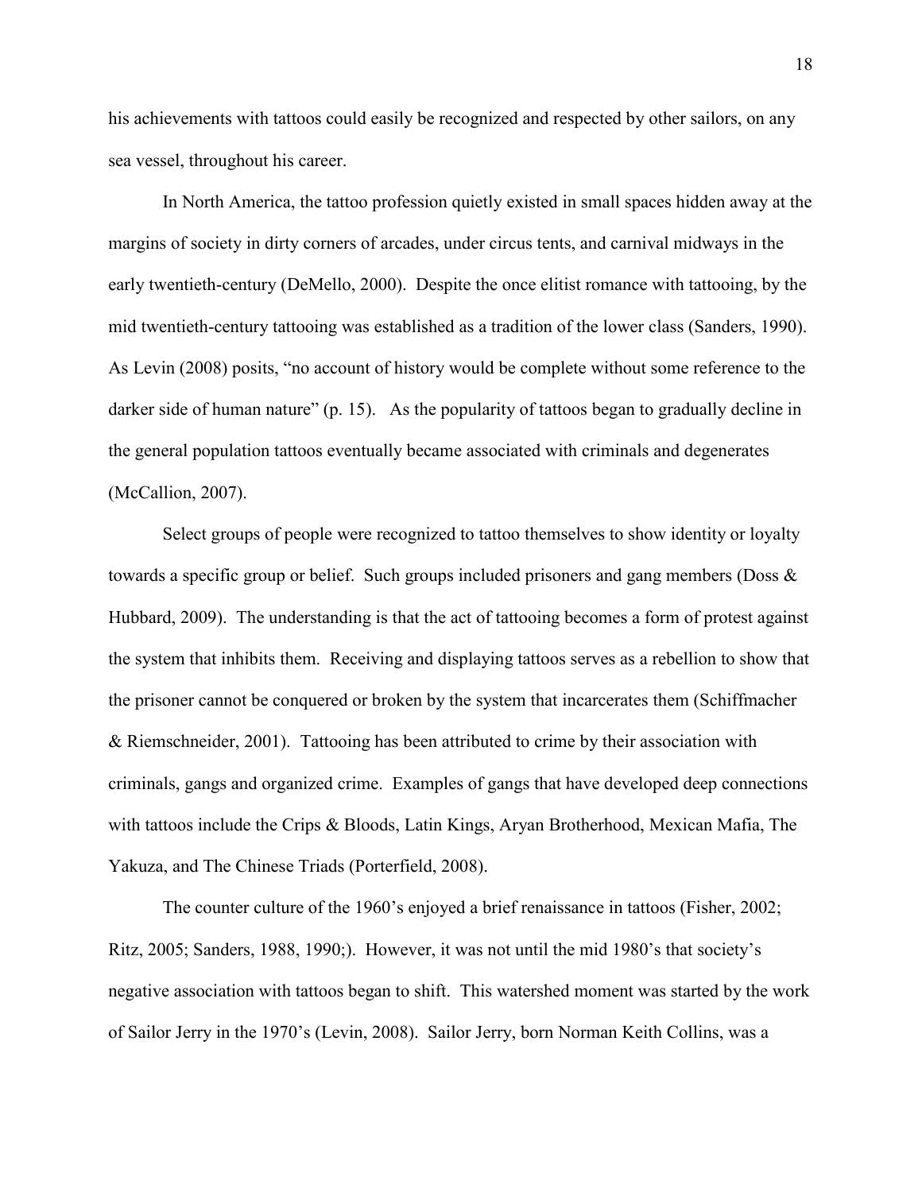his achievements with tattoos could easily be recognized and respected by other sailors, on any sea vessel, throughout his career.

In North America, the tattoo profession quietly existed in small spaces hidden away at the margins of society in dirty corners of arcades, under circus tents, and carnival midways in the early twentieth-century (DeMello, 2000). Despite the once elitist romance with tattooing, by the mid twentieth-century tattooing was established as a tradition of the lower class (Sanders, 1990). As Levin (2008) posits, "no account of history would be complete without some reference to the darker side of human nature" (p. 15). As the popularity of tattoos began to gradually decline in the general population tattoos eventually became associated with criminals and degenerates (McCallion, 2007).

Select groups of people were recognized to tattoo themselves to show identity or loyalty towards a specific group or belief. Such groups included prisoners and gang members (Doss & Hubbard, 2009). The understanding is that the act of tattooing becomes a form of protest against the system that inhibits them. Receiving and displaying tattoos serves as a rebellion to show that the prisoner cannot be conquered or broken by the system that incarcerates them (Schiffmacher & Riemschneider, 2001). Tattooing has been attributed to crime by their association with criminals, gangs and organized crime. Examples of gangs that have developed deep connections with tattoos include the Crips & Bloods, Latin Kings, Aryan Brotherhood, Mexican Mafia, The Yakuza, and The Chinese Triads (Porterfield, 2008).

The counter culture of the 1960's enjoyed a brief renaissance in tattoos (Fisher, 2002; Ritz, 2005; Sanders, 1988, 1990;). However, it was not until the mid 1980's that society's negative association with tattoos began to shift. This watershed moment was started by the work of Sailor Jerry in the 1970's (Levin, 2008). Sailor Jerry, born Norman Keith Collins, was a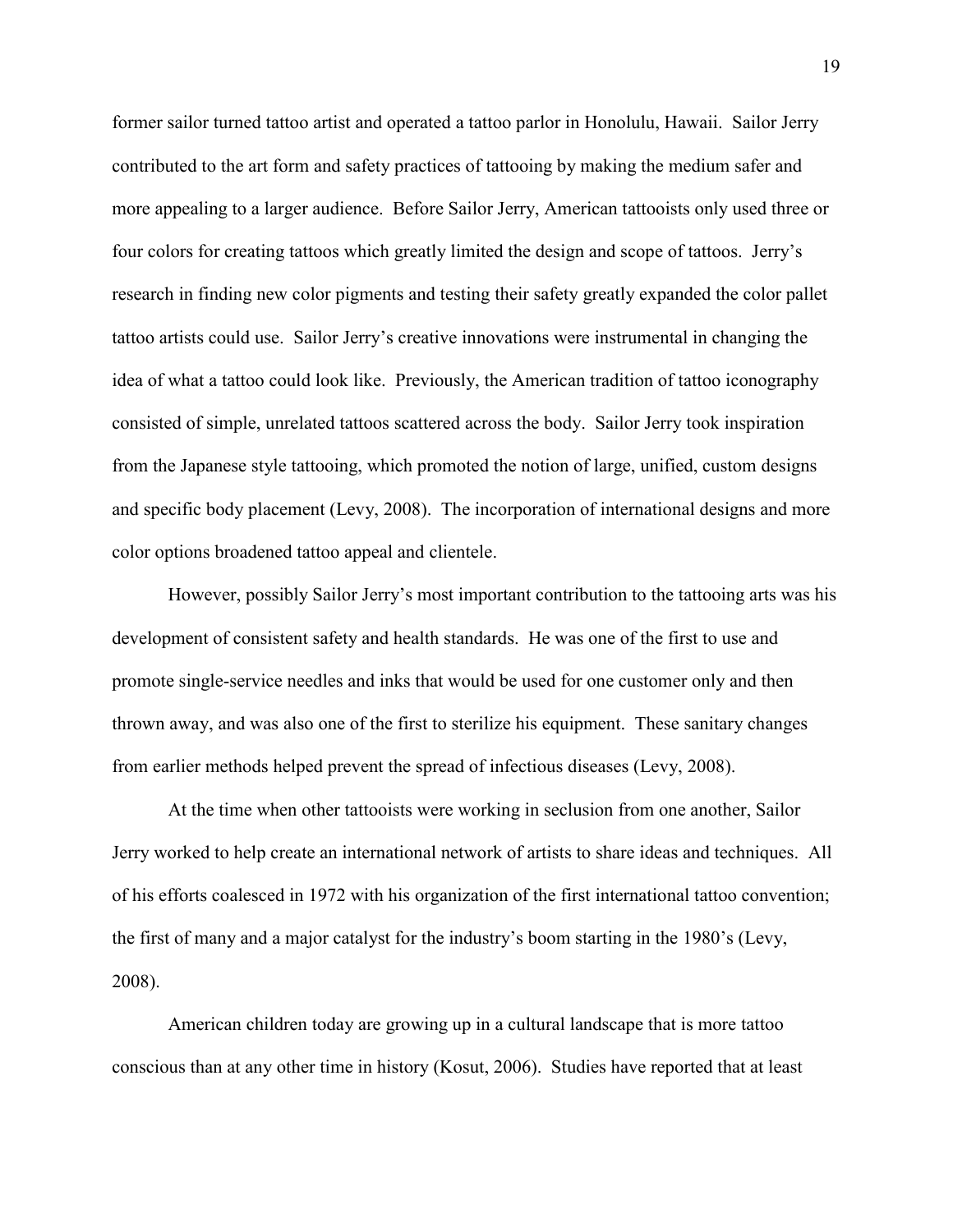former sailor turned tattoo artist and operated a tattoo parlor in Honolulu, Hawaii. Sailor Jerry contributed to the art form and safety practices of tattooing by making the medium safer and more appealing to a larger audience. Before Sailor Jerry, American tattooists only used three or four colors for creating tattoos which greatly limited the design and scope of tattoos. Jerry's research in finding new color pigments and testing their safety greatly expanded the color pallet tattoo artists could use. Sailor Jerry's creative innovations were instrumental in changing the idea of what a tattoo could look like. Previously, the American tradition of tattoo iconography consisted of simple, unrelated tattoos scattered across the body. Sailor Jerry took inspiration from the Japanese style tattooing, which promoted the notion of large, unified, custom designs and specific body placement (Levy, 2008). The incorporation of international designs and more color options broadened tattoo appeal and clientele.

However, possibly Sailor Jerry's most important contribution to the tattooing arts was his development of consistent safety and health standards. He was one of the first to use and promote single-service needles and inks that would be used for one customer only and then thrown away, and was also one of the first to sterilize his equipment. These sanitary changes from earlier methods helped prevent the spread of infectious diseases (Levy, 2008).

At the time when other tattooists were working in seclusion from one another, Sailor Jerry worked to help create an international network of artists to share ideas and techniques. All of his efforts coalesced in 1972 with his organization of the first international tattoo convention; the first of many and a major catalyst for the industry's boom starting in the 1980's (Levy, 2008).

American children today are growing up in a cultural landscape that is more tattoo conscious than at any other time in history (Kosut, 2006). Studies have reported that at least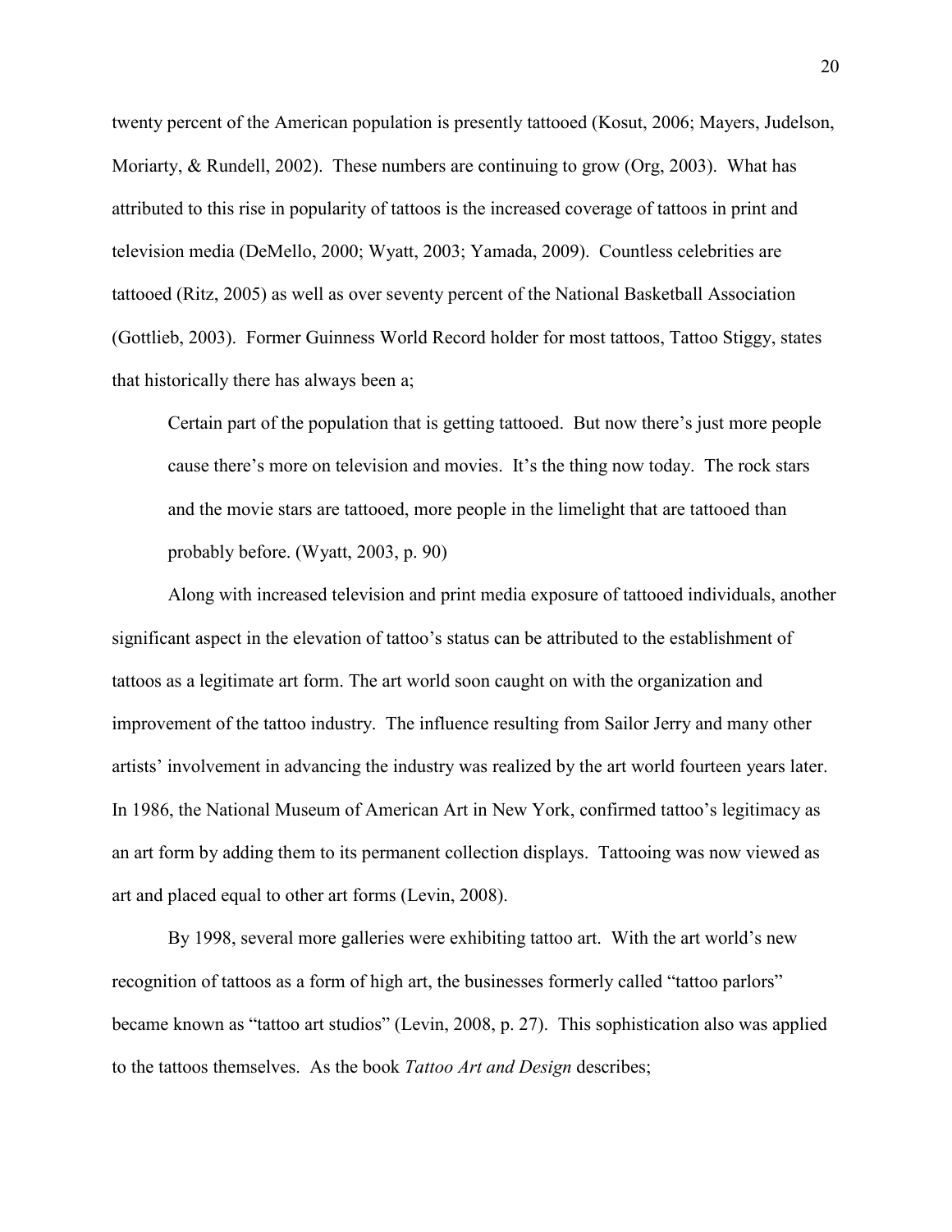twenty percent of the American population is presently tattooed (Kosut, 2006; Mayers, Judelson, Moriarty, & Rundell, 2002). These numbers are continuing to grow (Org, 2003). What has attributed to this rise in popularity of tattoos is the increased coverage of tattoos in print and television media (DeMello, 2000; Wyatt, 2003; Yamada, 2009). Countless celebrities are tattooed (Ritz, 2005) as well as over seventy percent of the National Basketball Association (Gottlieb, 2003). Former Guinness World Record holder for most tattoos, Tattoo Stiggy, states that historically there has always been a;

> Certain part of the population that is getting tattooed. But now there's just more people cause there's more on television and movies. It's the thing now today. The rock stars and the movie stars are tattooed, more people in the limelight that are tattooed than probably before. (Wyatt, 2003, p. 90)

Along with increased television and print media exposure of tattooed individuals, another significant aspect in the elevation of tattoo's status can be attributed to the establishment of tattoos as a legitimate art form. The art world soon caught on with the organization and improvement of the tattoo industry. The influence resulting from Sailor Jerry and many other artists' involvement in advancing the industry was realized by the art world fourteen years later. In 1986, the National Museum of American Art in New York, confirmed tattoo's legitimacy as an art form by adding them to its permanent collection displays. Tattooing was now viewed as art and placed equal to other art forms (Levin, 2008).

By 1998, several more galleries were exhibiting tattoo art. With the art world's new recognition of tattoos as a form of high art, the businesses formerly called "tattoo parlors" became known as "tattoo art studios" (Levin, 2008, p. 27). This sophistication also was applied to the tattoos themselves. As the book *Tattoo Art and Design* describes;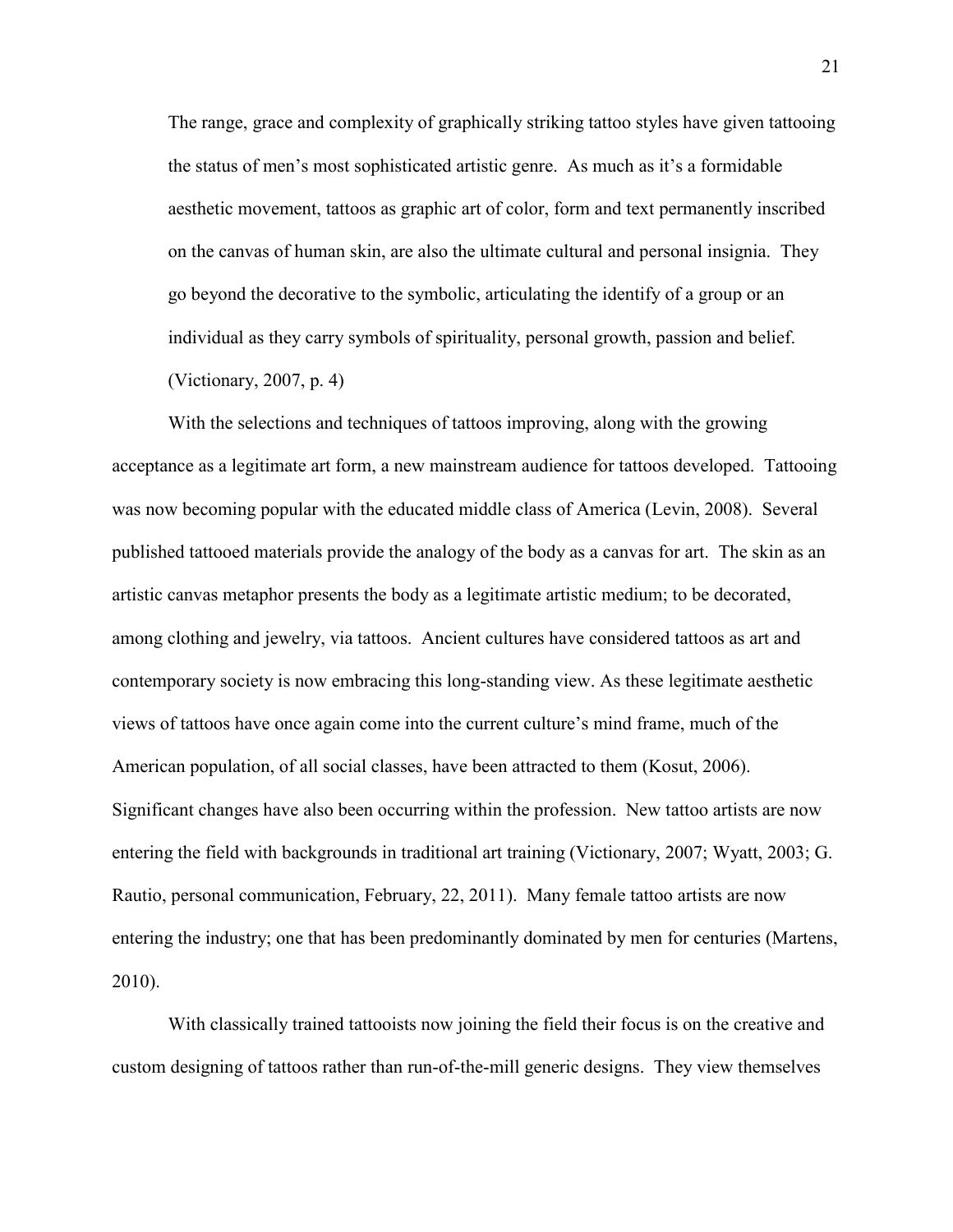> The range, grace and complexity of graphically striking tattoo styles have given tattooing the status of men's most sophisticated artistic genre. As much as it's a formidable aesthetic movement, tattoos as graphic art of color, form and text permanently inscribed on the canvas of human skin, are also the ultimate cultural and personal insignia. They go beyond the decorative to the symbolic, articulating the identify of a group or an individual as they carry symbols of spirituality, personal growth, passion and belief. (Victionary, 2007, p. 4)

With the selections and techniques of tattoos improving, along with the growing acceptance as a legitimate art form, a new mainstream audience for tattoos developed. Tattooing was now becoming popular with the educated middle class of America (Levin, 2008). Several published tattooed materials provide the analogy of the body as a canvas for art. The skin as an artistic canvas metaphor presents the body as a legitimate artistic medium; to be decorated, among clothing and jewelry, via tattoos. Ancient cultures have considered tattoos as art and contemporary society is now embracing this long-standing view. As these legitimate aesthetic views of tattoos have once again come into the current culture's mind frame, much of the American population, of all social classes, have been attracted to them (Kosut, 2006). Significant changes have also been occurring within the profession. New tattoo artists are now entering the field with backgrounds in traditional art training (Victionary, 2007; Wyatt, 2003; G. Rautio, personal communication, February, 22, 2011). Many female tattoo artists are now entering the industry; one that has been predominantly dominated by men for centuries (Martens, 2010).

With classically trained tattooists now joining the field their focus is on the creative and custom designing of tattoos rather than run-of-the-mill generic designs. They view themselves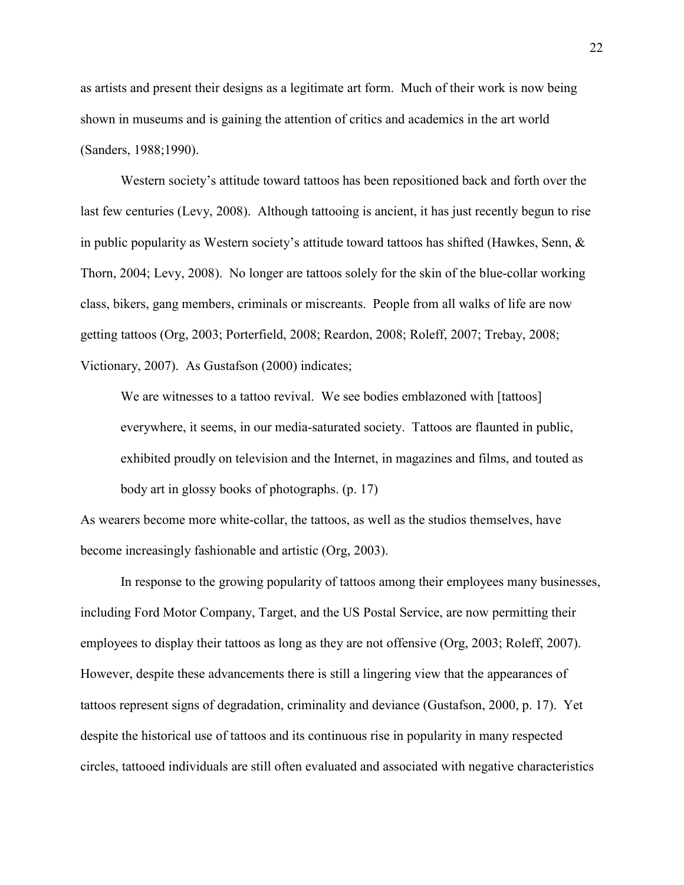as artists and present their designs as a legitimate art form. Much of their work is now being shown in museums and is gaining the attention of critics and academics in the art world (Sanders, 1988;1990).

Western society's attitude toward tattoos has been repositioned back and forth over the last few centuries (Levy, 2008). Although tattooing is ancient, it has just recently begun to rise in public popularity as Western society's attitude toward tattoos has shifted (Hawkes, Senn, & Thorn, 2004; Levy, 2008). No longer are tattoos solely for the skin of the blue-collar working class, bikers, gang members, criminals or miscreants. People from all walks of life are now getting tattoos (Org, 2003; Porterfield, 2008; Reardon, 2008; Roleff, 2007; Trebay, 2008; Victionary, 2007). As Gustafson (2000) indicates;

> We are witnesses to a tattoo revival. We see bodies emblazoned with [tattoos] everywhere, it seems, in our media-saturated society. Tattoos are flaunted in public, exhibited proudly on television and the Internet, in magazines and films, and touted as body art in glossy books of photographs. (p. 17)

As wearers become more white-collar, the tattoos, as well as the studios themselves, have become increasingly fashionable and artistic (Org, 2003).

In response to the growing popularity of tattoos among their employees many businesses, including Ford Motor Company, Target, and the US Postal Service, are now permitting their employees to display their tattoos as long as they are not offensive (Org, 2003; Roleff, 2007). However, despite these advancements there is still a lingering view that the appearances of tattoos represent signs of degradation, criminality and deviance (Gustafson, 2000, p. 17). Yet despite the historical use of tattoos and its continuous rise in popularity in many respected circles, tattooed individuals are still often evaluated and associated with negative characteristics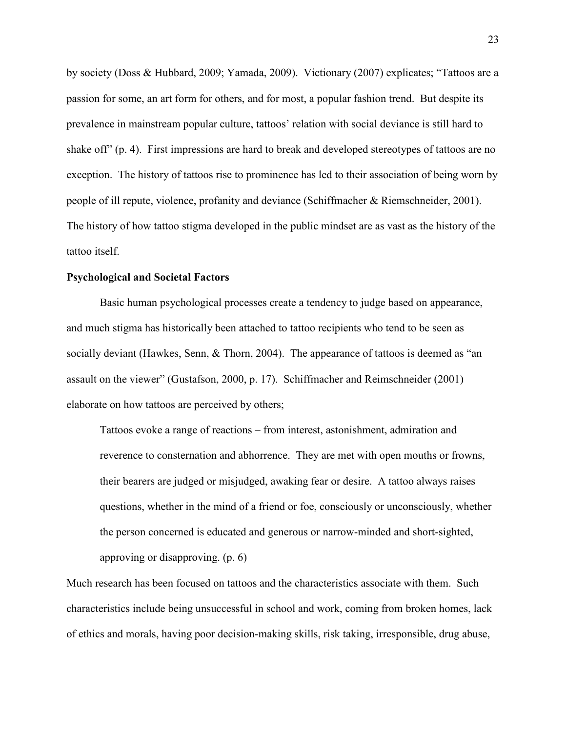by society (Doss & Hubbard, 2009; Yamada, 2009). Victionary (2007) explicates; "Tattoos are a passion for some, an art form for others, and for most, a popular fashion trend. But despite its prevalence in mainstream popular culture, tattoos' relation with social deviance is still hard to shake off" (p. 4). First impressions are hard to break and developed stereotypes of tattoos are no exception. The history of tattoos rise to prominence has led to their association of being worn by people of ill repute, violence, profanity and deviance (Schiffmacher & Riemschneider, 2001). The history of how tattoo stigma developed in the public mindset are as vast as the history of the tattoo itself.

**Psychological and Societal Factors**

Basic human psychological processes create a tendency to judge based on appearance, and much stigma has historically been attached to tattoo recipients who tend to be seen as socially deviant (Hawkes, Senn, & Thorn, 2004). The appearance of tattoos is deemed as "an assault on the viewer" (Gustafson, 2000, p. 17). Schiffmacher and Reimschneider (2001) elaborate on how tattoos are perceived by others;

> Tattoos evoke a range of reactions – from interest, astonishment, admiration and reverence to consternation and abhorrence. They are met with open mouths or frowns, their bearers are judged or misjudged, awaking fear or desire. A tattoo always raises questions, whether in the mind of a friend or foe, consciously or unconsciously, whether the person concerned is educated and generous or narrow-minded and short-sighted, approving or disapproving. (p. 6)

Much research has been focused on tattoos and the characteristics associate with them. Such characteristics include being unsuccessful in school and work, coming from broken homes, lack of ethics and morals, having poor decision-making skills, risk taking, irresponsible, drug abuse,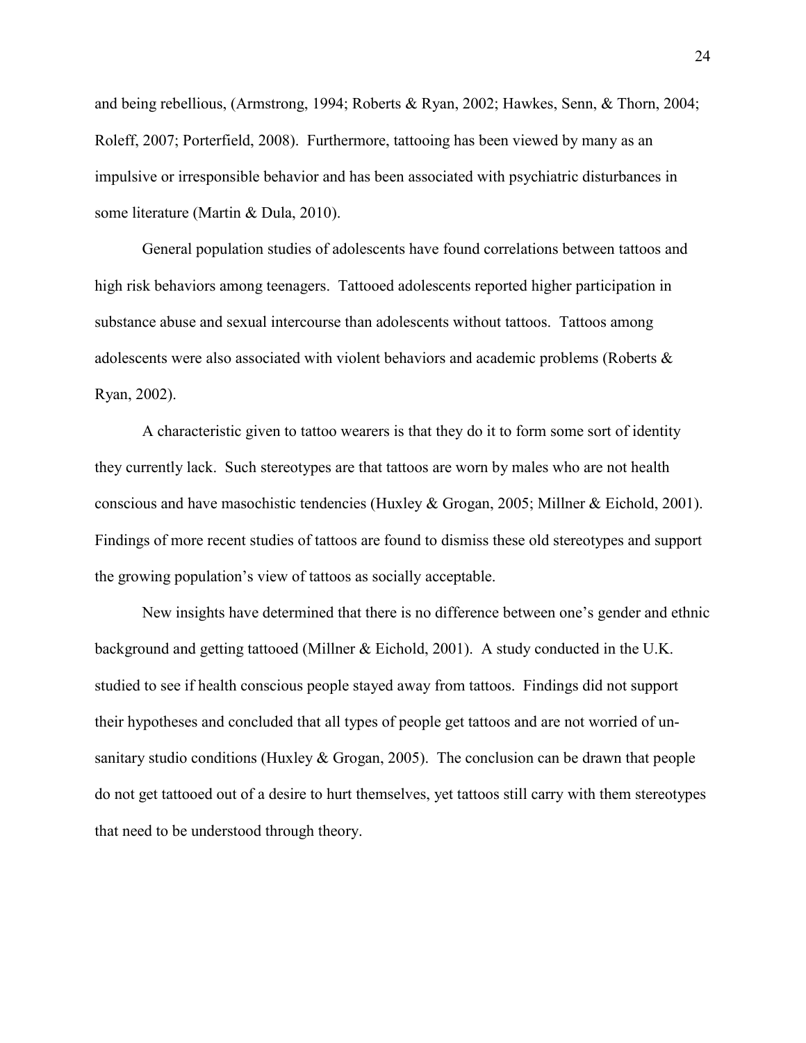and being rebellious, (Armstrong, 1994; Roberts & Ryan, 2002; Hawkes, Senn, & Thorn, 2004; Roleff, 2007; Porterfield, 2008). Furthermore, tattooing has been viewed by many as an impulsive or irresponsible behavior and has been associated with psychiatric disturbances in some literature (Martin & Dula, 2010).

General population studies of adolescents have found correlations between tattoos and high risk behaviors among teenagers. Tattooed adolescents reported higher participation in substance abuse and sexual intercourse than adolescents without tattoos. Tattoos among adolescents were also associated with violent behaviors and academic problems (Roberts & Ryan, 2002).

A characteristic given to tattoo wearers is that they do it to form some sort of identity they currently lack. Such stereotypes are that tattoos are worn by males who are not health conscious and have masochistic tendencies (Huxley & Grogan, 2005; Millner & Eichold, 2001). Findings of more recent studies of tattoos are found to dismiss these old stereotypes and support the growing population's view of tattoos as socially acceptable.

New insights have determined that there is no difference between one's gender and ethnic background and getting tattooed (Millner & Eichold, 2001). A study conducted in the U.K. studied to see if health conscious people stayed away from tattoos. Findings did not support their hypotheses and concluded that all types of people get tattoos and are not worried of un-sanitary studio conditions (Huxley & Grogan, 2005). The conclusion can be drawn that people do not get tattooed out of a desire to hurt themselves, yet tattoos still carry with them stereotypes that need to be understood through theory.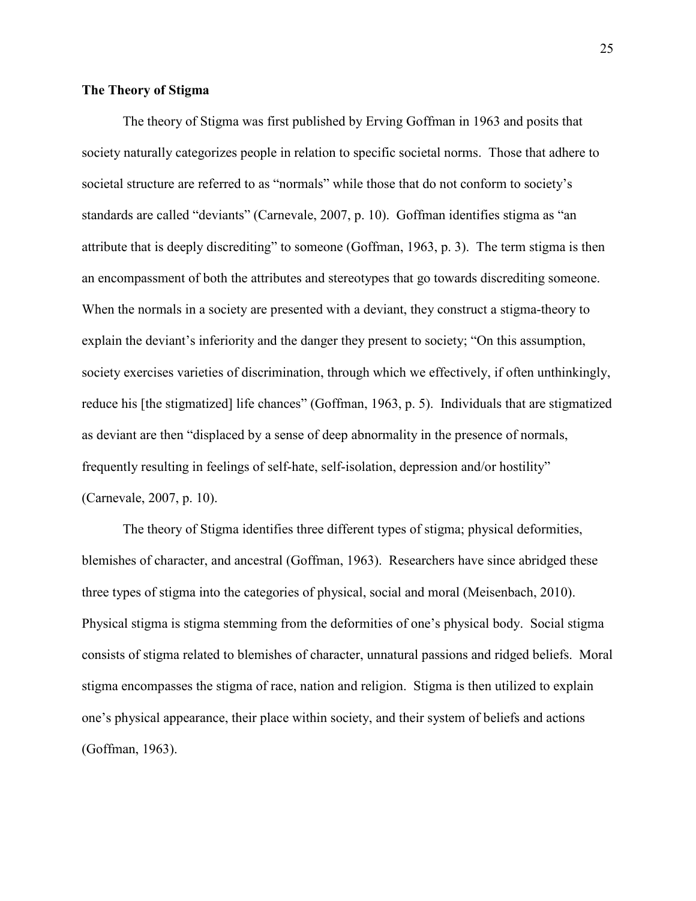**The Theory of Stigma**

The theory of Stigma was first published by Erving Goffman in 1963 and posits that society naturally categorizes people in relation to specific societal norms. Those that adhere to societal structure are referred to as "normals" while those that do not conform to society's standards are called "deviants" (Carnevale, 2007, p. 10). Goffman identifies stigma as "an attribute that is deeply discrediting" to someone (Goffman, 1963, p. 3). The term stigma is then an encompassment of both the attributes and stereotypes that go towards discrediting someone. When the normals in a society are presented with a deviant, they construct a stigma-theory to explain the deviant's inferiority and the danger they present to society; "On this assumption, society exercises varieties of discrimination, through which we effectively, if often unthinkingly, reduce his [the stigmatized] life chances" (Goffman, 1963, p. 5). Individuals that are stigmatized as deviant are then "displaced by a sense of deep abnormality in the presence of normals, frequently resulting in feelings of self-hate, self-isolation, depression and/or hostility" (Carnevale, 2007, p. 10).

The theory of Stigma identifies three different types of stigma; physical deformities, blemishes of character, and ancestral (Goffman, 1963). Researchers have since abridged these three types of stigma into the categories of physical, social and moral (Meisenbach, 2010). Physical stigma is stigma stemming from the deformities of one's physical body. Social stigma consists of stigma related to blemishes of character, unnatural passions and ridged beliefs. Moral stigma encompasses the stigma of race, nation and religion. Stigma is then utilized to explain one's physical appearance, their place within society, and their system of beliefs and actions (Goffman, 1963).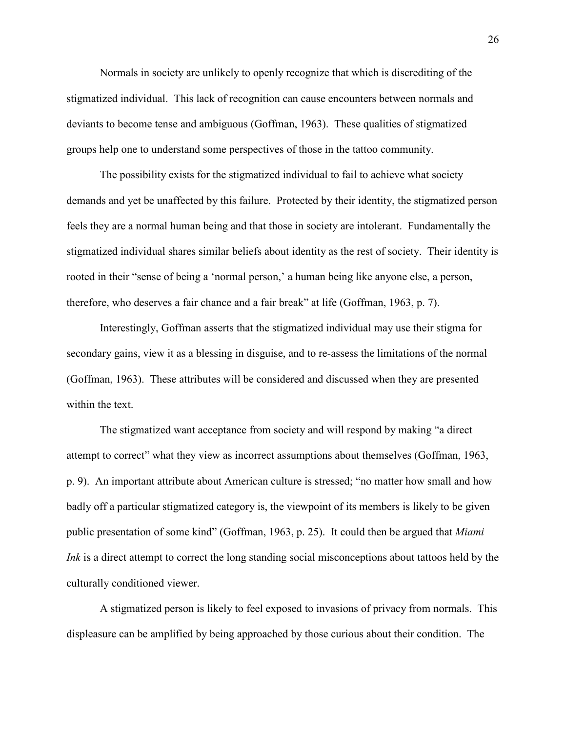Normals in society are unlikely to openly recognize that which is discrediting of the stigmatized individual. This lack of recognition can cause encounters between normals and deviants to become tense and ambiguous (Goffman, 1963). These qualities of stigmatized groups help one to understand some perspectives of those in the tattoo community.

The possibility exists for the stigmatized individual to fail to achieve what society demands and yet be unaffected by this failure. Protected by their identity, the stigmatized person feels they are a normal human being and that those in society are intolerant. Fundamentally the stigmatized individual shares similar beliefs about identity as the rest of society. Their identity is rooted in their "sense of being a 'normal person,' a human being like anyone else, a person, therefore, who deserves a fair chance and a fair break" at life (Goffman, 1963, p. 7).

Interestingly, Goffman asserts that the stigmatized individual may use their stigma for secondary gains, view it as a blessing in disguise, and to re-assess the limitations of the normal (Goffman, 1963). These attributes will be considered and discussed when they are presented within the text.

The stigmatized want acceptance from society and will respond by making "a direct attempt to correct" what they view as incorrect assumptions about themselves (Goffman, 1963, p. 9). An important attribute about American culture is stressed; "no matter how small and how badly off a particular stigmatized category is, the viewpoint of its members is likely to be given public presentation of some kind" (Goffman, 1963, p. 25). It could then be argued that *Miami Ink* is a direct attempt to correct the long standing social misconceptions about tattoos held by the culturally conditioned viewer.

A stigmatized person is likely to feel exposed to invasions of privacy from normals. This displeasure can be amplified by being approached by those curious about their condition. The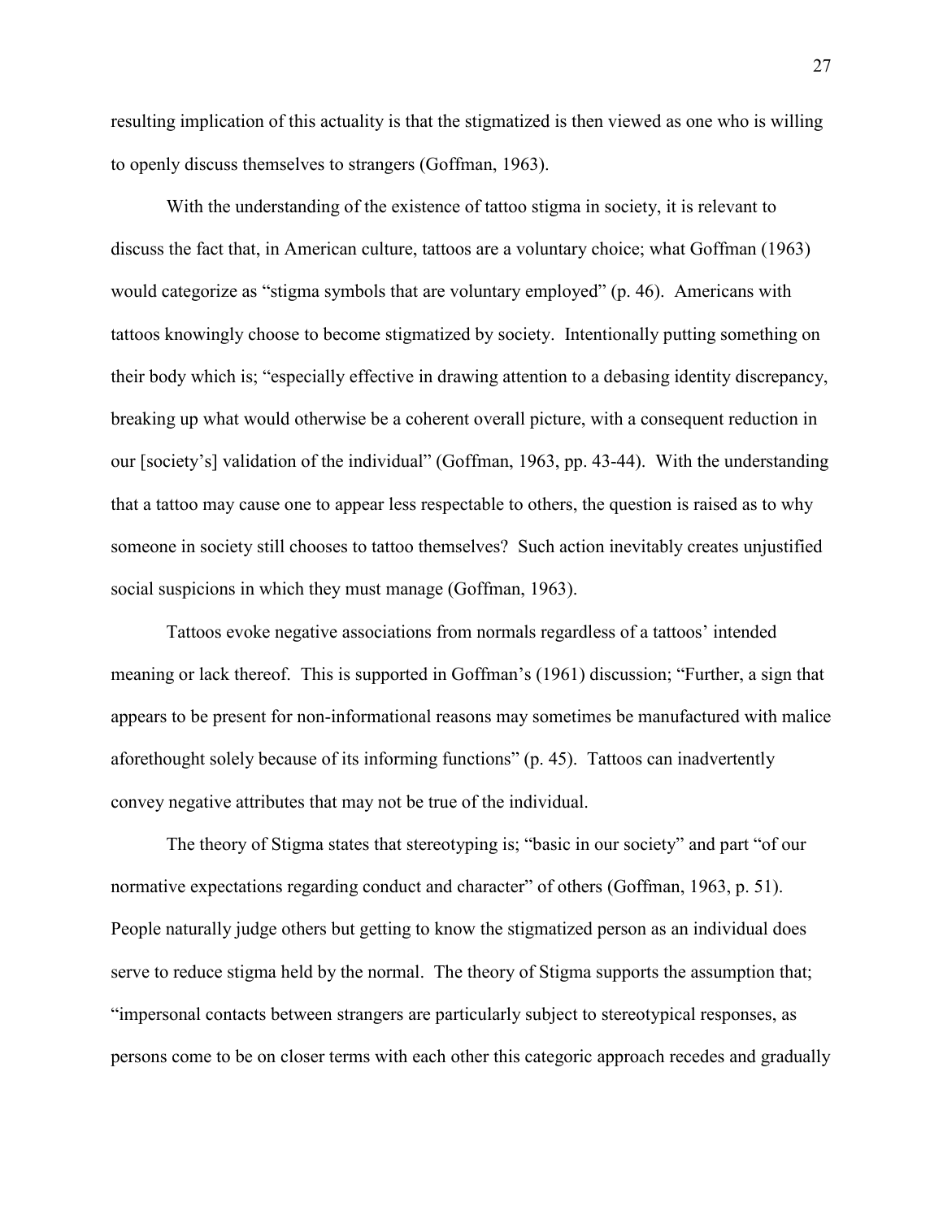resulting implication of this actuality is that the stigmatized is then viewed as one who is willing to openly discuss themselves to strangers (Goffman, 1963).

With the understanding of the existence of tattoo stigma in society, it is relevant to discuss the fact that, in American culture, tattoos are a voluntary choice; what Goffman (1963) would categorize as "stigma symbols that are voluntary employed" (p. 46). Americans with tattoos knowingly choose to become stigmatized by society. Intentionally putting something on their body which is; "especially effective in drawing attention to a debasing identity discrepancy, breaking up what would otherwise be a coherent overall picture, with a consequent reduction in our [society's] validation of the individual" (Goffman, 1963, pp. 43-44). With the understanding that a tattoo may cause one to appear less respectable to others, the question is raised as to why someone in society still chooses to tattoo themselves? Such action inevitably creates unjustified social suspicions in which they must manage (Goffman, 1963).

Tattoos evoke negative associations from normals regardless of a tattoos' intended meaning or lack thereof. This is supported in Goffman's (1961) discussion; "Further, a sign that appears to be present for non-informational reasons may sometimes be manufactured with malice aforethought solely because of its informing functions" (p. 45). Tattoos can inadvertently convey negative attributes that may not be true of the individual.

The theory of Stigma states that stereotyping is; "basic in our society" and part "of our normative expectations regarding conduct and character" of others (Goffman, 1963, p. 51). People naturally judge others but getting to know the stigmatized person as an individual does serve to reduce stigma held by the normal. The theory of Stigma supports the assumption that; "impersonal contacts between strangers are particularly subject to stereotypical responses, as persons come to be on closer terms with each other this categoric approach recedes and gradually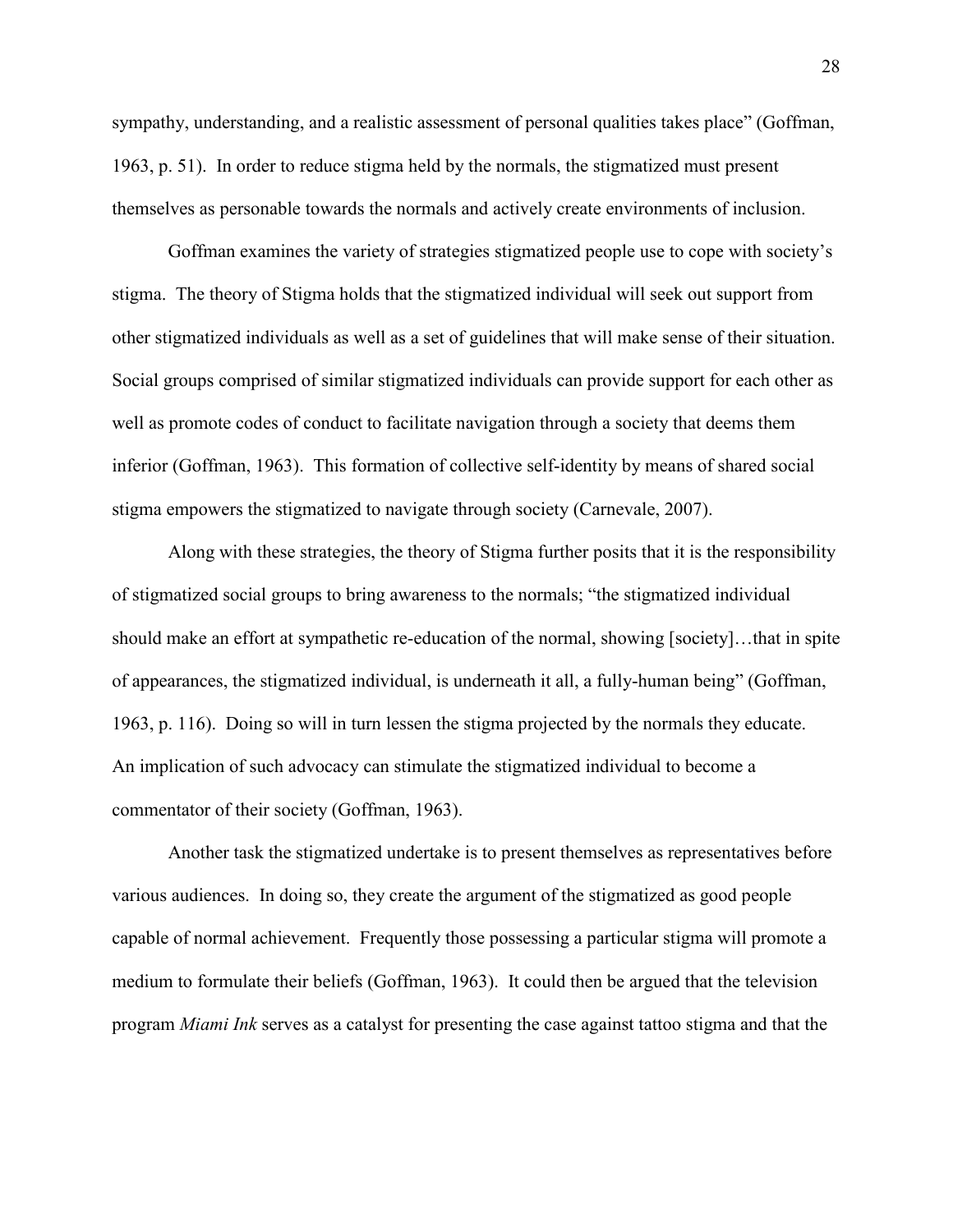sympathy, understanding, and a realistic assessment of personal qualities takes place" (Goffman, 1963, p. 51). In order to reduce stigma held by the normals, the stigmatized must present themselves as personable towards the normals and actively create environments of inclusion.

Goffman examines the variety of strategies stigmatized people use to cope with society's stigma. The theory of Stigma holds that the stigmatized individual will seek out support from other stigmatized individuals as well as a set of guidelines that will make sense of their situation. Social groups comprised of similar stigmatized individuals can provide support for each other as well as promote codes of conduct to facilitate navigation through a society that deems them inferior (Goffman, 1963). This formation of collective self-identity by means of shared social stigma empowers the stigmatized to navigate through society (Carnevale, 2007).

Along with these strategies, the theory of Stigma further posits that it is the responsibility of stigmatized social groups to bring awareness to the normals; "the stigmatized individual should make an effort at sympathetic re-education of the normal, showing [society]…that in spite of appearances, the stigmatized individual, is underneath it all, a fully-human being" (Goffman, 1963, p. 116). Doing so will in turn lessen the stigma projected by the normals they educate. An implication of such advocacy can stimulate the stigmatized individual to become a commentator of their society (Goffman, 1963).

Another task the stigmatized undertake is to present themselves as representatives before various audiences. In doing so, they create the argument of the stigmatized as good people capable of normal achievement. Frequently those possessing a particular stigma will promote a medium to formulate their beliefs (Goffman, 1963). It could then be argued that the television program *Miami Ink* serves as a catalyst for presenting the case against tattoo stigma and that the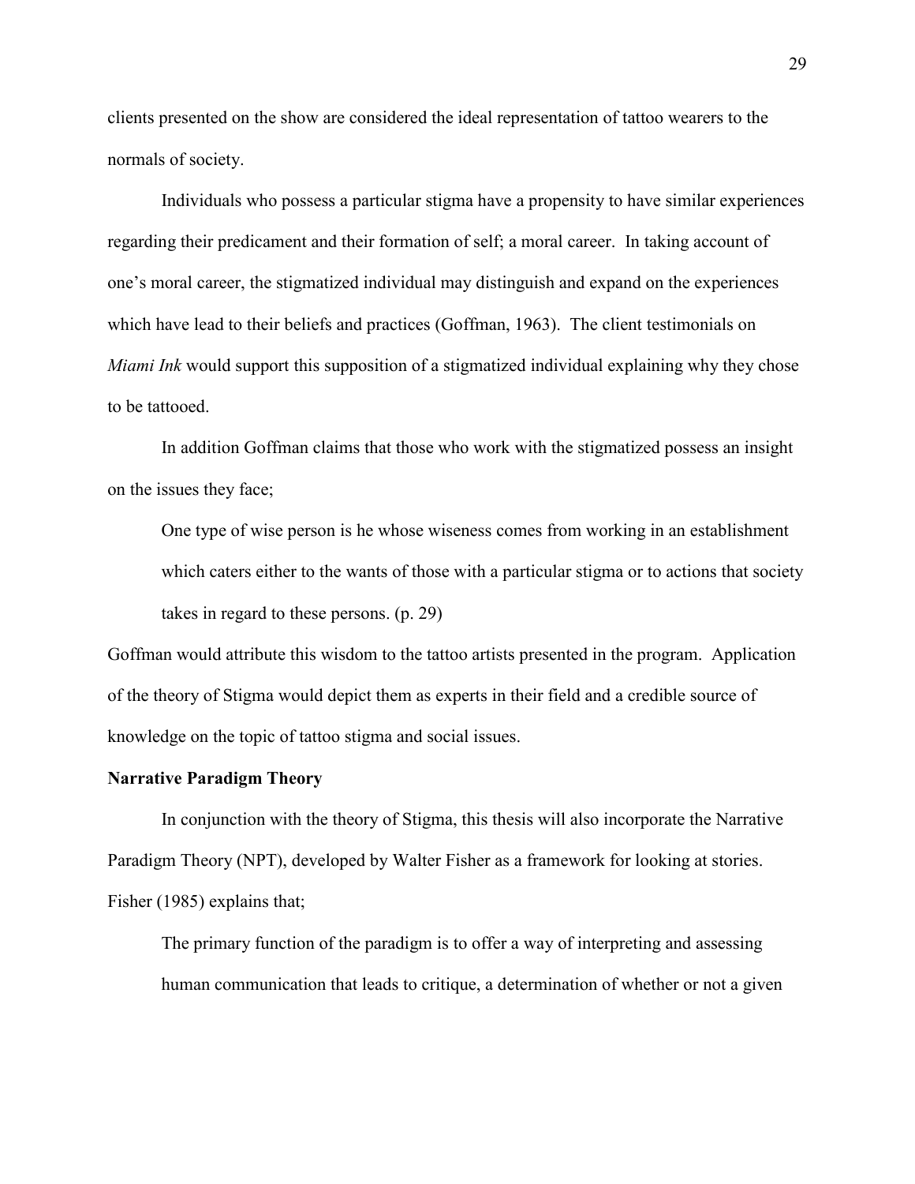clients presented on the show are considered the ideal representation of tattoo wearers to the normals of society.

Individuals who possess a particular stigma have a propensity to have similar experiences regarding their predicament and their formation of self; a moral career. In taking account of one's moral career, the stigmatized individual may distinguish and expand on the experiences which have lead to their beliefs and practices (Goffman, 1963). The client testimonials on *Miami Ink* would support this supposition of a stigmatized individual explaining why they chose to be tattooed.

In addition Goffman claims that those who work with the stigmatized possess an insight on the issues they face;

> One type of wise person is he whose wiseness comes from working in an establishment which caters either to the wants of those with a particular stigma or to actions that society takes in regard to these persons. (p. 29)

Goffman would attribute this wisdom to the tattoo artists presented in the program. Application of the theory of Stigma would depict them as experts in their field and a credible source of knowledge on the topic of tattoo stigma and social issues.

**Narrative Paradigm Theory**

In conjunction with the theory of Stigma, this thesis will also incorporate the Narrative Paradigm Theory (NPT), developed by Walter Fisher as a framework for looking at stories. Fisher (1985) explains that;

> The primary function of the paradigm is to offer a way of interpreting and assessing human communication that leads to critique, a determination of whether or not a given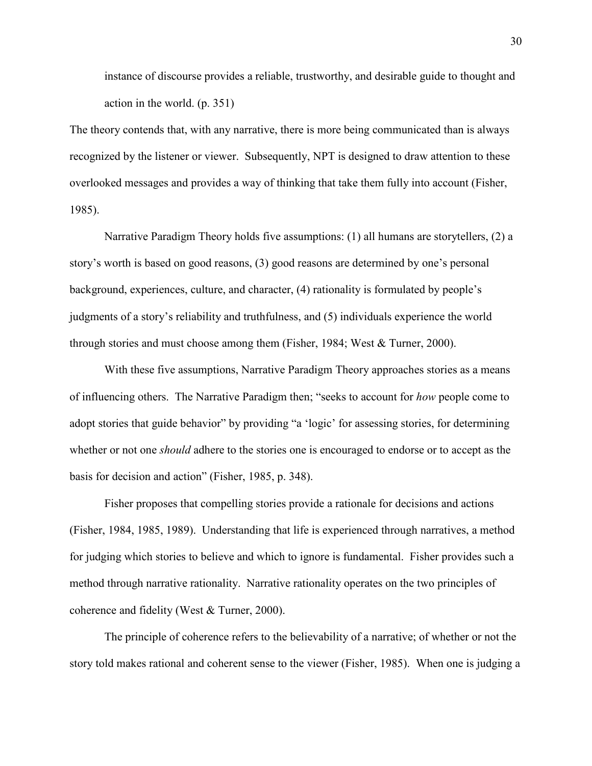> instance of discourse provides a reliable, trustworthy, and desirable guide to thought and action in the world. (p. 351)

The theory contends that, with any narrative, there is more being communicated than is always recognized by the listener or viewer. Subsequently, NPT is designed to draw attention to these overlooked messages and provides a way of thinking that take them fully into account (Fisher, 1985).

Narrative Paradigm Theory holds five assumptions: (1) all humans are storytellers, (2) a story's worth is based on good reasons, (3) good reasons are determined by one's personal background, experiences, culture, and character, (4) rationality is formulated by people's judgments of a story's reliability and truthfulness, and (5) individuals experience the world through stories and must choose among them (Fisher, 1984; West & Turner, 2000).

With these five assumptions, Narrative Paradigm Theory approaches stories as a means of influencing others. The Narrative Paradigm then; "seeks to account for *how* people come to adopt stories that guide behavior" by providing "a 'logic' for assessing stories, for determining whether or not one *should* adhere to the stories one is encouraged to endorse or to accept as the basis for decision and action" (Fisher, 1985, p. 348).

Fisher proposes that compelling stories provide a rationale for decisions and actions (Fisher, 1984, 1985, 1989). Understanding that life is experienced through narratives, a method for judging which stories to believe and which to ignore is fundamental. Fisher provides such a method through narrative rationality. Narrative rationality operates on the two principles of coherence and fidelity (West & Turner, 2000).

The principle of coherence refers to the believability of a narrative; of whether or not the story told makes rational and coherent sense to the viewer (Fisher, 1985). When one is judging a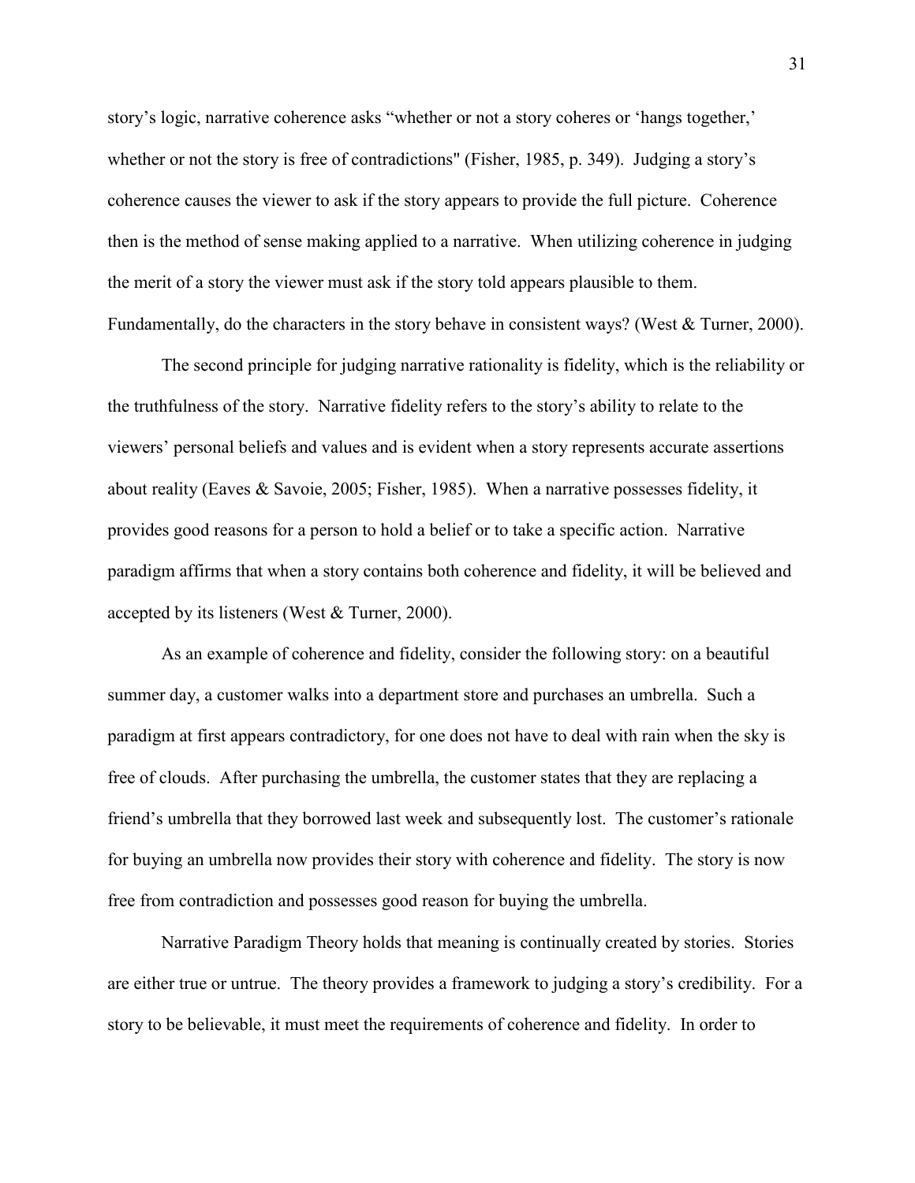story's logic, narrative coherence asks "whether or not a story coheres or 'hangs together,' whether or not the story is free of contradictions" (Fisher, 1985, p. 349). Judging a story's coherence causes the viewer to ask if the story appears to provide the full picture. Coherence then is the method of sense making applied to a narrative. When utilizing coherence in judging the merit of a story the viewer must ask if the story told appears plausible to them. Fundamentally, do the characters in the story behave in consistent ways? (West & Turner, 2000).

The second principle for judging narrative rationality is fidelity, which is the reliability or the truthfulness of the story. Narrative fidelity refers to the story's ability to relate to the viewers' personal beliefs and values and is evident when a story represents accurate assertions about reality (Eaves & Savoie, 2005; Fisher, 1985). When a narrative possesses fidelity, it provides good reasons for a person to hold a belief or to take a specific action. Narrative paradigm affirms that when a story contains both coherence and fidelity, it will be believed and accepted by its listeners (West & Turner, 2000).

As an example of coherence and fidelity, consider the following story: on a beautiful summer day, a customer walks into a department store and purchases an umbrella. Such a paradigm at first appears contradictory, for one does not have to deal with rain when the sky is free of clouds. After purchasing the umbrella, the customer states that they are replacing a friend's umbrella that they borrowed last week and subsequently lost. The customer's rationale for buying an umbrella now provides their story with coherence and fidelity. The story is now free from contradiction and possesses good reason for buying the umbrella.

Narrative Paradigm Theory holds that meaning is continually created by stories. Stories are either true or untrue. The theory provides a framework to judging a story's credibility. For a story to be believable, it must meet the requirements of coherence and fidelity. In order to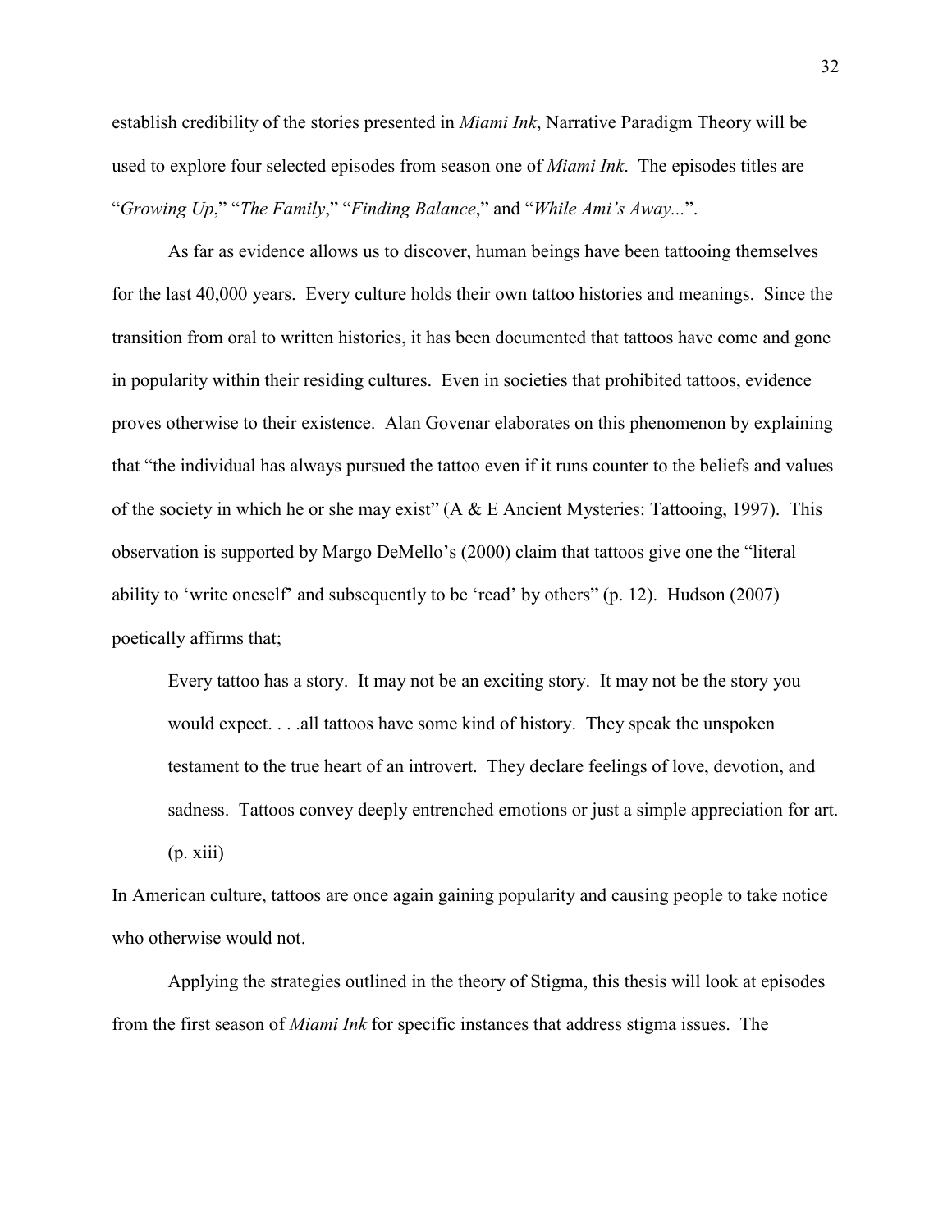establish credibility of the stories presented in *Miami Ink*, Narrative Paradigm Theory will be used to explore four selected episodes from season one of *Miami Ink*. The episodes titles are "*Growing Up*," "*The Family*," "*Finding Balance*," and "*While Ami's Away...*".

As far as evidence allows us to discover, human beings have been tattooing themselves for the last 40,000 years. Every culture holds their own tattoo histories and meanings. Since the transition from oral to written histories, it has been documented that tattoos have come and gone in popularity within their residing cultures. Even in societies that prohibited tattoos, evidence proves otherwise to their existence. Alan Govenar elaborates on this phenomenon by explaining that "the individual has always pursued the tattoo even if it runs counter to the beliefs and values of the society in which he or she may exist" (A & E Ancient Mysteries: Tattooing, 1997). This observation is supported by Margo DeMello's (2000) claim that tattoos give one the "literal ability to 'write oneself' and subsequently to be 'read' by others" (p. 12). Hudson (2007) poetically affirms that;

> Every tattoo has a story. It may not be an exciting story. It may not be the story you would expect. . . .all tattoos have some kind of history. They speak the unspoken testament to the true heart of an introvert. They declare feelings of love, devotion, and sadness. Tattoos convey deeply entrenched emotions or just a simple appreciation for art. (p. xiii)

In American culture, tattoos are once again gaining popularity and causing people to take notice who otherwise would not.

Applying the strategies outlined in the theory of Stigma, this thesis will look at episodes from the first season of *Miami Ink* for specific instances that address stigma issues. The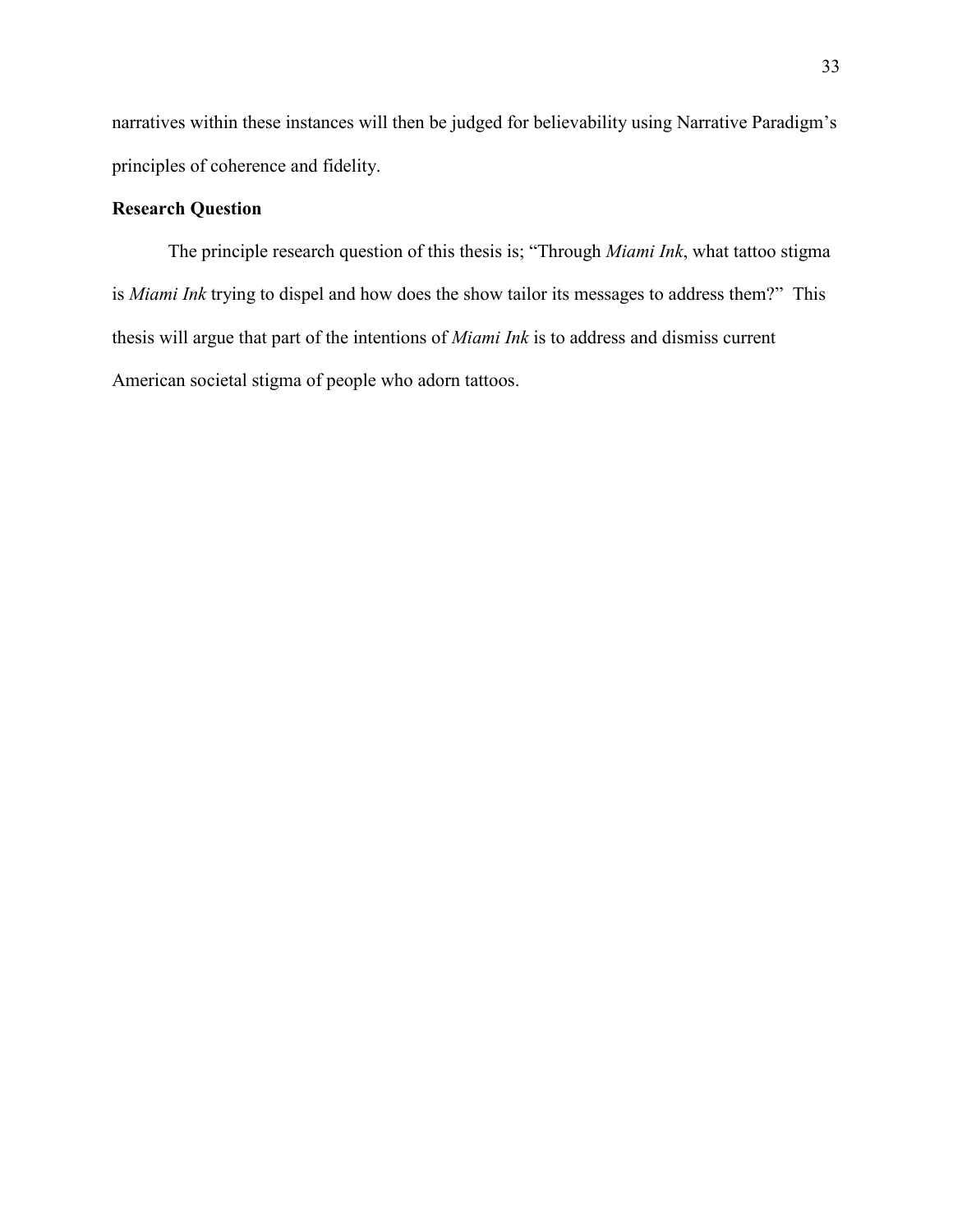narratives within these instances will then be judged for believability using Narrative Paradigm's principles of coherence and fidelity.

## Research Question

The principle research question of this thesis is; "Through *Miami Ink*, what tattoo stigma is *Miami Ink* trying to dispel and how does the show tailor its messages to address them?" This thesis will argue that part of the intentions of *Miami Ink* is to address and dismiss current American societal stigma of people who adorn tattoos.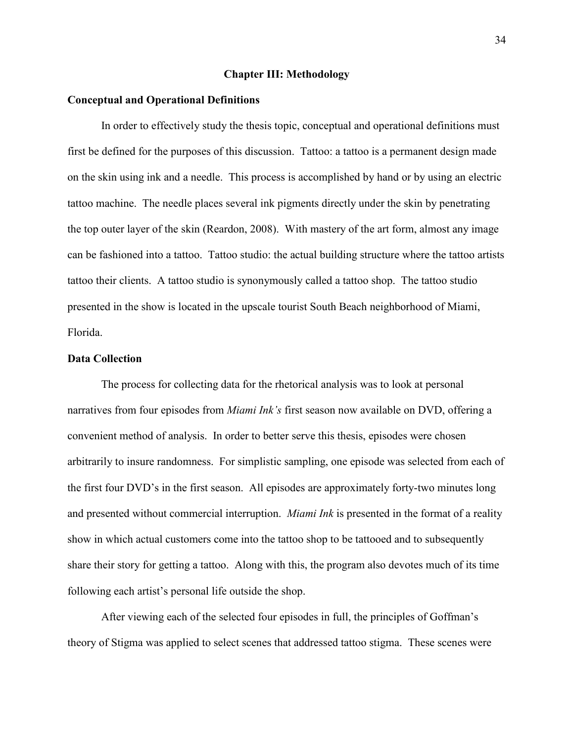# Chapter III: Methodology

## Conceptual and Operational Definitions

In order to effectively study the thesis topic, conceptual and operational definitions must first be defined for the purposes of this discussion. Tattoo: a tattoo is a permanent design made on the skin using ink and a needle. This process is accomplished by hand or by using an electric tattoo machine. The needle places several ink pigments directly under the skin by penetrating the top outer layer of the skin (Reardon, 2008). With mastery of the art form, almost any image can be fashioned into a tattoo. Tattoo studio: the actual building structure where the tattoo artists tattoo their clients. A tattoo studio is synonymously called a tattoo shop. The tattoo studio presented in the show is located in the upscale tourist South Beach neighborhood of Miami, Florida.

## Data Collection

The process for collecting data for the rhetorical analysis was to look at personal narratives from four episodes from *Miami Ink's* first season now available on DVD, offering a convenient method of analysis. In order to better serve this thesis, episodes were chosen arbitrarily to insure randomness. For simplistic sampling, one episode was selected from each of the first four DVD's in the first season. All episodes are approximately forty-two minutes long and presented without commercial interruption. *Miami Ink* is presented in the format of a reality show in which actual customers come into the tattoo shop to be tattooed and to subsequently share their story for getting a tattoo. Along with this, the program also devotes much of its time following each artist's personal life outside the shop.

After viewing each of the selected four episodes in full, the principles of Goffman's theory of Stigma was applied to select scenes that addressed tattoo stigma. These scenes were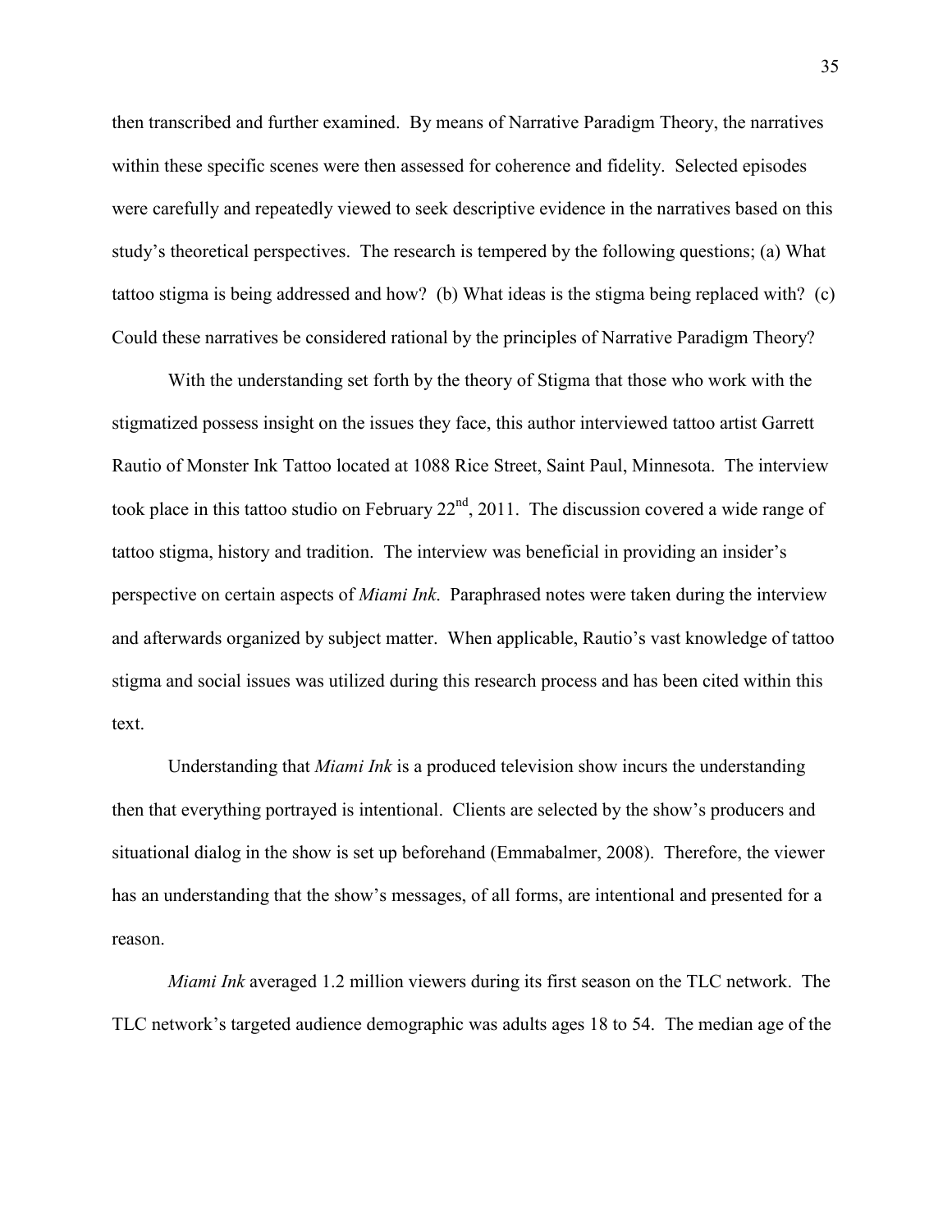then transcribed and further examined. By means of Narrative Paradigm Theory, the narratives within these specific scenes were then assessed for coherence and fidelity. Selected episodes were carefully and repeatedly viewed to seek descriptive evidence in the narratives based on this study's theoretical perspectives. The research is tempered by the following questions; (a) What tattoo stigma is being addressed and how? (b) What ideas is the stigma being replaced with? (c) Could these narratives be considered rational by the principles of Narrative Paradigm Theory?

With the understanding set forth by the theory of Stigma that those who work with the stigmatized possess insight on the issues they face, this author interviewed tattoo artist Garrett Rautio of Monster Ink Tattoo located at 1088 Rice Street, Saint Paul, Minnesota. The interview took place in this tattoo studio on February 22nd, 2011. The discussion covered a wide range of tattoo stigma, history and tradition. The interview was beneficial in providing an insider's perspective on certain aspects of *Miami Ink*. Paraphrased notes were taken during the interview and afterwards organized by subject matter. When applicable, Rautio's vast knowledge of tattoo stigma and social issues was utilized during this research process and has been cited within this text.

Understanding that *Miami Ink* is a produced television show incurs the understanding then that everything portrayed is intentional. Clients are selected by the show's producers and situational dialog in the show is set up beforehand (Emmabalmer, 2008). Therefore, the viewer has an understanding that the show's messages, of all forms, are intentional and presented for a reason.

*Miami Ink* averaged 1.2 million viewers during its first season on the TLC network. The TLC network's targeted audience demographic was adults ages 18 to 54. The median age of the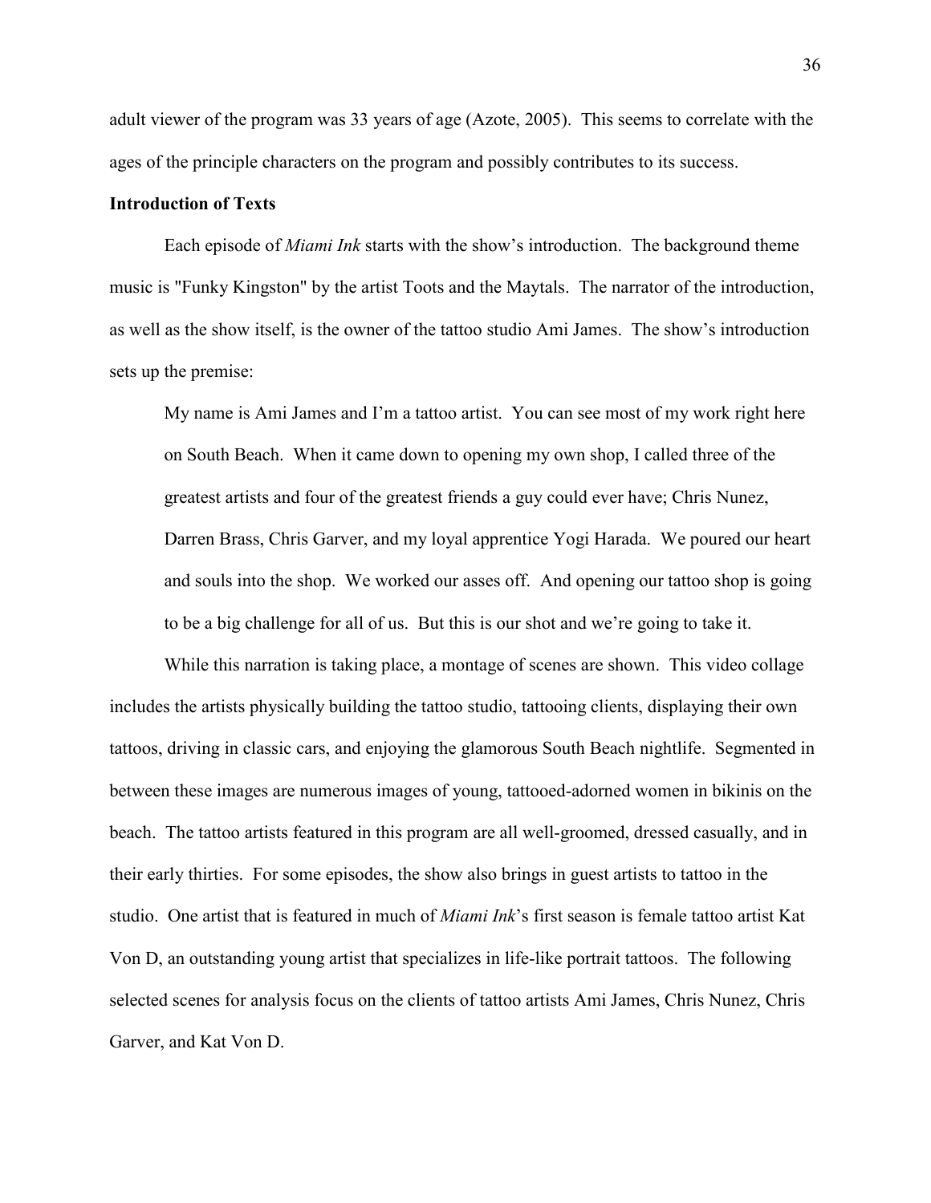adult viewer of the program was 33 years of age (Azote, 2005). This seems to correlate with the ages of the principle characters on the program and possibly contributes to its success.

**Introduction of Texts**

Each episode of *Miami Ink* starts with the show's introduction. The background theme music is "Funky Kingston" by the artist Toots and the Maytals. The narrator of the introduction, as well as the show itself, is the owner of the tattoo studio Ami James. The show's introduction sets up the premise:

> My name is Ami James and I'm a tattoo artist. You can see most of my work right here on South Beach. When it came down to opening my own shop, I called three of the greatest artists and four of the greatest friends a guy could ever have; Chris Nunez, Darren Brass, Chris Garver, and my loyal apprentice Yogi Harada. We poured our heart and souls into the shop. We worked our asses off. And opening our tattoo shop is going to be a big challenge for all of us. But this is our shot and we're going to take it.

While this narration is taking place, a montage of scenes are shown. This video collage includes the artists physically building the tattoo studio, tattooing clients, displaying their own tattoos, driving in classic cars, and enjoying the glamorous South Beach nightlife. Segmented in between these images are numerous images of young, tattooed-adorned women in bikinis on the beach. The tattoo artists featured in this program are all well-groomed, dressed casually, and in their early thirties. For some episodes, the show also brings in guest artists to tattoo in the studio. One artist that is featured in much of *Miami Ink*'s first season is female tattoo artist Kat Von D, an outstanding young artist that specializes in life-like portrait tattoos. The following selected scenes for analysis focus on the clients of tattoo artists Ami James, Chris Nunez, Chris Garver, and Kat Von D.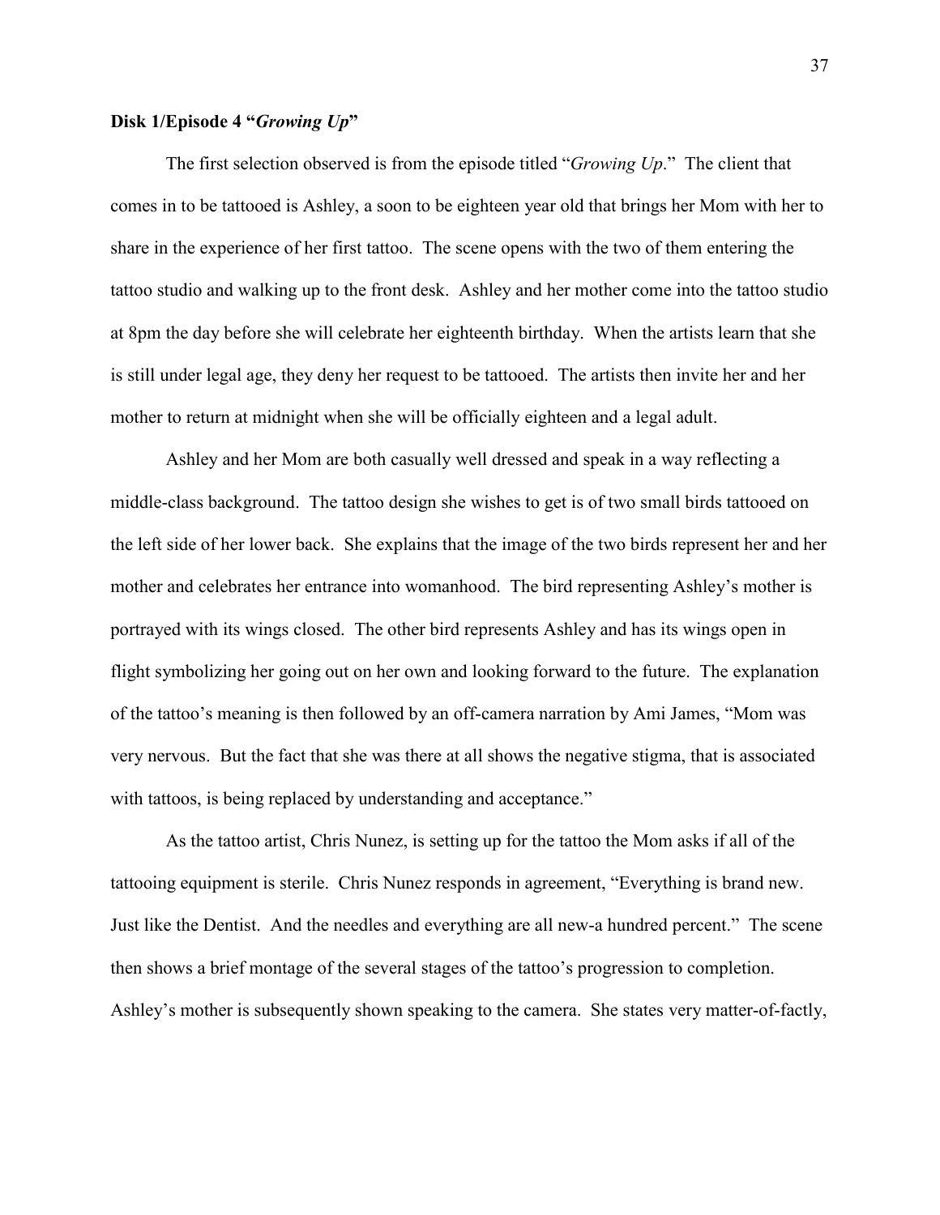**Disk 1/Episode 4 "*Growing Up*"**

The first selection observed is from the episode titled "*Growing Up*." The client that comes in to be tattooed is Ashley, a soon to be eighteen year old that brings her Mom with her to share in the experience of her first tattoo. The scene opens with the two of them entering the tattoo studio and walking up to the front desk. Ashley and her mother come into the tattoo studio at 8pm the day before she will celebrate her eighteenth birthday. When the artists learn that she is still under legal age, they deny her request to be tattooed. The artists then invite her and her mother to return at midnight when she will be officially eighteen and a legal adult.

Ashley and her Mom are both casually well dressed and speak in a way reflecting a middle-class background. The tattoo design she wishes to get is of two small birds tattooed on the left side of her lower back. She explains that the image of the two birds represent her and her mother and celebrates her entrance into womanhood. The bird representing Ashley's mother is portrayed with its wings closed. The other bird represents Ashley and has its wings open in flight symbolizing her going out on her own and looking forward to the future. The explanation of the tattoo's meaning is then followed by an off-camera narration by Ami James, "Mom was very nervous. But the fact that she was there at all shows the negative stigma, that is associated with tattoos, is being replaced by understanding and acceptance."

As the tattoo artist, Chris Nunez, is setting up for the tattoo the Mom asks if all of the tattooing equipment is sterile. Chris Nunez responds in agreement, "Everything is brand new. Just like the Dentist. And the needles and everything are all new-a hundred percent." The scene then shows a brief montage of the several stages of the tattoo's progression to completion. Ashley's mother is subsequently shown speaking to the camera. She states very matter-of-factly,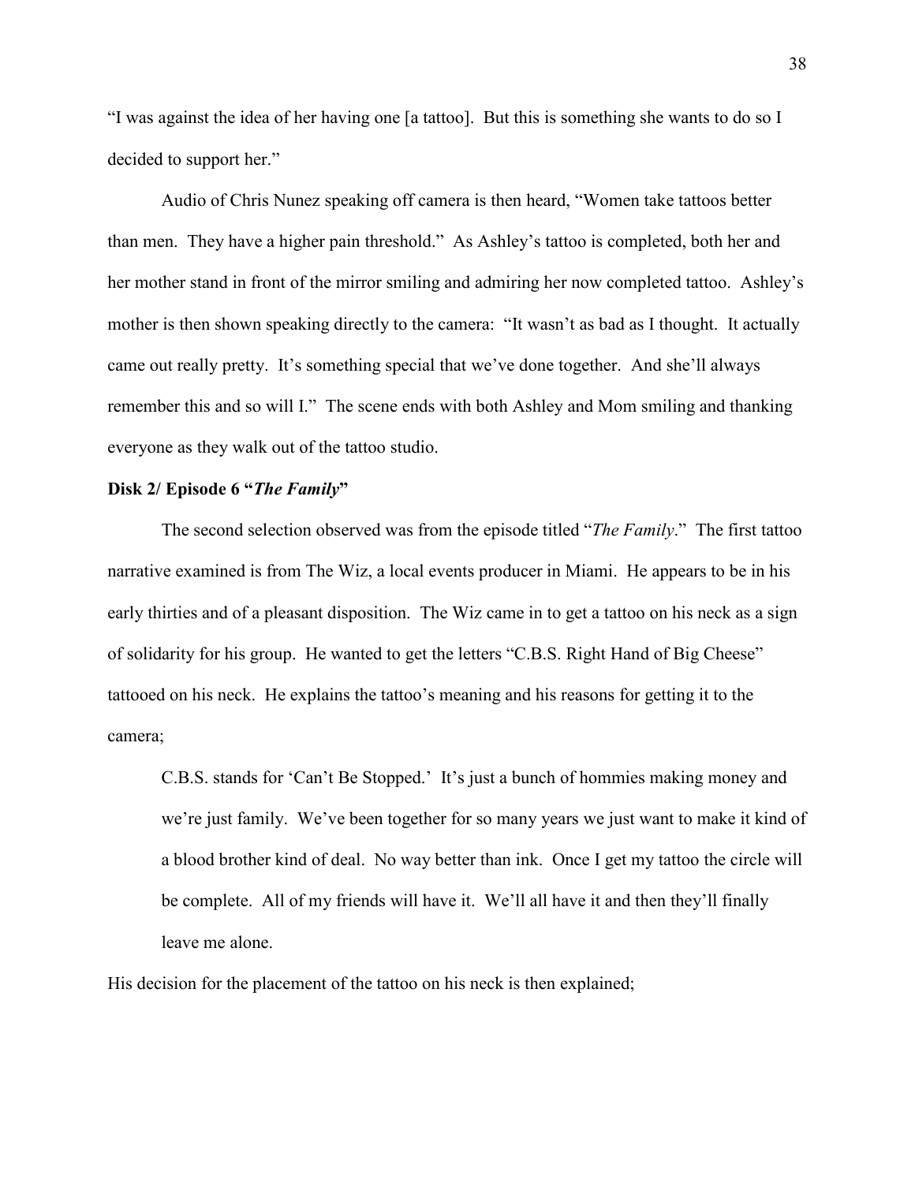"I was against the idea of her having one [a tattoo]. But this is something she wants to do so I decided to support her."

Audio of Chris Nunez speaking off camera is then heard, "Women take tattoos better than men. They have a higher pain threshold." As Ashley's tattoo is completed, both her and her mother stand in front of the mirror smiling and admiring her now completed tattoo. Ashley's mother is then shown speaking directly to the camera: "It wasn't as bad as I thought. It actually came out really pretty. It's something special that we've done together. And she'll always remember this and so will I." The scene ends with both Ashley and Mom smiling and thanking everyone as they walk out of the tattoo studio.

**Disk 2/ Episode 6 "*The Family*"**

The second selection observed was from the episode titled "*The Family*." The first tattoo narrative examined is from The Wiz, a local events producer in Miami. He appears to be in his early thirties and of a pleasant disposition. The Wiz came in to get a tattoo on his neck as a sign of solidarity for his group. He wanted to get the letters "C.B.S. Right Hand of Big Cheese" tattooed on his neck. He explains the tattoo's meaning and his reasons for getting it to the camera;

> C.B.S. stands for 'Can't Be Stopped.' It's just a bunch of hommies making money and we're just family. We've been together for so many years we just want to make it kind of a blood brother kind of deal. No way better than ink. Once I get my tattoo the circle will be complete. All of my friends will have it. We'll all have it and then they'll finally leave me alone.

His decision for the placement of the tattoo on his neck is then explained;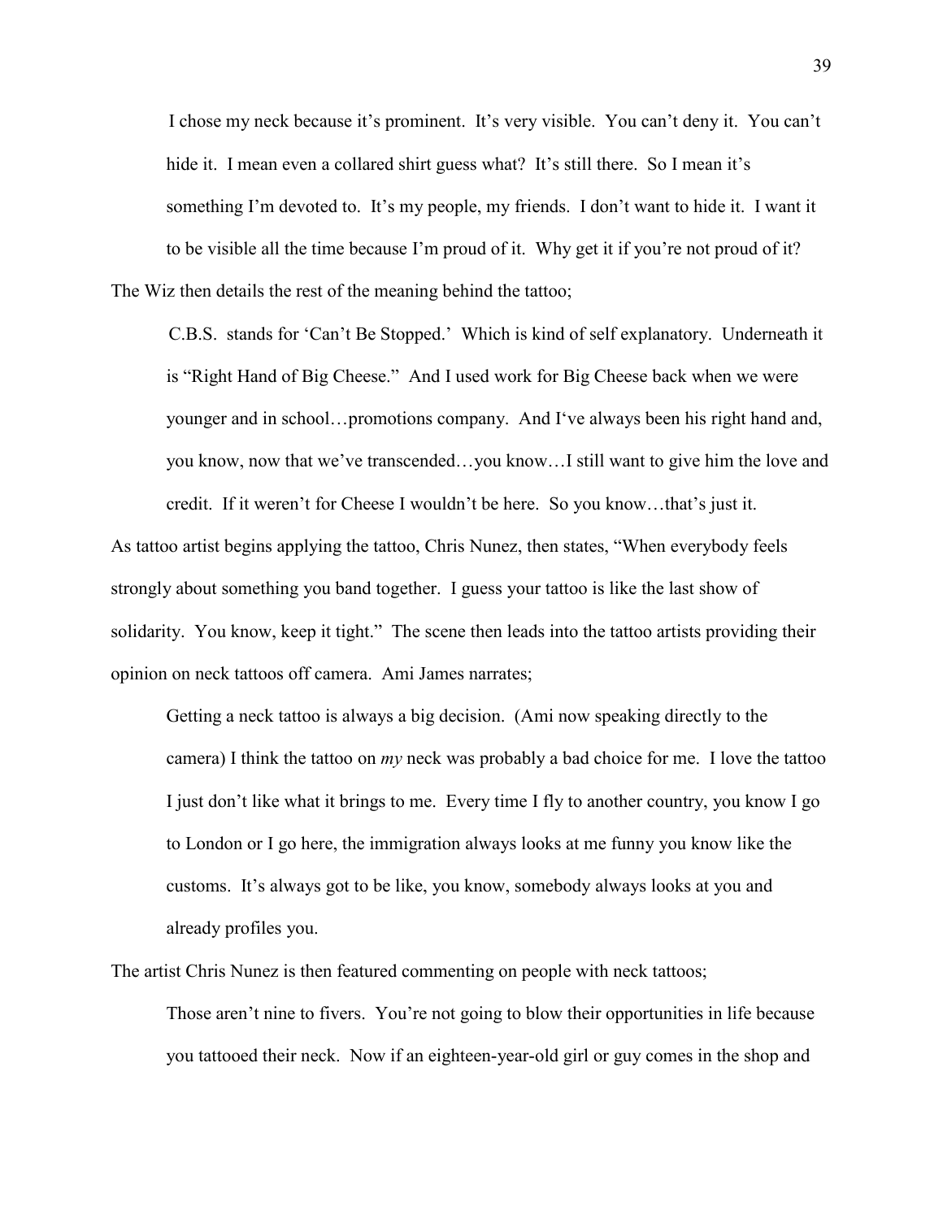> I chose my neck because it's prominent. It's very visible. You can't deny it. You can't hide it. I mean even a collared shirt guess what? It's still there. So I mean it's something I'm devoted to. It's my people, my friends. I don't want to hide it. I want it to be visible all the time because I'm proud of it. Why get it if you're not proud of it?

The Wiz then details the rest of the meaning behind the tattoo;

> C.B.S. stands for 'Can't Be Stopped.' Which is kind of self explanatory. Underneath it is "Right Hand of Big Cheese." And I used work for Big Cheese back when we were younger and in school…promotions company. And I've always been his right hand and, you know, now that we've transcended…you know…I still want to give him the love and credit. If it weren't for Cheese I wouldn't be here. So you know…that's just it.

As tattoo artist begins applying the tattoo, Chris Nunez, then states, "When everybody feels strongly about something you band together. I guess your tattoo is like the last show of solidarity. You know, keep it tight." The scene then leads into the tattoo artists providing their opinion on neck tattoos off camera. Ami James narrates;

> Getting a neck tattoo is always a big decision. (Ami now speaking directly to the camera) I think the tattoo on *my* neck was probably a bad choice for me. I love the tattoo I just don't like what it brings to me. Every time I fly to another country, you know I go to London or I go here, the immigration always looks at me funny you know like the customs. It's always got to be like, you know, somebody always looks at you and already profiles you.

The artist Chris Nunez is then featured commenting on people with neck tattoos;

> Those aren't nine to fivers. You're not going to blow their opportunities in life because you tattooed their neck. Now if an eighteen-year-old girl or guy comes in the shop and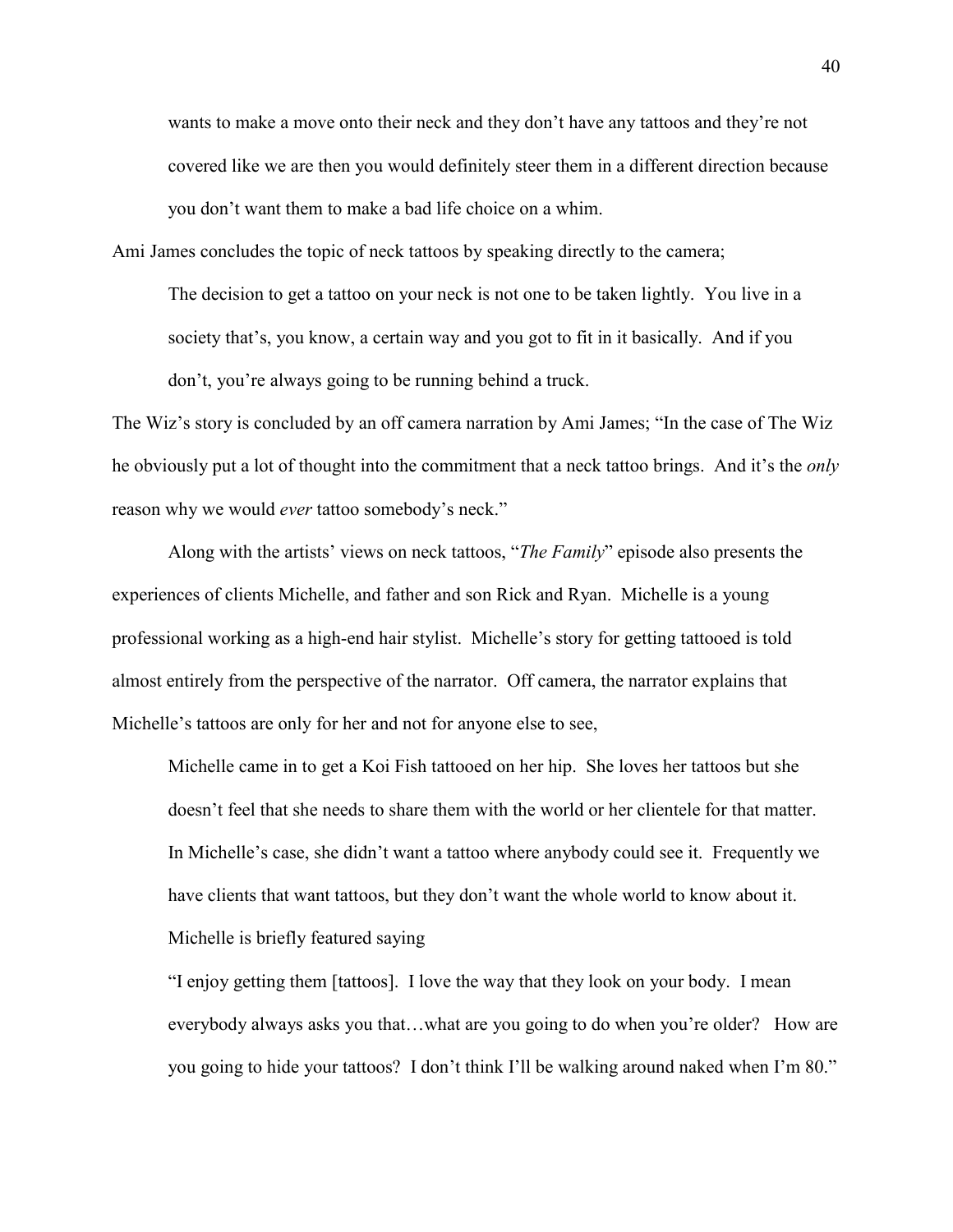wants to make a move onto their neck and they don't have any tattoos and they're not covered like we are then you would definitely steer them in a different direction because you don't want them to make a bad life choice on a whim.

Ami James concludes the topic of neck tattoos by speaking directly to the camera;

> The decision to get a tattoo on your neck is not one to be taken lightly. You live in a society that's, you know, a certain way and you got to fit in it basically. And if you don't, you're always going to be running behind a truck.

The Wiz's story is concluded by an off camera narration by Ami James; "In the case of The Wiz he obviously put a lot of thought into the commitment that a neck tattoo brings. And it's the *only* reason why we would *ever* tattoo somebody's neck."

Along with the artists' views on neck tattoos, "*The Family*" episode also presents the experiences of clients Michelle, and father and son Rick and Ryan. Michelle is a young professional working as a high-end hair stylist. Michelle's story for getting tattooed is told almost entirely from the perspective of the narrator. Off camera, the narrator explains that Michelle's tattoos are only for her and not for anyone else to see,

> Michelle came in to get a Koi Fish tattooed on her hip. She loves her tattoos but she doesn't feel that she needs to share them with the world or her clientele for that matter. In Michelle's case, she didn't want a tattoo where anybody could see it. Frequently we have clients that want tattoos, but they don't want the whole world to know about it. Michelle is briefly featured saying
>
> "I enjoy getting them [tattoos]. I love the way that they look on your body. I mean everybody always asks you that…what are you going to do when you're older? How are you going to hide your tattoos? I don't think I'll be walking around naked when I'm 80."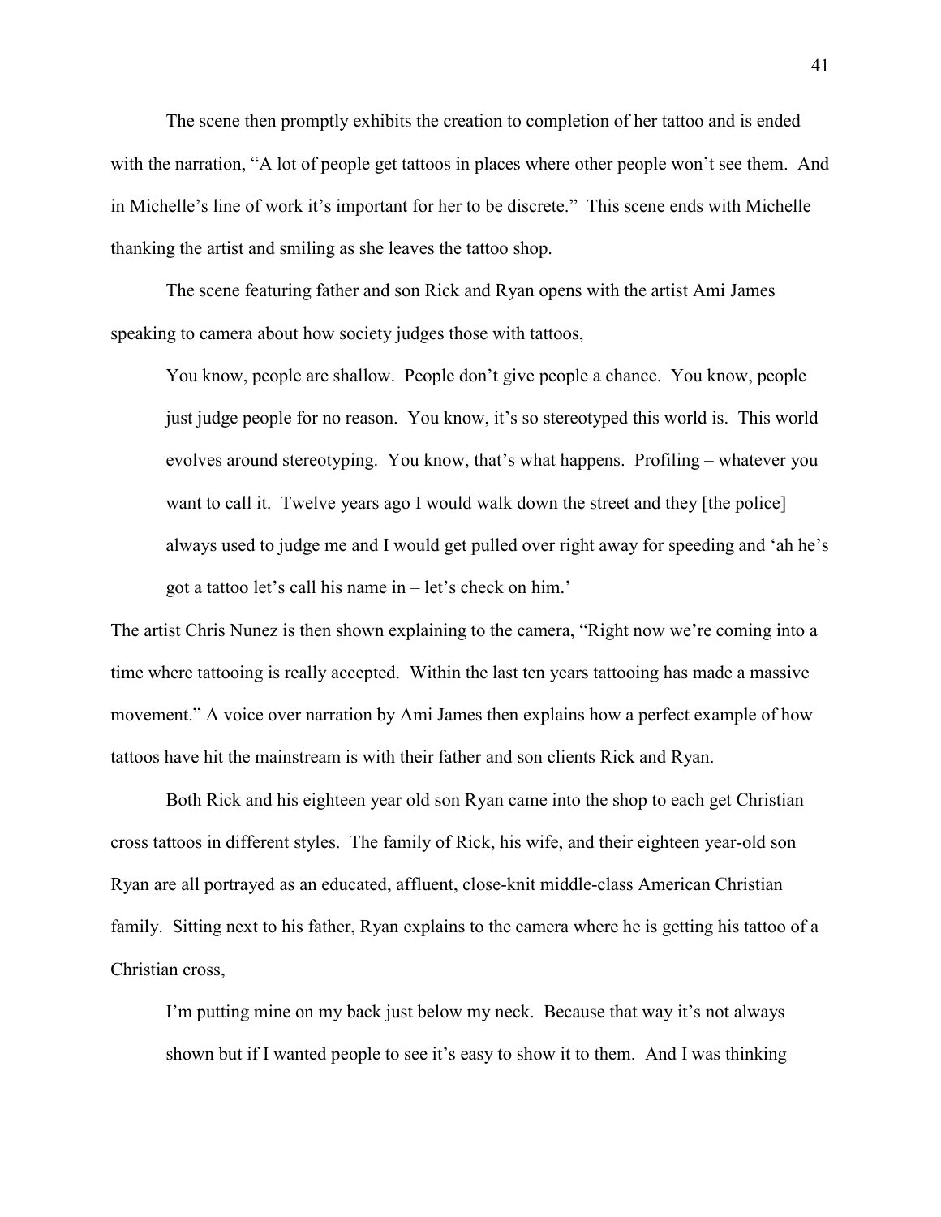The scene then promptly exhibits the creation to completion of her tattoo and is ended with the narration, “A lot of people get tattoos in places where other people won’t see them. And in Michelle’s line of work it’s important for her to be discrete.” This scene ends with Michelle thanking the artist and smiling as she leaves the tattoo shop.

The scene featuring father and son Rick and Ryan opens with the artist Ami James speaking to camera about how society judges those with tattoos,

> You know, people are shallow. People don’t give people a chance. You know, people just judge people for no reason. You know, it’s so stereotyped this world is. This world evolves around stereotyping. You know, that’s what happens. Profiling – whatever you want to call it. Twelve years ago I would walk down the street and they [the police] always used to judge me and I would get pulled over right away for speeding and ‘ah he’s got a tattoo let’s call his name in – let’s check on him.’

The artist Chris Nunez is then shown explaining to the camera, “Right now we’re coming into a time where tattooing is really accepted. Within the last ten years tattooing has made a massive movement.” A voice over narration by Ami James then explains how a perfect example of how tattoos have hit the mainstream is with their father and son clients Rick and Ryan.

Both Rick and his eighteen year old son Ryan came into the shop to each get Christian cross tattoos in different styles. The family of Rick, his wife, and their eighteen year-old son Ryan are all portrayed as an educated, affluent, close-knit middle-class American Christian family. Sitting next to his father, Ryan explains to the camera where he is getting his tattoo of a Christian cross,

> I’m putting mine on my back just below my neck. Because that way it’s not always shown but if I wanted people to see it’s easy to show it to them. And I was thinking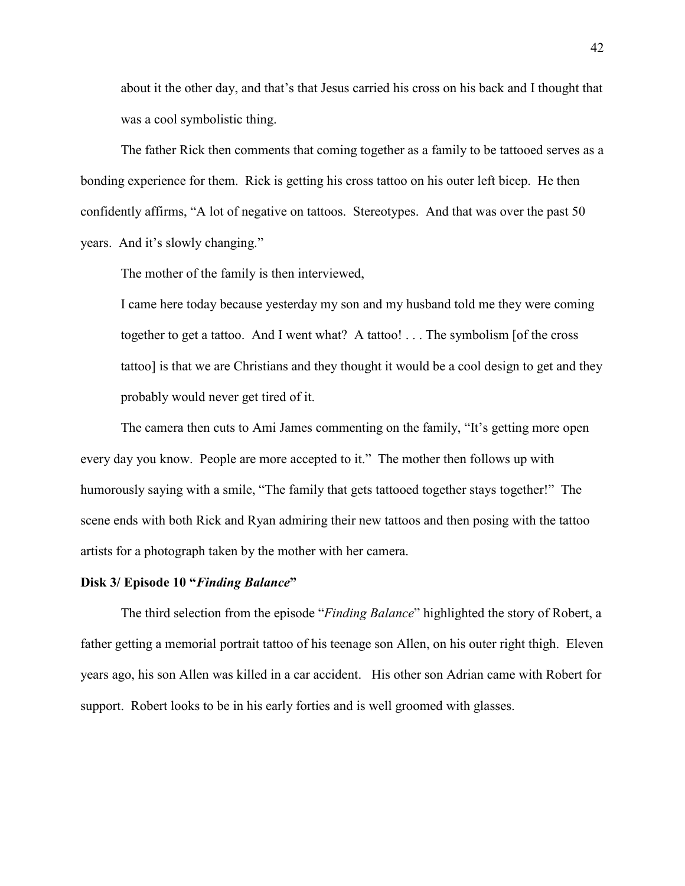> about it the other day, and that's that Jesus carried his cross on his back and I thought that was a cool symbolistic thing.

The father Rick then comments that coming together as a family to be tattooed serves as a bonding experience for them. Rick is getting his cross tattoo on his outer left bicep. He then confidently affirms, "A lot of negative on tattoos. Stereotypes. And that was over the past 50 years. And it's slowly changing."

The mother of the family is then interviewed,

> I came here today because yesterday my son and my husband told me they were coming together to get a tattoo. And I went what? A tattoo! . . . The symbolism [of the cross tattoo] is that we are Christians and they thought it would be a cool design to get and they probably would never get tired of it.

The camera then cuts to Ami James commenting on the family, "It's getting more open every day you know. People are more accepted to it." The mother then follows up with humorously saying with a smile, "The family that gets tattooed together stays together!" The scene ends with both Rick and Ryan admiring their new tattoos and then posing with the tattoo artists for a photograph taken by the mother with her camera.

**Disk 3/ Episode 10 "*Finding Balance*"**

The third selection from the episode "*Finding Balance*" highlighted the story of Robert, a father getting a memorial portrait tattoo of his teenage son Allen, on his outer right thigh. Eleven years ago, his son Allen was killed in a car accident. His other son Adrian came with Robert for support. Robert looks to be in his early forties and is well groomed with glasses.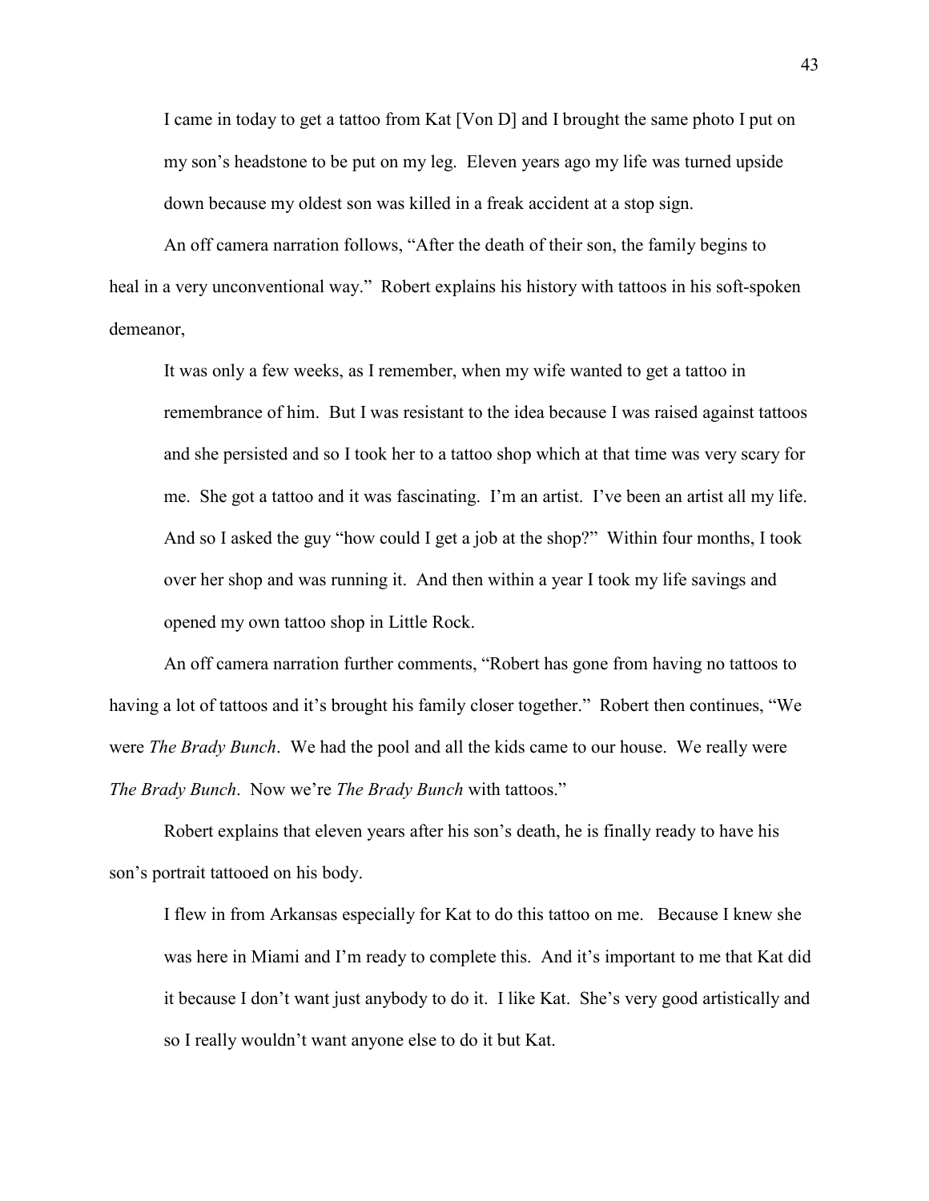> I came in today to get a tattoo from Kat [Von D] and I brought the same photo I put on my son's headstone to be put on my leg. Eleven years ago my life was turned upside down because my oldest son was killed in a freak accident at a stop sign.

An off camera narration follows, "After the death of their son, the family begins to heal in a very unconventional way." Robert explains his history with tattoos in his soft-spoken demeanor,

> It was only a few weeks, as I remember, when my wife wanted to get a tattoo in remembrance of him. But I was resistant to the idea because I was raised against tattoos and she persisted and so I took her to a tattoo shop which at that time was very scary for me. She got a tattoo and it was fascinating. I'm an artist. I've been an artist all my life. And so I asked the guy "how could I get a job at the shop?" Within four months, I took over her shop and was running it. And then within a year I took my life savings and opened my own tattoo shop in Little Rock.

An off camera narration further comments, "Robert has gone from having no tattoos to having a lot of tattoos and it's brought his family closer together." Robert then continues, "We were *The Brady Bunch*. We had the pool and all the kids came to our house. We really were *The Brady Bunch*. Now we're *The Brady Bunch* with tattoos."

Robert explains that eleven years after his son's death, he is finally ready to have his son's portrait tattooed on his body.

> I flew in from Arkansas especially for Kat to do this tattoo on me. Because I knew she was here in Miami and I'm ready to complete this. And it's important to me that Kat did it because I don't want just anybody to do it. I like Kat. She's very good artistically and so I really wouldn't want anyone else to do it but Kat.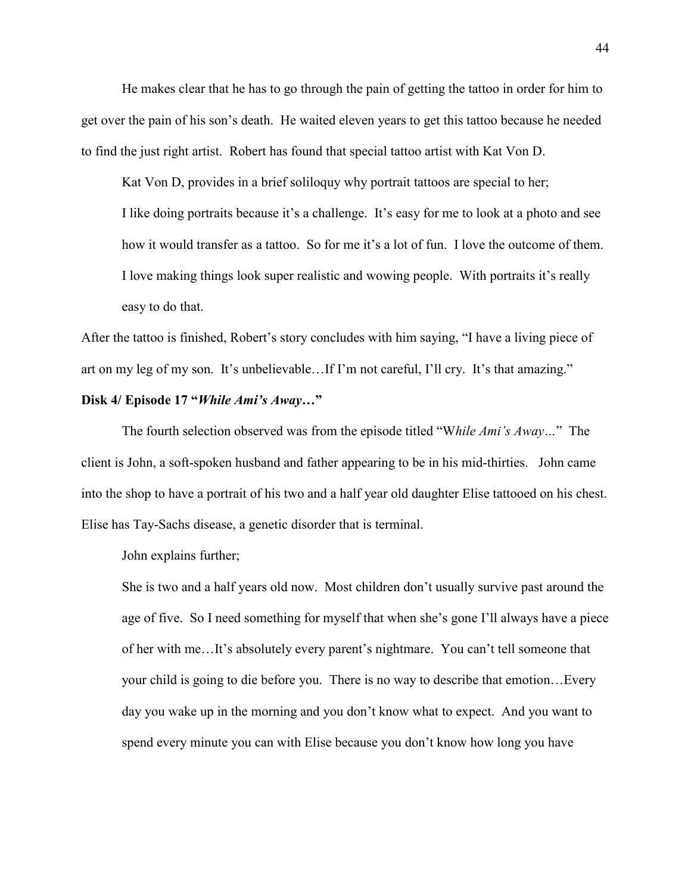He makes clear that he has to go through the pain of getting the tattoo in order for him to get over the pain of his son's death. He waited eleven years to get this tattoo because he needed to find the just right artist. Robert has found that special tattoo artist with Kat Von D.

Kat Von D, provides in a brief soliloquy why portrait tattoos are special to her;

> I like doing portraits because it's a challenge. It's easy for me to look at a photo and see how it would transfer as a tattoo. So for me it's a lot of fun. I love the outcome of them. I love making things look super realistic and wowing people. With portraits it's really easy to do that.

After the tattoo is finished, Robert's story concludes with him saying, "I have a living piece of art on my leg of my son. It's unbelievable…If I'm not careful, I'll cry. It's that amazing."

**Disk 4/ Episode 17 "*While Ami's Away*…"**

The fourth selection observed was from the episode titled "W*hile Ami's Away*…" The client is John, a soft-spoken husband and father appearing to be in his mid-thirties. John came into the shop to have a portrait of his two and a half year old daughter Elise tattooed on his chest. Elise has Tay-Sachs disease, a genetic disorder that is terminal.

John explains further;

> She is two and a half years old now. Most children don't usually survive past around the age of five. So I need something for myself that when she's gone I'll always have a piece of her with me…It's absolutely every parent's nightmare. You can't tell someone that your child is going to die before you. There is no way to describe that emotion…Every day you wake up in the morning and you don't know what to expect. And you want to spend every minute you can with Elise because you don't know how long you have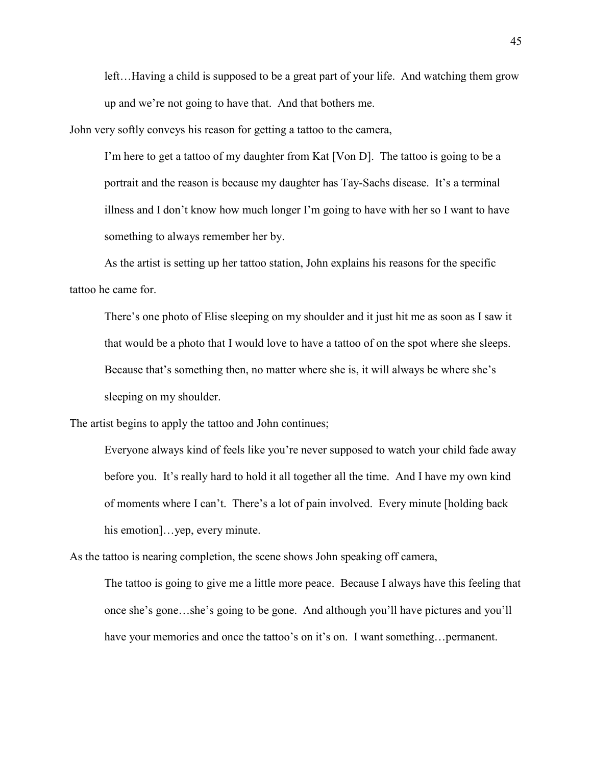> left…Having a child is supposed to be a great part of your life. And watching them grow up and we're not going to have that. And that bothers me.

John very softly conveys his reason for getting a tattoo to the camera,

> I'm here to get a tattoo of my daughter from Kat [Von D]. The tattoo is going to be a portrait and the reason is because my daughter has Tay-Sachs disease. It's a terminal illness and I don't know how much longer I'm going to have with her so I want to have something to always remember her by.

As the artist is setting up her tattoo station, John explains his reasons for the specific tattoo he came for.

> There's one photo of Elise sleeping on my shoulder and it just hit me as soon as I saw it that would be a photo that I would love to have a tattoo of on the spot where she sleeps. Because that's something then, no matter where she is, it will always be where she's sleeping on my shoulder.

The artist begins to apply the tattoo and John continues;

> Everyone always kind of feels like you're never supposed to watch your child fade away before you. It's really hard to hold it all together all the time. And I have my own kind of moments where I can't. There's a lot of pain involved. Every minute [holding back his emotion]…yep, every minute.

As the tattoo is nearing completion, the scene shows John speaking off camera,

> The tattoo is going to give me a little more peace. Because I always have this feeling that once she's gone…she's going to be gone. And although you'll have pictures and you'll have your memories and once the tattoo's on it's on. I want something…permanent.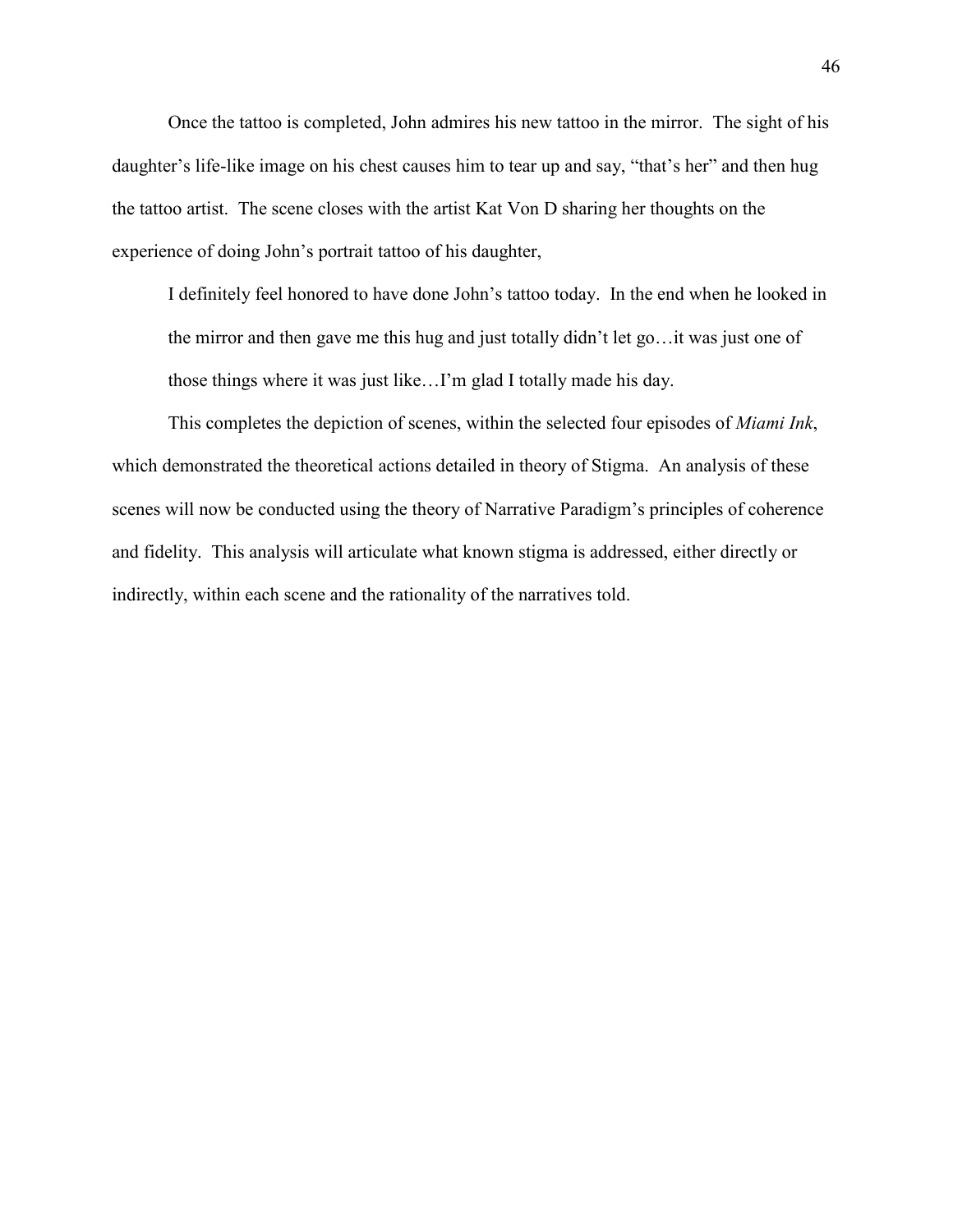Once the tattoo is completed, John admires his new tattoo in the mirror. The sight of his daughter's life-like image on his chest causes him to tear up and say, "that's her" and then hug the tattoo artist. The scene closes with the artist Kat Von D sharing her thoughts on the experience of doing John's portrait tattoo of his daughter,

> I definitely feel honored to have done John's tattoo today. In the end when he looked in the mirror and then gave me this hug and just totally didn't let go…it was just one of those things where it was just like…I'm glad I totally made his day.

This completes the depiction of scenes, within the selected four episodes of *Miami Ink*, which demonstrated the theoretical actions detailed in theory of Stigma. An analysis of these scenes will now be conducted using the theory of Narrative Paradigm's principles of coherence and fidelity. This analysis will articulate what known stigma is addressed, either directly or indirectly, within each scene and the rationality of the narratives told.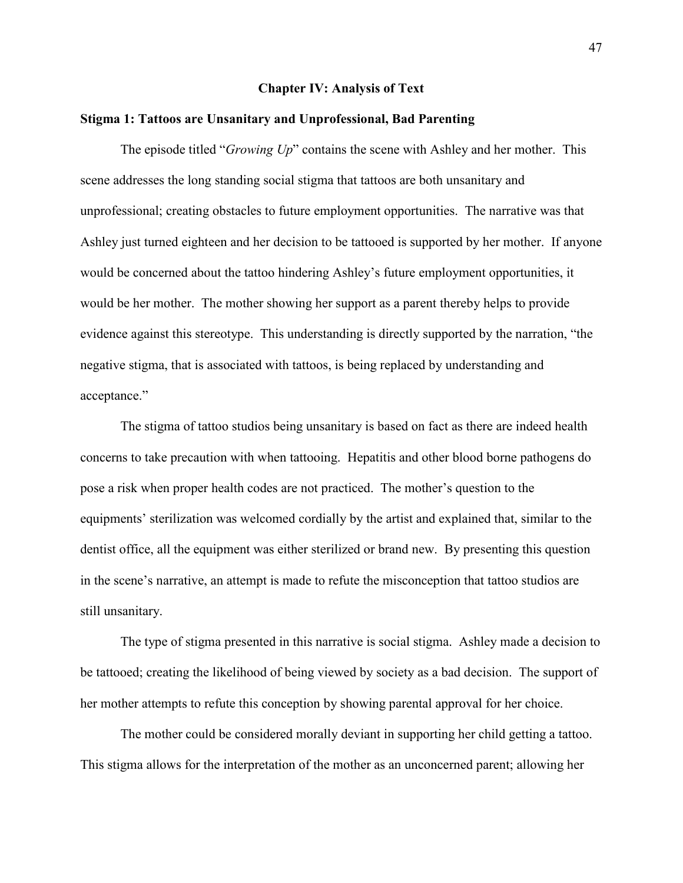# Chapter IV: Analysis of Text

## Stigma 1: Tattoos are Unsanitary and Unprofessional, Bad Parenting

The episode titled "*Growing Up*" contains the scene with Ashley and her mother. This scene addresses the long standing social stigma that tattoos are both unsanitary and unprofessional; creating obstacles to future employment opportunities. The narrative was that Ashley just turned eighteen and her decision to be tattooed is supported by her mother. If anyone would be concerned about the tattoo hindering Ashley's future employment opportunities, it would be her mother. The mother showing her support as a parent thereby helps to provide evidence against this stereotype. This understanding is directly supported by the narration, "the negative stigma, that is associated with tattoos, is being replaced by understanding and acceptance."

The stigma of tattoo studios being unsanitary is based on fact as there are indeed health concerns to take precaution with when tattooing. Hepatitis and other blood borne pathogens do pose a risk when proper health codes are not practiced. The mother's question to the equipments' sterilization was welcomed cordially by the artist and explained that, similar to the dentist office, all the equipment was either sterilized or brand new. By presenting this question in the scene's narrative, an attempt is made to refute the misconception that tattoo studios are still unsanitary.

The type of stigma presented in this narrative is social stigma. Ashley made a decision to be tattooed; creating the likelihood of being viewed by society as a bad decision. The support of her mother attempts to refute this conception by showing parental approval for her choice.

The mother could be considered morally deviant in supporting her child getting a tattoo. This stigma allows for the interpretation of the mother as an unconcerned parent; allowing her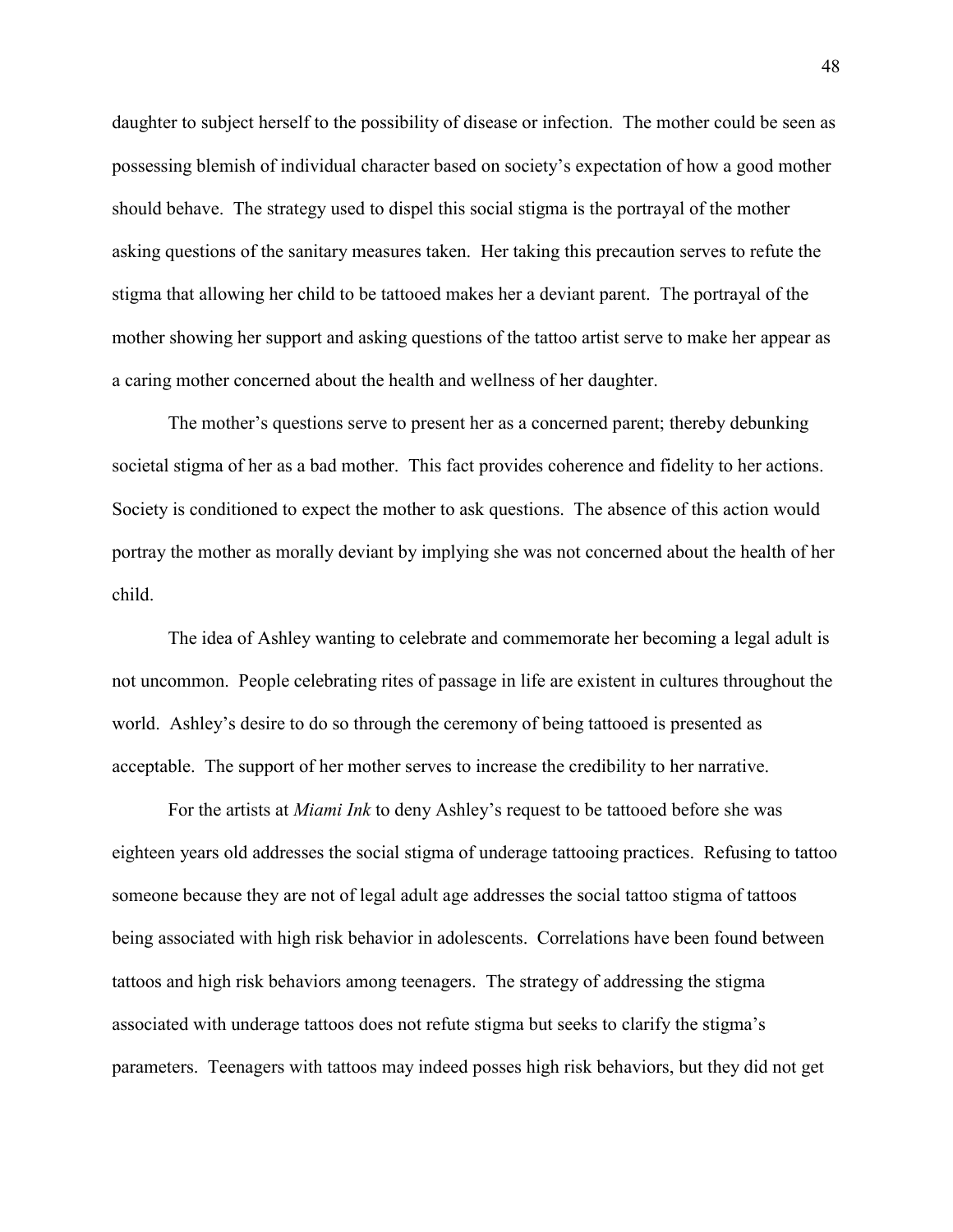daughter to subject herself to the possibility of disease or infection. The mother could be seen as possessing blemish of individual character based on society's expectation of how a good mother should behave. The strategy used to dispel this social stigma is the portrayal of the mother asking questions of the sanitary measures taken. Her taking this precaution serves to refute the stigma that allowing her child to be tattooed makes her a deviant parent. The portrayal of the mother showing her support and asking questions of the tattoo artist serve to make her appear as a caring mother concerned about the health and wellness of her daughter.

The mother's questions serve to present her as a concerned parent; thereby debunking societal stigma of her as a bad mother. This fact provides coherence and fidelity to her actions. Society is conditioned to expect the mother to ask questions. The absence of this action would portray the mother as morally deviant by implying she was not concerned about the health of her child.

The idea of Ashley wanting to celebrate and commemorate her becoming a legal adult is not uncommon. People celebrating rites of passage in life are existent in cultures throughout the world. Ashley's desire to do so through the ceremony of being tattooed is presented as acceptable. The support of her mother serves to increase the credibility to her narrative.

For the artists at *Miami Ink* to deny Ashley's request to be tattooed before she was eighteen years old addresses the social stigma of underage tattooing practices. Refusing to tattoo someone because they are not of legal adult age addresses the social tattoo stigma of tattoos being associated with high risk behavior in adolescents. Correlations have been found between tattoos and high risk behaviors among teenagers. The strategy of addressing the stigma associated with underage tattoos does not refute stigma but seeks to clarify the stigma's parameters. Teenagers with tattoos may indeed posses high risk behaviors, but they did not get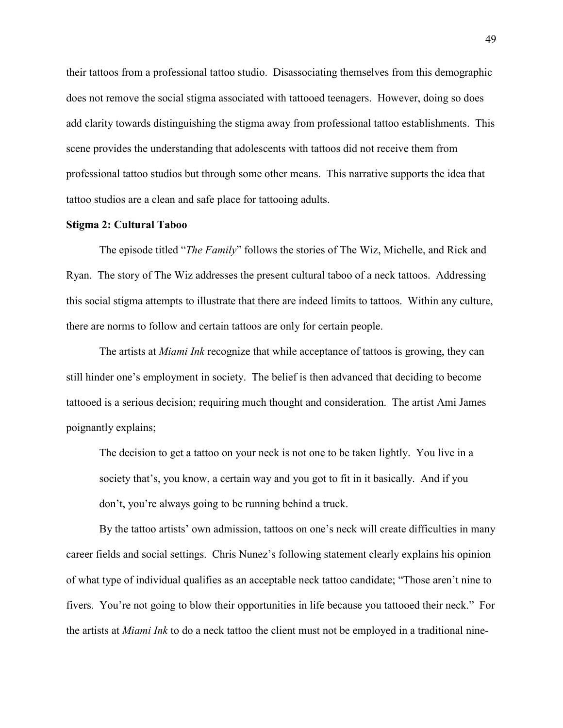their tattoos from a professional tattoo studio. Disassociating themselves from this demographic does not remove the social stigma associated with tattooed teenagers. However, doing so does add clarity towards distinguishing the stigma away from professional tattoo establishments. This scene provides the understanding that adolescents with tattoos did not receive them from professional tattoo studios but through some other means. This narrative supports the idea that tattoo studios are a clean and safe place for tattooing adults.

**Stigma 2: Cultural Taboo**

The episode titled "*The Family*" follows the stories of The Wiz, Michelle, and Rick and Ryan. The story of The Wiz addresses the present cultural taboo of a neck tattoos. Addressing this social stigma attempts to illustrate that there are indeed limits to tattoos. Within any culture, there are norms to follow and certain tattoos are only for certain people.

The artists at *Miami Ink* recognize that while acceptance of tattoos is growing, they can still hinder one's employment in society. The belief is then advanced that deciding to become tattooed is a serious decision; requiring much thought and consideration. The artist Ami James poignantly explains;

> The decision to get a tattoo on your neck is not one to be taken lightly. You live in a society that's, you know, a certain way and you got to fit in it basically. And if you don't, you're always going to be running behind a truck.

By the tattoo artists' own admission, tattoos on one's neck will create difficulties in many career fields and social settings. Chris Nunez's following statement clearly explains his opinion of what type of individual qualifies as an acceptable neck tattoo candidate; "Those aren't nine to fivers. You're not going to blow their opportunities in life because you tattooed their neck." For the artists at *Miami Ink* to do a neck tattoo the client must not be employed in a traditional nine-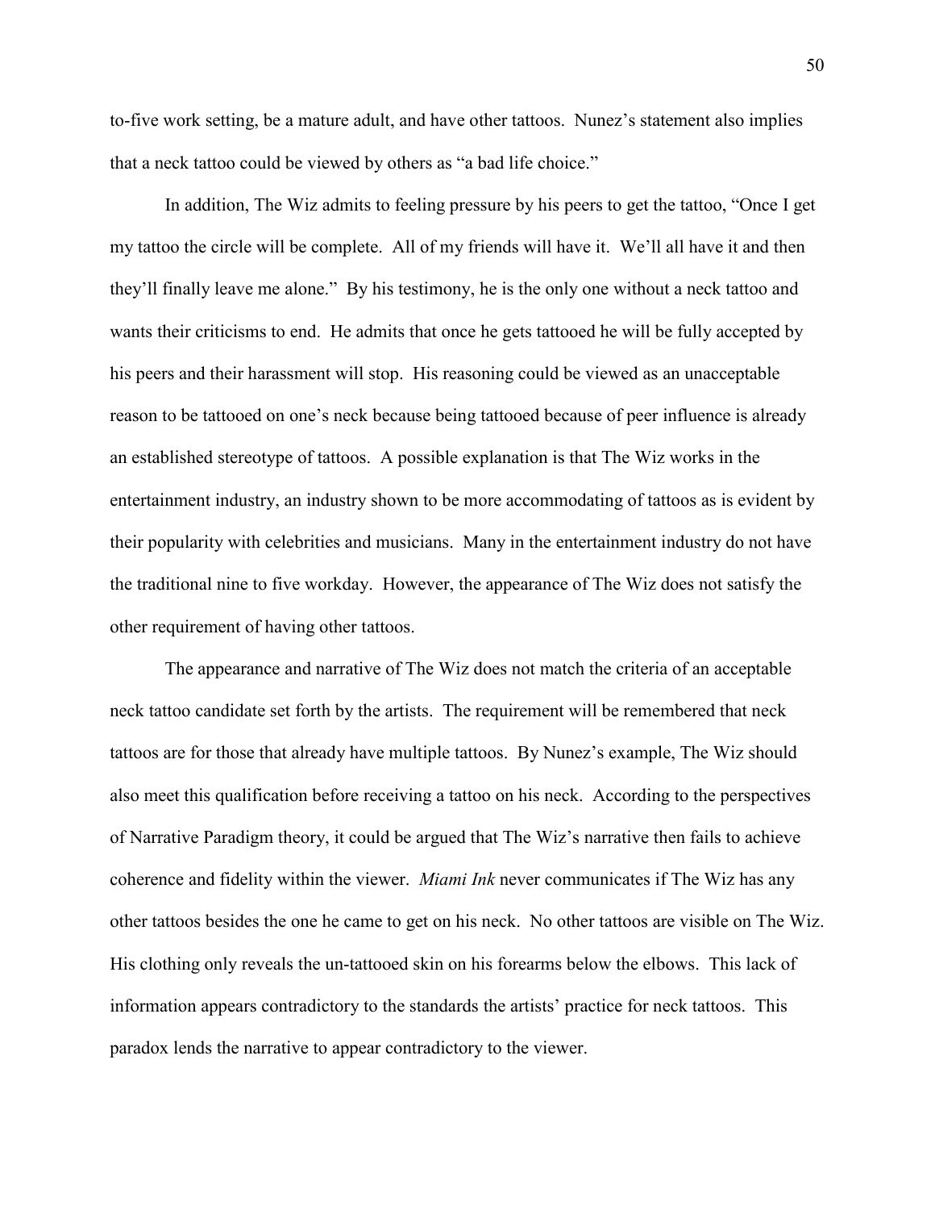to-five work setting, be a mature adult, and have other tattoos. Nunez's statement also implies that a neck tattoo could be viewed by others as "a bad life choice."

In addition, The Wiz admits to feeling pressure by his peers to get the tattoo, "Once I get my tattoo the circle will be complete. All of my friends will have it. We'll all have it and then they'll finally leave me alone." By his testimony, he is the only one without a neck tattoo and wants their criticisms to end. He admits that once he gets tattooed he will be fully accepted by his peers and their harassment will stop. His reasoning could be viewed as an unacceptable reason to be tattooed on one's neck because being tattooed because of peer influence is already an established stereotype of tattoos. A possible explanation is that The Wiz works in the entertainment industry, an industry shown to be more accommodating of tattoos as is evident by their popularity with celebrities and musicians. Many in the entertainment industry do not have the traditional nine to five workday. However, the appearance of The Wiz does not satisfy the other requirement of having other tattoos.

The appearance and narrative of The Wiz does not match the criteria of an acceptable neck tattoo candidate set forth by the artists. The requirement will be remembered that neck tattoos are for those that already have multiple tattoos. By Nunez's example, The Wiz should also meet this qualification before receiving a tattoo on his neck. According to the perspectives of Narrative Paradigm theory, it could be argued that The Wiz's narrative then fails to achieve coherence and fidelity within the viewer. *Miami Ink* never communicates if The Wiz has any other tattoos besides the one he came to get on his neck. No other tattoos are visible on The Wiz. His clothing only reveals the un-tattooed skin on his forearms below the elbows. This lack of information appears contradictory to the standards the artists' practice for neck tattoos. This paradox lends the narrative to appear contradictory to the viewer.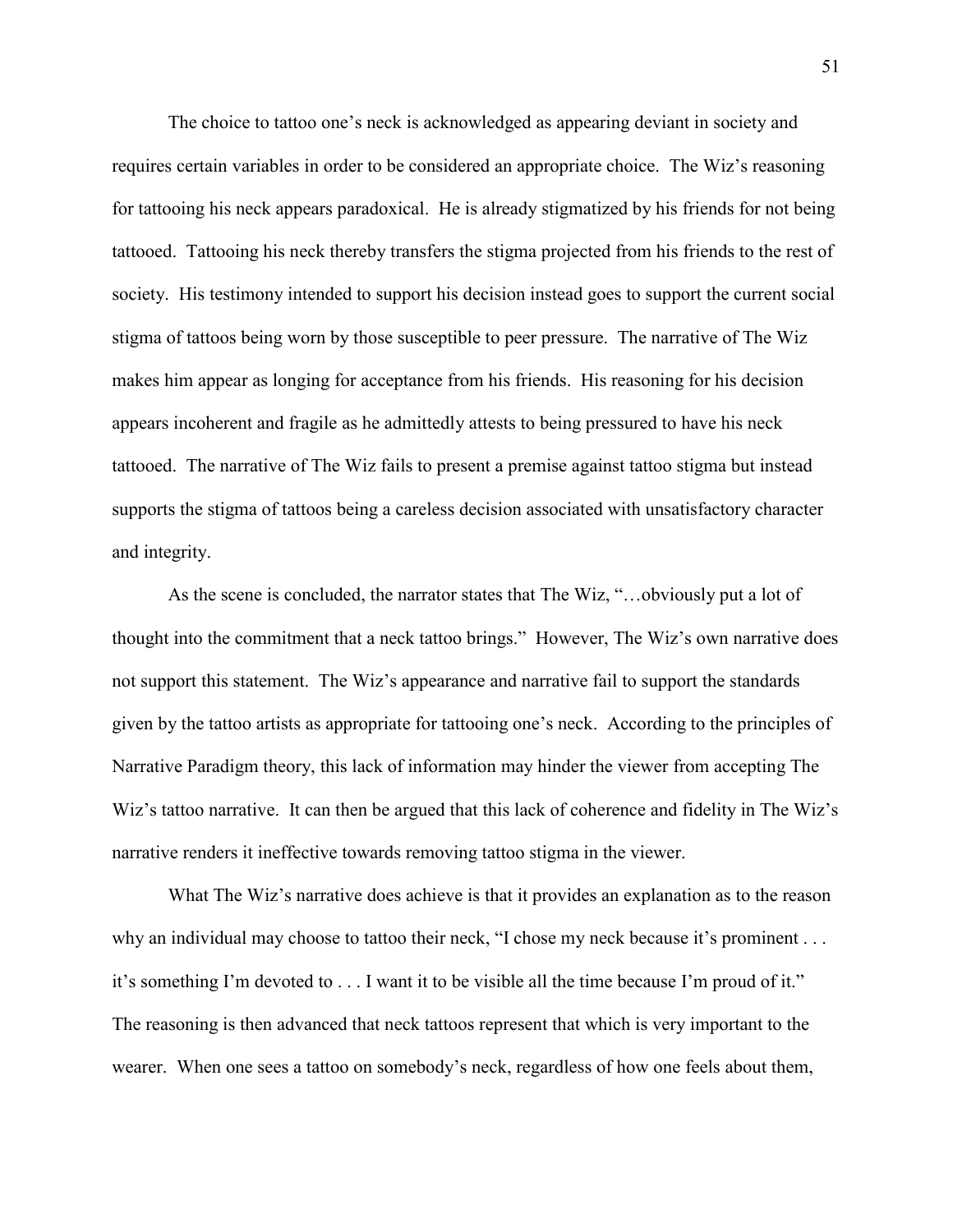The choice to tattoo one's neck is acknowledged as appearing deviant in society and requires certain variables in order to be considered an appropriate choice. The Wiz's reasoning for tattooing his neck appears paradoxical. He is already stigmatized by his friends for not being tattooed. Tattooing his neck thereby transfers the stigma projected from his friends to the rest of society. His testimony intended to support his decision instead goes to support the current social stigma of tattoos being worn by those susceptible to peer pressure. The narrative of The Wiz makes him appear as longing for acceptance from his friends. His reasoning for his decision appears incoherent and fragile as he admittedly attests to being pressured to have his neck tattooed. The narrative of The Wiz fails to present a premise against tattoo stigma but instead supports the stigma of tattoos being a careless decision associated with unsatisfactory character and integrity.

As the scene is concluded, the narrator states that The Wiz, "…obviously put a lot of thought into the commitment that a neck tattoo brings." However, The Wiz's own narrative does not support this statement. The Wiz's appearance and narrative fail to support the standards given by the tattoo artists as appropriate for tattooing one's neck. According to the principles of Narrative Paradigm theory, this lack of information may hinder the viewer from accepting The Wiz's tattoo narrative. It can then be argued that this lack of coherence and fidelity in The Wiz's narrative renders it ineffective towards removing tattoo stigma in the viewer.

What The Wiz's narrative does achieve is that it provides an explanation as to the reason why an individual may choose to tattoo their neck, "I chose my neck because it's prominent . . . it's something I'm devoted to . . . I want it to be visible all the time because I'm proud of it." The reasoning is then advanced that neck tattoos represent that which is very important to the wearer. When one sees a tattoo on somebody's neck, regardless of how one feels about them,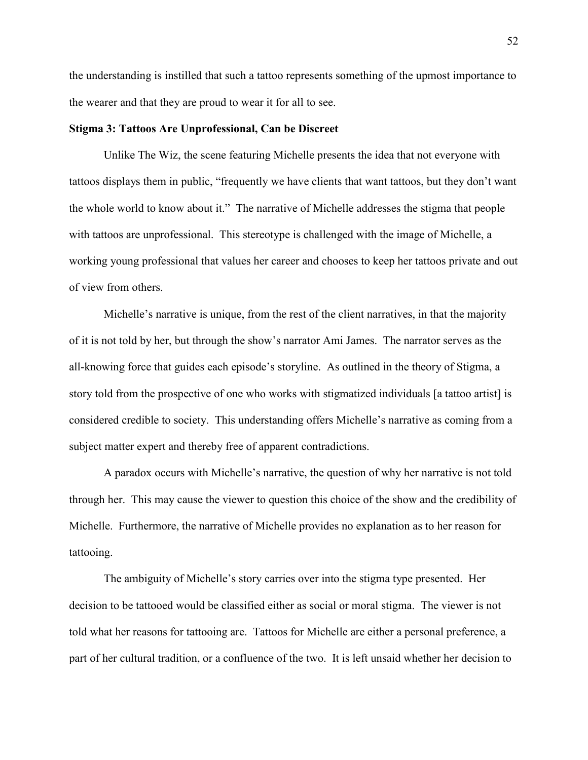the understanding is instilled that such a tattoo represents something of the upmost importance to the wearer and that they are proud to wear it for all to see.

**Stigma 3: Tattoos Are Unprofessional, Can be Discreet**

Unlike The Wiz, the scene featuring Michelle presents the idea that not everyone with tattoos displays them in public, "frequently we have clients that want tattoos, but they don't want the whole world to know about it." The narrative of Michelle addresses the stigma that people with tattoos are unprofessional. This stereotype is challenged with the image of Michelle, a working young professional that values her career and chooses to keep her tattoos private and out of view from others.

Michelle's narrative is unique, from the rest of the client narratives, in that the majority of it is not told by her, but through the show's narrator Ami James. The narrator serves as the all-knowing force that guides each episode's storyline. As outlined in the theory of Stigma, a story told from the prospective of one who works with stigmatized individuals [a tattoo artist] is considered credible to society. This understanding offers Michelle's narrative as coming from a subject matter expert and thereby free of apparent contradictions.

A paradox occurs with Michelle's narrative, the question of why her narrative is not told through her. This may cause the viewer to question this choice of the show and the credibility of Michelle. Furthermore, the narrative of Michelle provides no explanation as to her reason for tattooing.

The ambiguity of Michelle's story carries over into the stigma type presented. Her decision to be tattooed would be classified either as social or moral stigma. The viewer is not told what her reasons for tattooing are. Tattoos for Michelle are either a personal preference, a part of her cultural tradition, or a confluence of the two. It is left unsaid whether her decision to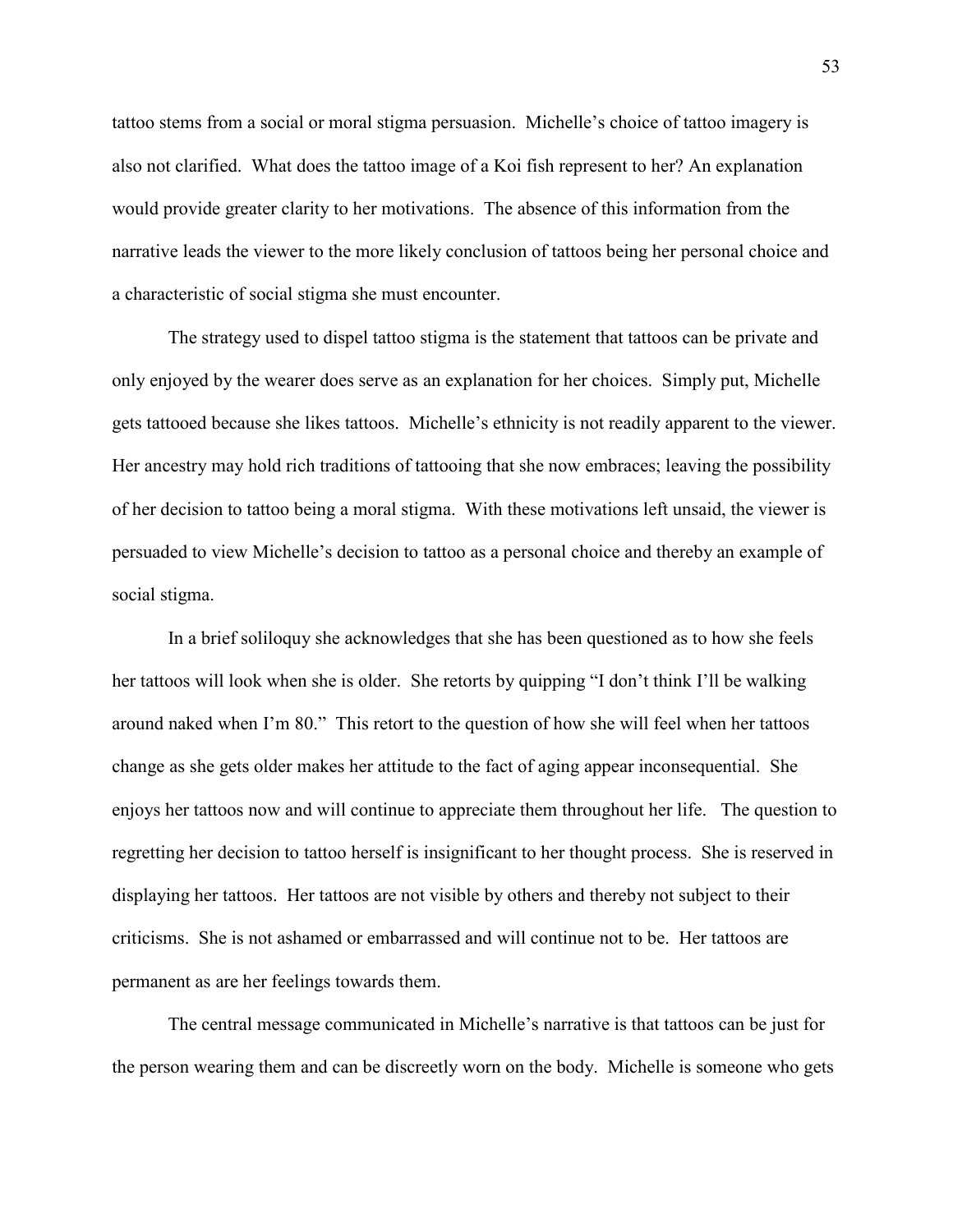tattoo stems from a social or moral stigma persuasion. Michelle's choice of tattoo imagery is also not clarified. What does the tattoo image of a Koi fish represent to her? An explanation would provide greater clarity to her motivations. The absence of this information from the narrative leads the viewer to the more likely conclusion of tattoos being her personal choice and a characteristic of social stigma she must encounter.

The strategy used to dispel tattoo stigma is the statement that tattoos can be private and only enjoyed by the wearer does serve as an explanation for her choices. Simply put, Michelle gets tattooed because she likes tattoos. Michelle's ethnicity is not readily apparent to the viewer. Her ancestry may hold rich traditions of tattooing that she now embraces; leaving the possibility of her decision to tattoo being a moral stigma. With these motivations left unsaid, the viewer is persuaded to view Michelle's decision to tattoo as a personal choice and thereby an example of social stigma.

In a brief soliloquy she acknowledges that she has been questioned as to how she feels her tattoos will look when she is older. She retorts by quipping "I don't think I'll be walking around naked when I'm 80." This retort to the question of how she will feel when her tattoos change as she gets older makes her attitude to the fact of aging appear inconsequential. She enjoys her tattoos now and will continue to appreciate them throughout her life. The question to regretting her decision to tattoo herself is insignificant to her thought process. She is reserved in displaying her tattoos. Her tattoos are not visible by others and thereby not subject to their criticisms. She is not ashamed or embarrassed and will continue not to be. Her tattoos are permanent as are her feelings towards them.

The central message communicated in Michelle's narrative is that tattoos can be just for the person wearing them and can be discreetly worn on the body. Michelle is someone who gets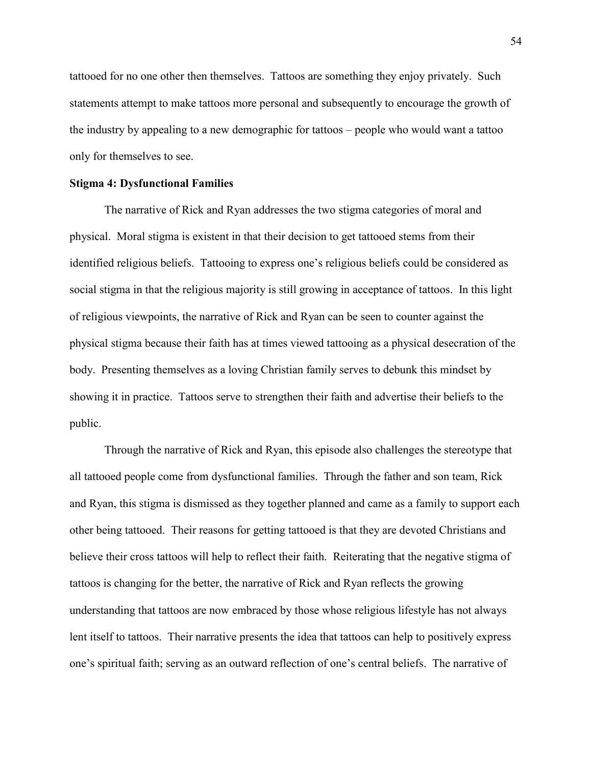tattooed for no one other then themselves. Tattoos are something they enjoy privately. Such statements attempt to make tattoos more personal and subsequently to encourage the growth of the industry by appealing to a new demographic for tattoos – people who would want a tattoo only for themselves to see.

**Stigma 4: Dysfunctional Families**

The narrative of Rick and Ryan addresses the two stigma categories of moral and physical. Moral stigma is existent in that their decision to get tattooed stems from their identified religious beliefs. Tattooing to express one's religious beliefs could be considered as social stigma in that the religious majority is still growing in acceptance of tattoos. In this light of religious viewpoints, the narrative of Rick and Ryan can be seen to counter against the physical stigma because their faith has at times viewed tattooing as a physical desecration of the body. Presenting themselves as a loving Christian family serves to debunk this mindset by showing it in practice. Tattoos serve to strengthen their faith and advertise their beliefs to the public.

Through the narrative of Rick and Ryan, this episode also challenges the stereotype that all tattooed people come from dysfunctional families. Through the father and son team, Rick and Ryan, this stigma is dismissed as they together planned and came as a family to support each other being tattooed. Their reasons for getting tattooed is that they are devoted Christians and believe their cross tattoos will help to reflect their faith. Reiterating that the negative stigma of tattoos is changing for the better, the narrative of Rick and Ryan reflects the growing understanding that tattoos are now embraced by those whose religious lifestyle has not always lent itself to tattoos. Their narrative presents the idea that tattoos can help to positively express one's spiritual faith; serving as an outward reflection of one's central beliefs. The narrative of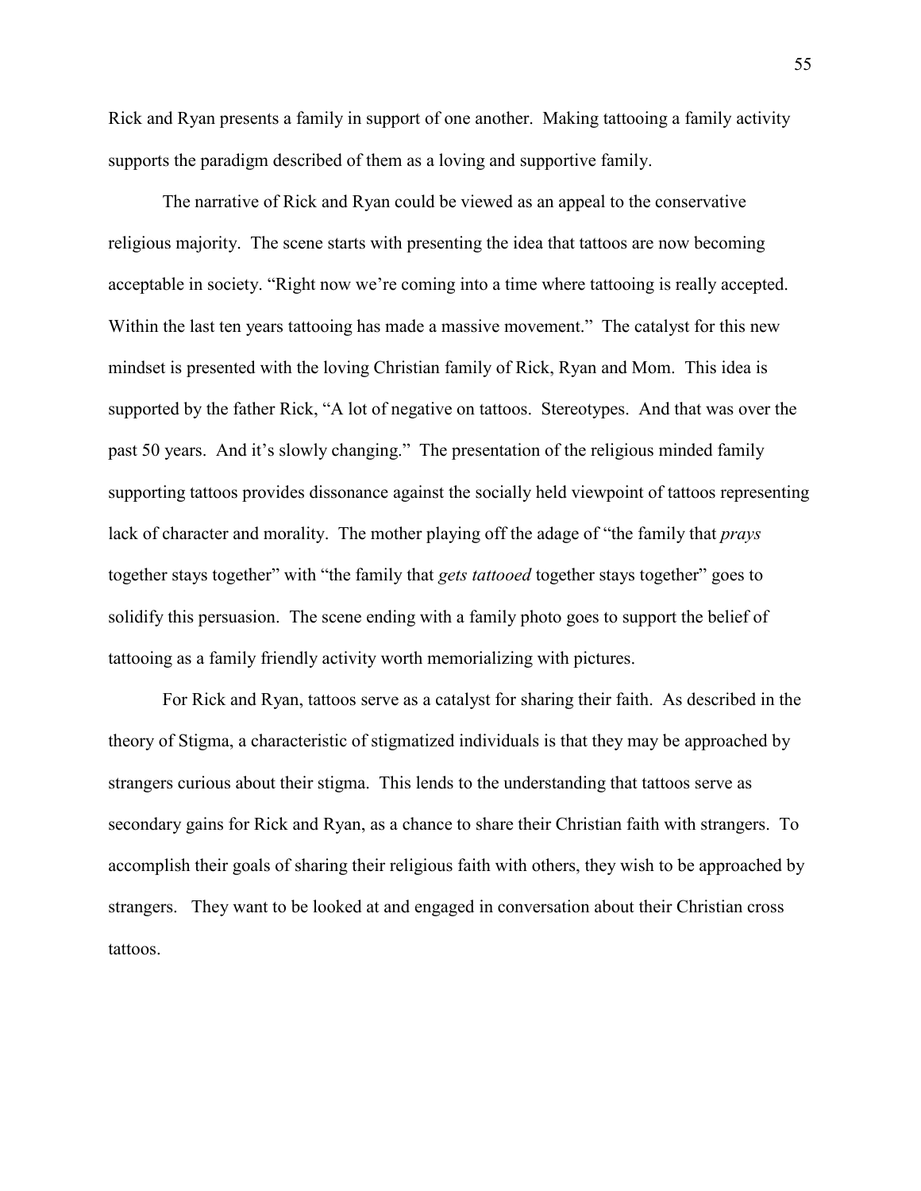Rick and Ryan presents a family in support of one another. Making tattooing a family activity supports the paradigm described of them as a loving and supportive family.

The narrative of Rick and Ryan could be viewed as an appeal to the conservative religious majority. The scene starts with presenting the idea that tattoos are now becoming acceptable in society. "Right now we're coming into a time where tattooing is really accepted. Within the last ten years tattooing has made a massive movement." The catalyst for this new mindset is presented with the loving Christian family of Rick, Ryan and Mom. This idea is supported by the father Rick, "A lot of negative on tattoos. Stereotypes. And that was over the past 50 years. And it's slowly changing." The presentation of the religious minded family supporting tattoos provides dissonance against the socially held viewpoint of tattoos representing lack of character and morality. The mother playing off the adage of "the family that *prays* together stays together" with "the family that *gets tattooed* together stays together" goes to solidify this persuasion. The scene ending with a family photo goes to support the belief of tattooing as a family friendly activity worth memorializing with pictures.

For Rick and Ryan, tattoos serve as a catalyst for sharing their faith. As described in the theory of Stigma, a characteristic of stigmatized individuals is that they may be approached by strangers curious about their stigma. This lends to the understanding that tattoos serve as secondary gains for Rick and Ryan, as a chance to share their Christian faith with strangers. To accomplish their goals of sharing their religious faith with others, they wish to be approached by strangers. They want to be looked at and engaged in conversation about their Christian cross tattoos.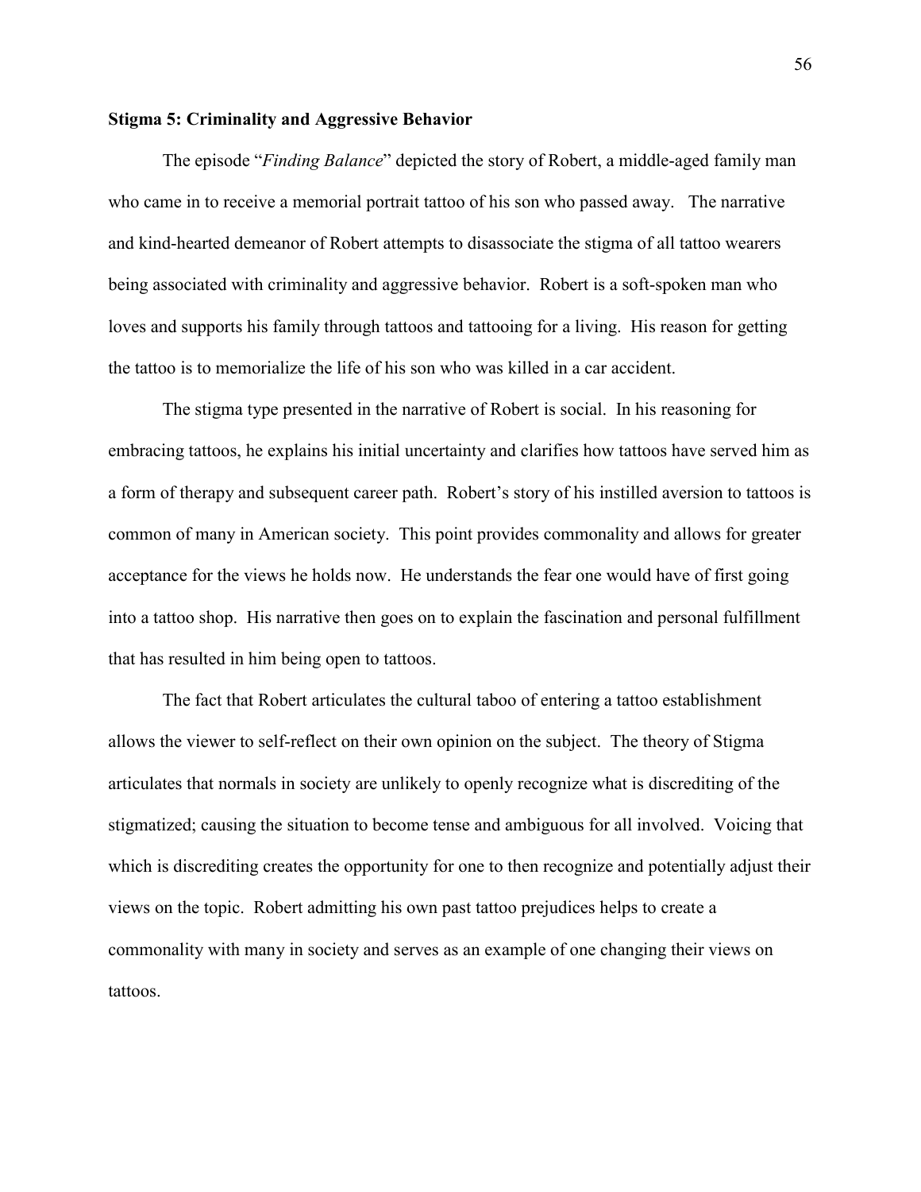**Stigma 5: Criminality and Aggressive Behavior**

The episode "*Finding Balance*" depicted the story of Robert, a middle-aged family man who came in to receive a memorial portrait tattoo of his son who passed away. The narrative and kind-hearted demeanor of Robert attempts to disassociate the stigma of all tattoo wearers being associated with criminality and aggressive behavior. Robert is a soft-spoken man who loves and supports his family through tattoos and tattooing for a living. His reason for getting the tattoo is to memorialize the life of his son who was killed in a car accident.

The stigma type presented in the narrative of Robert is social. In his reasoning for embracing tattoos, he explains his initial uncertainty and clarifies how tattoos have served him as a form of therapy and subsequent career path. Robert's story of his instilled aversion to tattoos is common of many in American society. This point provides commonality and allows for greater acceptance for the views he holds now. He understands the fear one would have of first going into a tattoo shop. His narrative then goes on to explain the fascination and personal fulfillment that has resulted in him being open to tattoos.

The fact that Robert articulates the cultural taboo of entering a tattoo establishment allows the viewer to self-reflect on their own opinion on the subject. The theory of Stigma articulates that normals in society are unlikely to openly recognize what is discrediting of the stigmatized; causing the situation to become tense and ambiguous for all involved. Voicing that which is discrediting creates the opportunity for one to then recognize and potentially adjust their views on the topic. Robert admitting his own past tattoo prejudices helps to create a commonality with many in society and serves as an example of one changing their views on tattoos.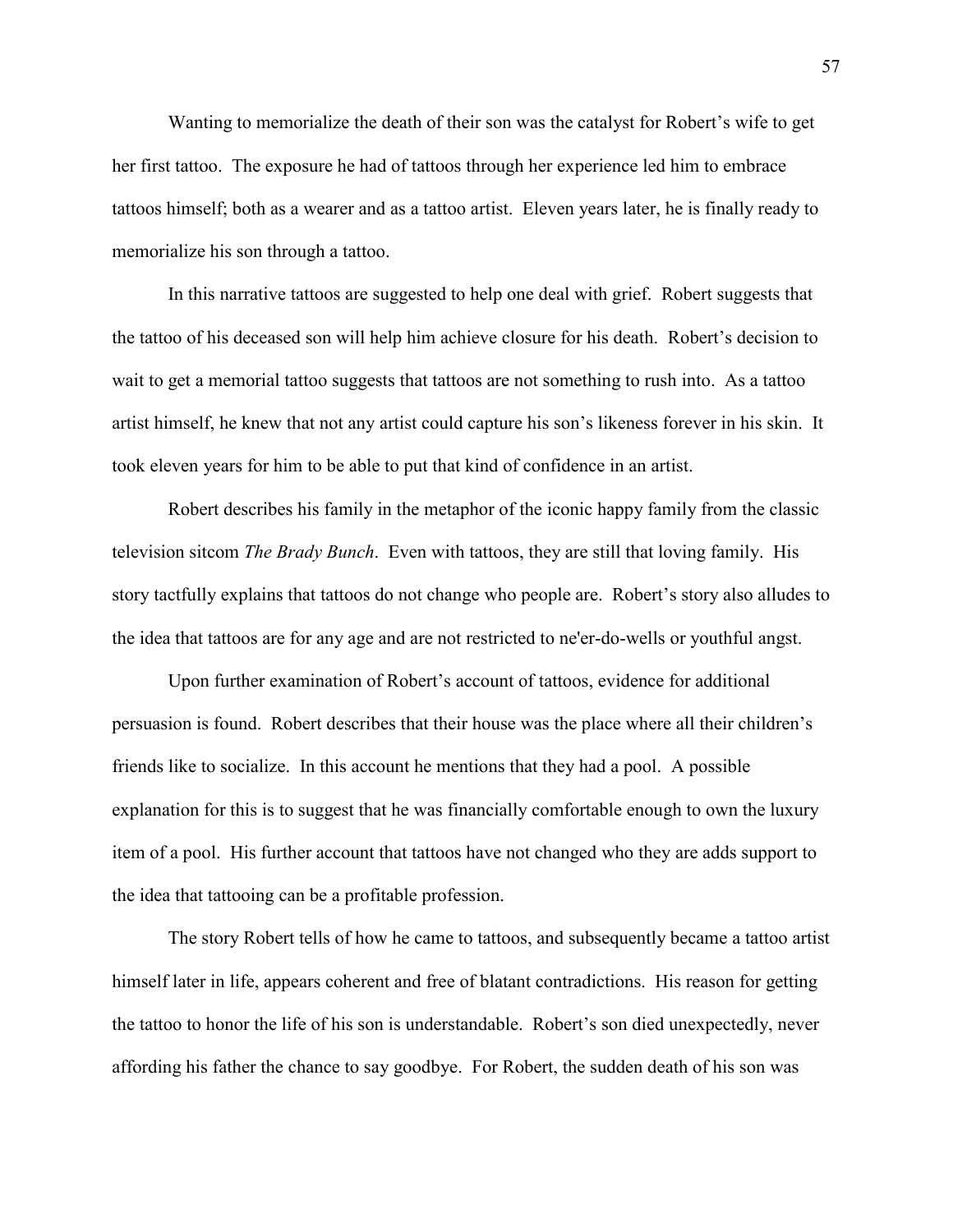Wanting to memorialize the death of their son was the catalyst for Robert's wife to get her first tattoo. The exposure he had of tattoos through her experience led him to embrace tattoos himself; both as a wearer and as a tattoo artist. Eleven years later, he is finally ready to memorialize his son through a tattoo.

In this narrative tattoos are suggested to help one deal with grief. Robert suggests that the tattoo of his deceased son will help him achieve closure for his death. Robert's decision to wait to get a memorial tattoo suggests that tattoos are not something to rush into. As a tattoo artist himself, he knew that not any artist could capture his son's likeness forever in his skin. It took eleven years for him to be able to put that kind of confidence in an artist.

Robert describes his family in the metaphor of the iconic happy family from the classic television sitcom *The Brady Bunch*. Even with tattoos, they are still that loving family. His story tactfully explains that tattoos do not change who people are. Robert's story also alludes to the idea that tattoos are for any age and are not restricted to ne'er-do-wells or youthful angst.

Upon further examination of Robert's account of tattoos, evidence for additional persuasion is found. Robert describes that their house was the place where all their children's friends like to socialize. In this account he mentions that they had a pool. A possible explanation for this is to suggest that he was financially comfortable enough to own the luxury item of a pool. His further account that tattoos have not changed who they are adds support to the idea that tattooing can be a profitable profession.

The story Robert tells of how he came to tattoos, and subsequently became a tattoo artist himself later in life, appears coherent and free of blatant contradictions. His reason for getting the tattoo to honor the life of his son is understandable. Robert's son died unexpectedly, never affording his father the chance to say goodbye. For Robert, the sudden death of his son was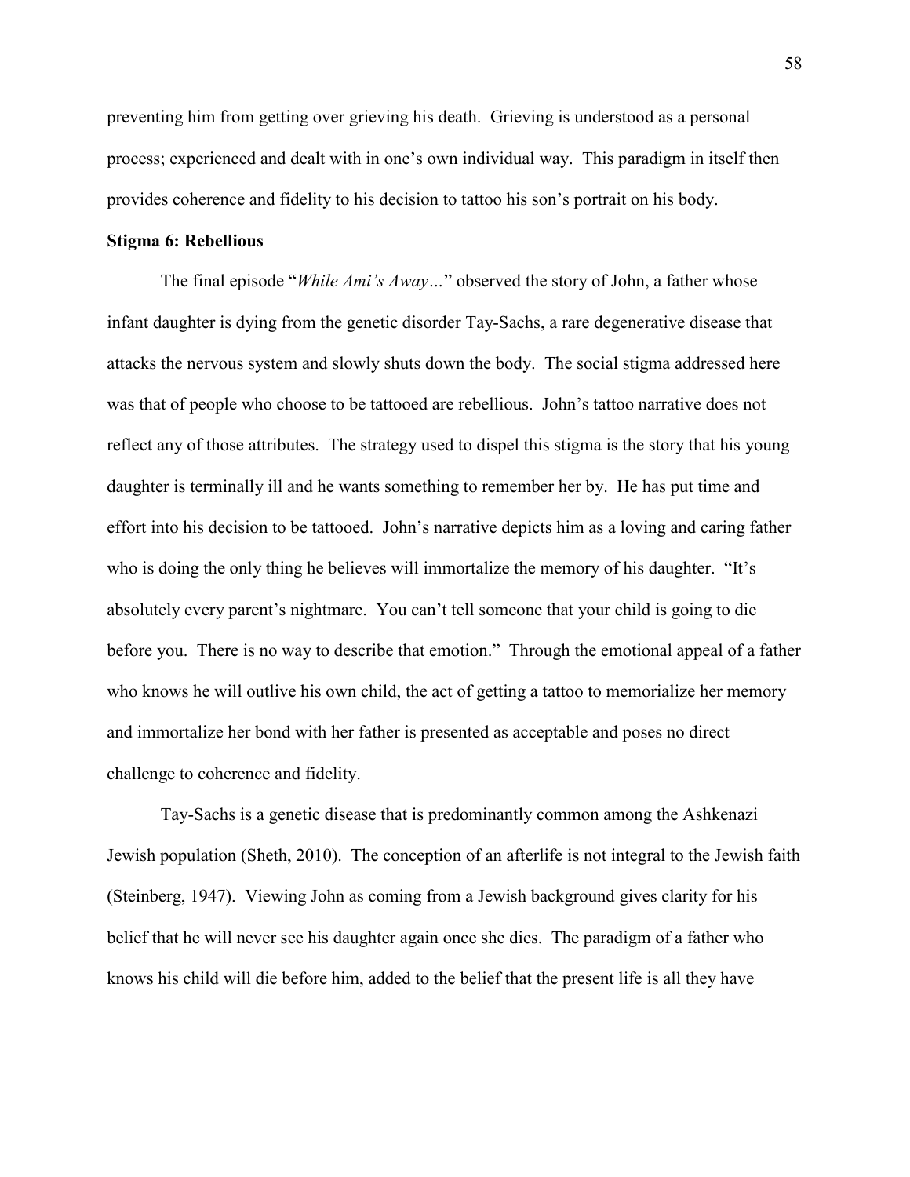preventing him from getting over grieving his death. Grieving is understood as a personal process; experienced and dealt with in one's own individual way. This paradigm in itself then provides coherence and fidelity to his decision to tattoo his son's portrait on his body.

**Stigma 6: Rebellious**

The final episode "*While Ami's Away…*" observed the story of John, a father whose infant daughter is dying from the genetic disorder Tay-Sachs, a rare degenerative disease that attacks the nervous system and slowly shuts down the body. The social stigma addressed here was that of people who choose to be tattooed are rebellious. John's tattoo narrative does not reflect any of those attributes. The strategy used to dispel this stigma is the story that his young daughter is terminally ill and he wants something to remember her by. He has put time and effort into his decision to be tattooed. John's narrative depicts him as a loving and caring father who is doing the only thing he believes will immortalize the memory of his daughter. "It's absolutely every parent's nightmare. You can't tell someone that your child is going to die before you. There is no way to describe that emotion." Through the emotional appeal of a father who knows he will outlive his own child, the act of getting a tattoo to memorialize her memory and immortalize her bond with her father is presented as acceptable and poses no direct challenge to coherence and fidelity.

Tay-Sachs is a genetic disease that is predominantly common among the Ashkenazi Jewish population (Sheth, 2010). The conception of an afterlife is not integral to the Jewish faith (Steinberg, 1947). Viewing John as coming from a Jewish background gives clarity for his belief that he will never see his daughter again once she dies. The paradigm of a father who knows his child will die before him, added to the belief that the present life is all they have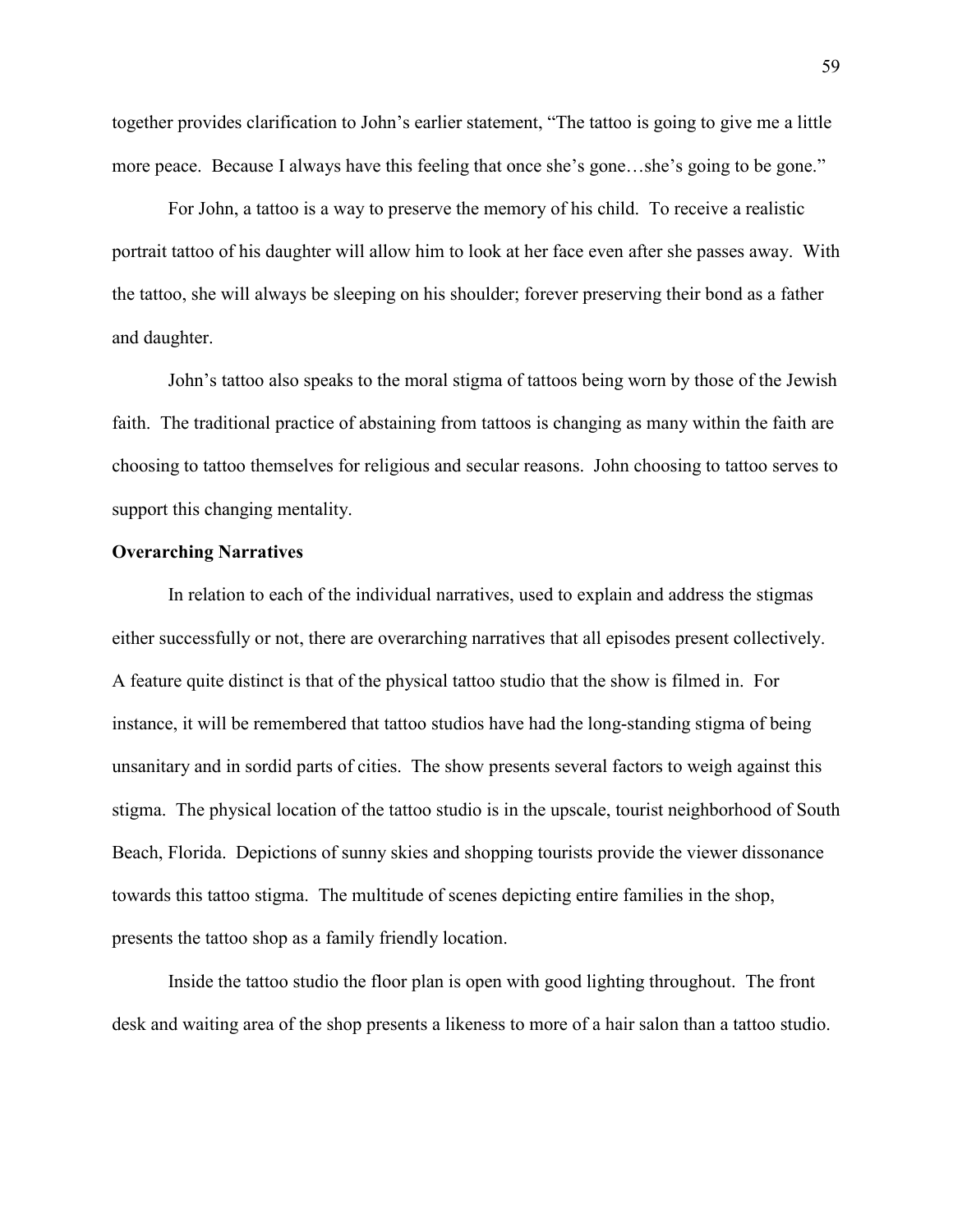together provides clarification to John's earlier statement, "The tattoo is going to give me a little more peace. Because I always have this feeling that once she's gone…she's going to be gone."

For John, a tattoo is a way to preserve the memory of his child. To receive a realistic portrait tattoo of his daughter will allow him to look at her face even after she passes away. With the tattoo, she will always be sleeping on his shoulder; forever preserving their bond as a father and daughter.

John's tattoo also speaks to the moral stigma of tattoos being worn by those of the Jewish faith. The traditional practice of abstaining from tattoos is changing as many within the faith are choosing to tattoo themselves for religious and secular reasons. John choosing to tattoo serves to support this changing mentality.

**Overarching Narratives**

In relation to each of the individual narratives, used to explain and address the stigmas either successfully or not, there are overarching narratives that all episodes present collectively. A feature quite distinct is that of the physical tattoo studio that the show is filmed in. For instance, it will be remembered that tattoo studios have had the long-standing stigma of being unsanitary and in sordid parts of cities. The show presents several factors to weigh against this stigma. The physical location of the tattoo studio is in the upscale, tourist neighborhood of South Beach, Florida. Depictions of sunny skies and shopping tourists provide the viewer dissonance towards this tattoo stigma. The multitude of scenes depicting entire families in the shop, presents the tattoo shop as a family friendly location.

Inside the tattoo studio the floor plan is open with good lighting throughout. The front desk and waiting area of the shop presents a likeness to more of a hair salon than a tattoo studio.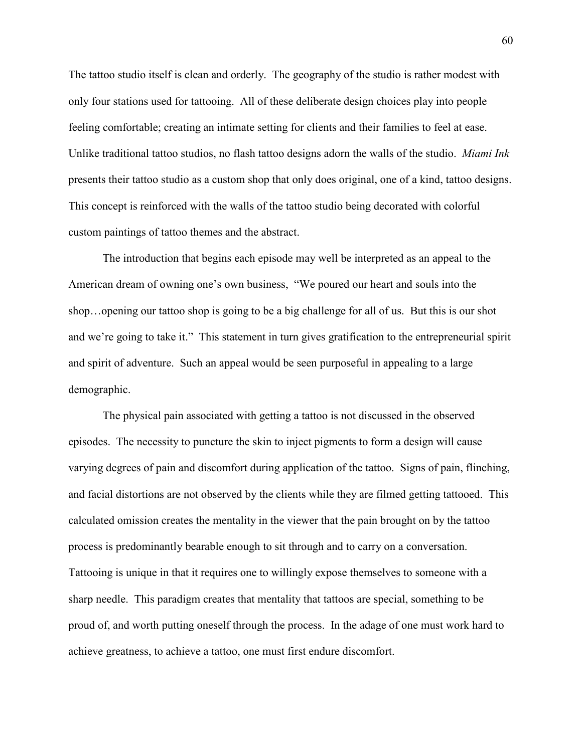The tattoo studio itself is clean and orderly. The geography of the studio is rather modest with only four stations used for tattooing. All of these deliberate design choices play into people feeling comfortable; creating an intimate setting for clients and their families to feel at ease. Unlike traditional tattoo studios, no flash tattoo designs adorn the walls of the studio. *Miami Ink* presents their tattoo studio as a custom shop that only does original, one of a kind, tattoo designs. This concept is reinforced with the walls of the tattoo studio being decorated with colorful custom paintings of tattoo themes and the abstract.

The introduction that begins each episode may well be interpreted as an appeal to the American dream of owning one's own business, "We poured our heart and souls into the shop…opening our tattoo shop is going to be a big challenge for all of us. But this is our shot and we're going to take it." This statement in turn gives gratification to the entrepreneurial spirit and spirit of adventure. Such an appeal would be seen purposeful in appealing to a large demographic.

The physical pain associated with getting a tattoo is not discussed in the observed episodes. The necessity to puncture the skin to inject pigments to form a design will cause varying degrees of pain and discomfort during application of the tattoo. Signs of pain, flinching, and facial distortions are not observed by the clients while they are filmed getting tattooed. This calculated omission creates the mentality in the viewer that the pain brought on by the tattoo process is predominantly bearable enough to sit through and to carry on a conversation. Tattooing is unique in that it requires one to willingly expose themselves to someone with a sharp needle. This paradigm creates that mentality that tattoos are special, something to be proud of, and worth putting oneself through the process. In the adage of one must work hard to achieve greatness, to achieve a tattoo, one must first endure discomfort.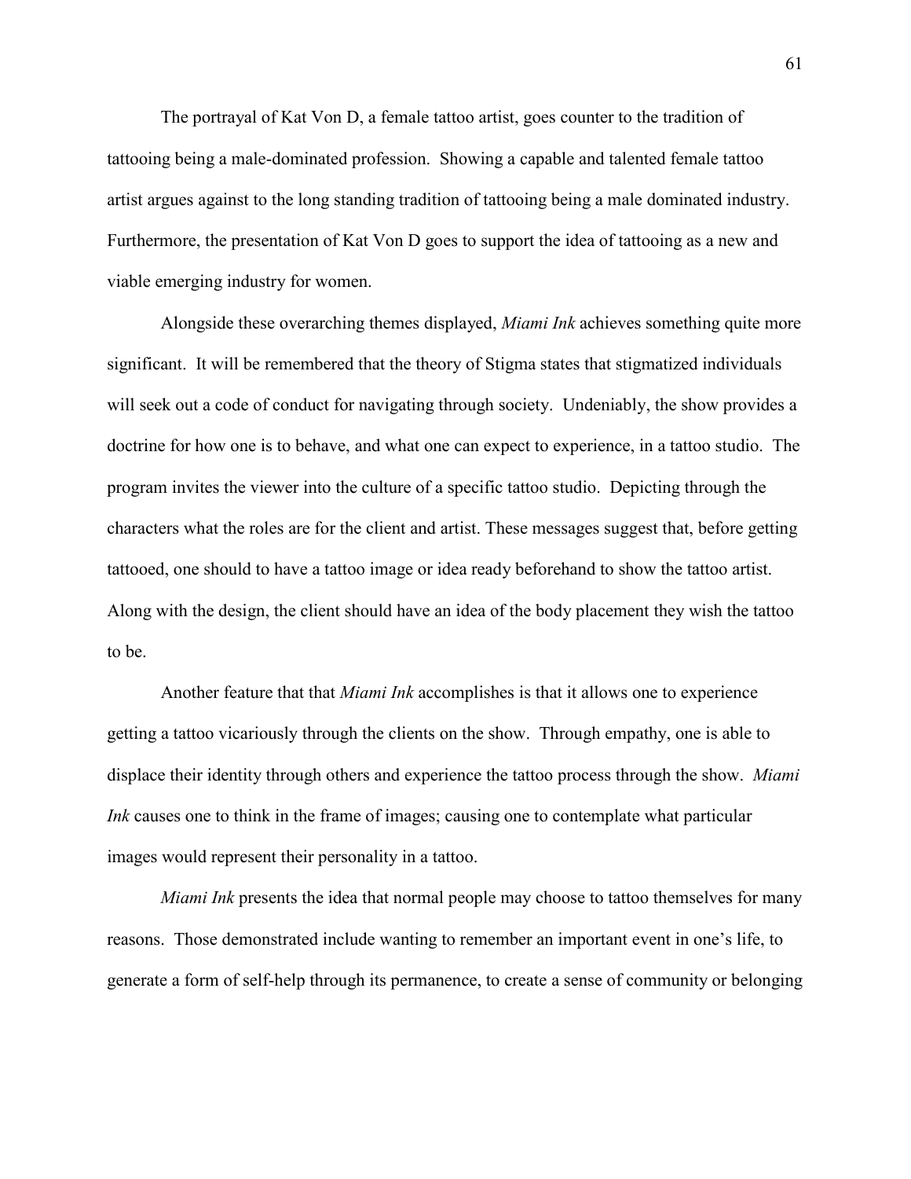The portrayal of Kat Von D, a female tattoo artist, goes counter to the tradition of tattooing being a male-dominated profession. Showing a capable and talented female tattoo artist argues against to the long standing tradition of tattooing being a male dominated industry. Furthermore, the presentation of Kat Von D goes to support the idea of tattooing as a new and viable emerging industry for women.

Alongside these overarching themes displayed, *Miami Ink* achieves something quite more significant. It will be remembered that the theory of Stigma states that stigmatized individuals will seek out a code of conduct for navigating through society. Undeniably, the show provides a doctrine for how one is to behave, and what one can expect to experience, in a tattoo studio. The program invites the viewer into the culture of a specific tattoo studio. Depicting through the characters what the roles are for the client and artist. These messages suggest that, before getting tattooed, one should to have a tattoo image or idea ready beforehand to show the tattoo artist. Along with the design, the client should have an idea of the body placement they wish the tattoo to be.

Another feature that that *Miami Ink* accomplishes is that it allows one to experience getting a tattoo vicariously through the clients on the show. Through empathy, one is able to displace their identity through others and experience the tattoo process through the show. *Miami Ink* causes one to think in the frame of images; causing one to contemplate what particular images would represent their personality in a tattoo.

*Miami Ink* presents the idea that normal people may choose to tattoo themselves for many reasons. Those demonstrated include wanting to remember an important event in one's life, to generate a form of self-help through its permanence, to create a sense of community or belonging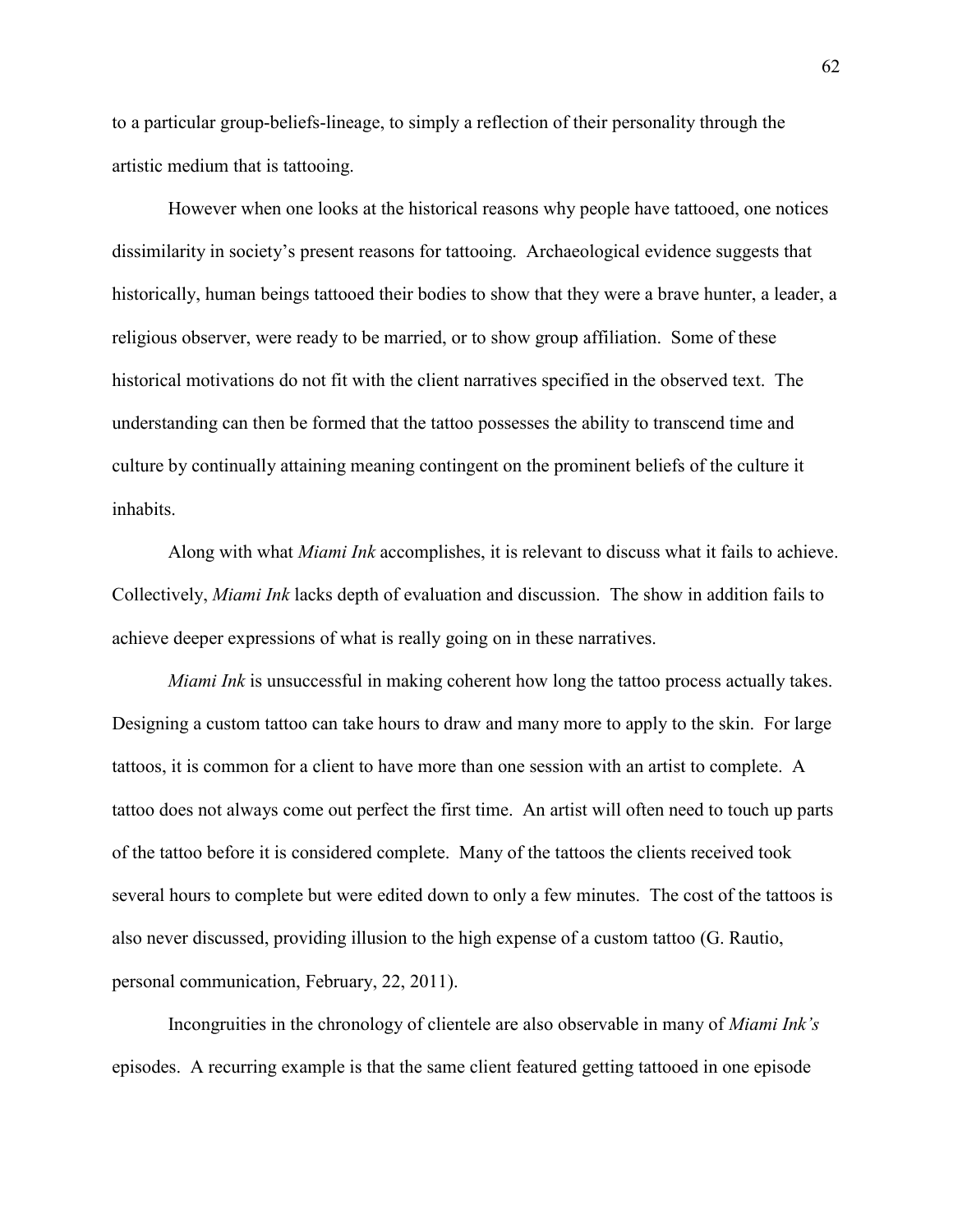to a particular group-beliefs-lineage, to simply a reflection of their personality through the artistic medium that is tattooing.

However when one looks at the historical reasons why people have tattooed, one notices dissimilarity in society's present reasons for tattooing. Archaeological evidence suggests that historically, human beings tattooed their bodies to show that they were a brave hunter, a leader, a religious observer, were ready to be married, or to show group affiliation. Some of these historical motivations do not fit with the client narratives specified in the observed text. The understanding can then be formed that the tattoo possesses the ability to transcend time and culture by continually attaining meaning contingent on the prominent beliefs of the culture it inhabits.

Along with what *Miami Ink* accomplishes, it is relevant to discuss what it fails to achieve. Collectively, *Miami Ink* lacks depth of evaluation and discussion. The show in addition fails to achieve deeper expressions of what is really going on in these narratives.

*Miami Ink* is unsuccessful in making coherent how long the tattoo process actually takes. Designing a custom tattoo can take hours to draw and many more to apply to the skin. For large tattoos, it is common for a client to have more than one session with an artist to complete. A tattoo does not always come out perfect the first time. An artist will often need to touch up parts of the tattoo before it is considered complete. Many of the tattoos the clients received took several hours to complete but were edited down to only a few minutes. The cost of the tattoos is also never discussed, providing illusion to the high expense of a custom tattoo (G. Rautio, personal communication, February, 22, 2011).

Incongruities in the chronology of clientele are also observable in many of *Miami Ink's* episodes. A recurring example is that the same client featured getting tattooed in one episode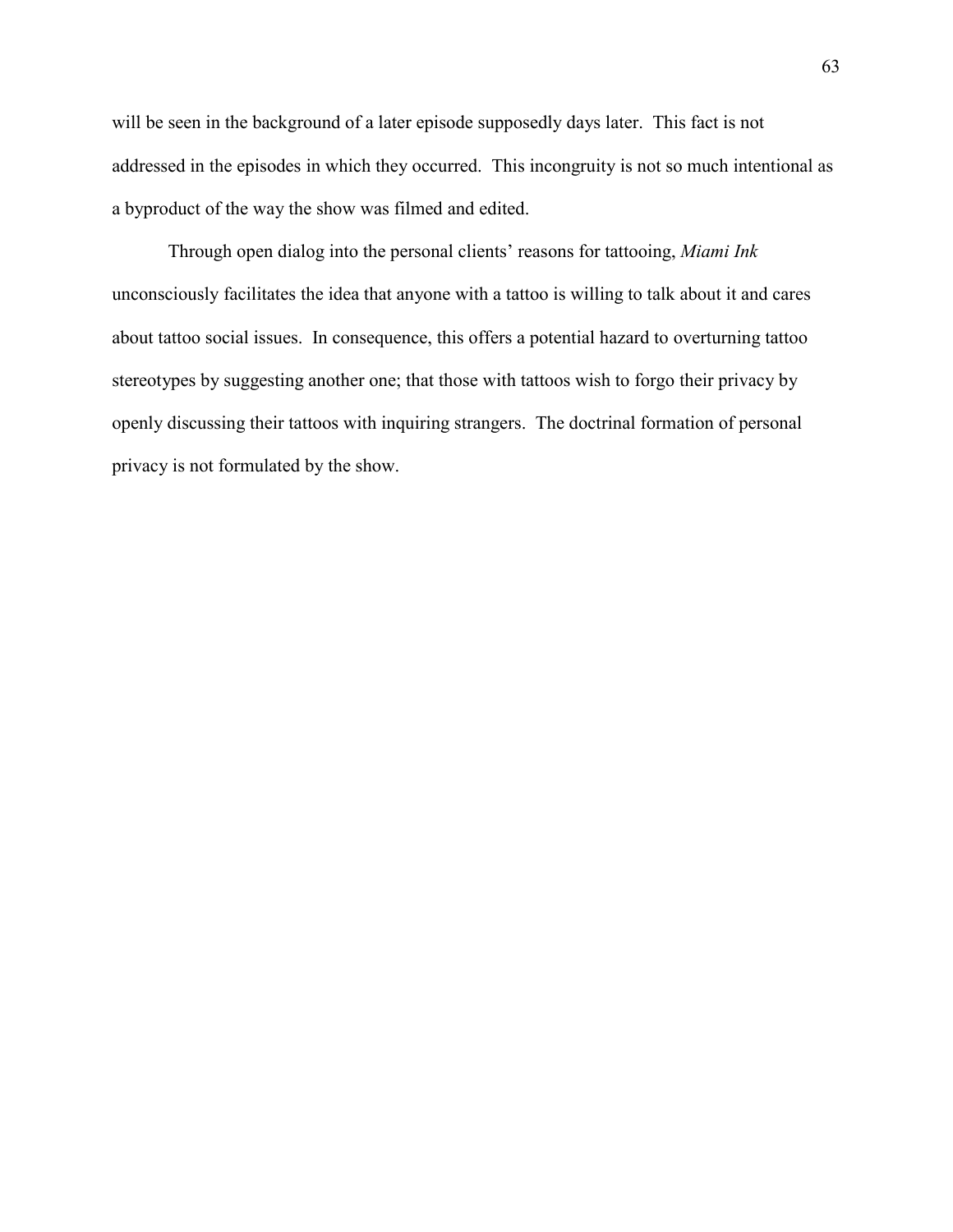will be seen in the background of a later episode supposedly days later. This fact is not addressed in the episodes in which they occurred. This incongruity is not so much intentional as a byproduct of the way the show was filmed and edited.

Through open dialog into the personal clients' reasons for tattooing, *Miami Ink* unconsciously facilitates the idea that anyone with a tattoo is willing to talk about it and cares about tattoo social issues. In consequence, this offers a potential hazard to overturning tattoo stereotypes by suggesting another one; that those with tattoos wish to forgo their privacy by openly discussing their tattoos with inquiring strangers. The doctrinal formation of personal privacy is not formulated by the show.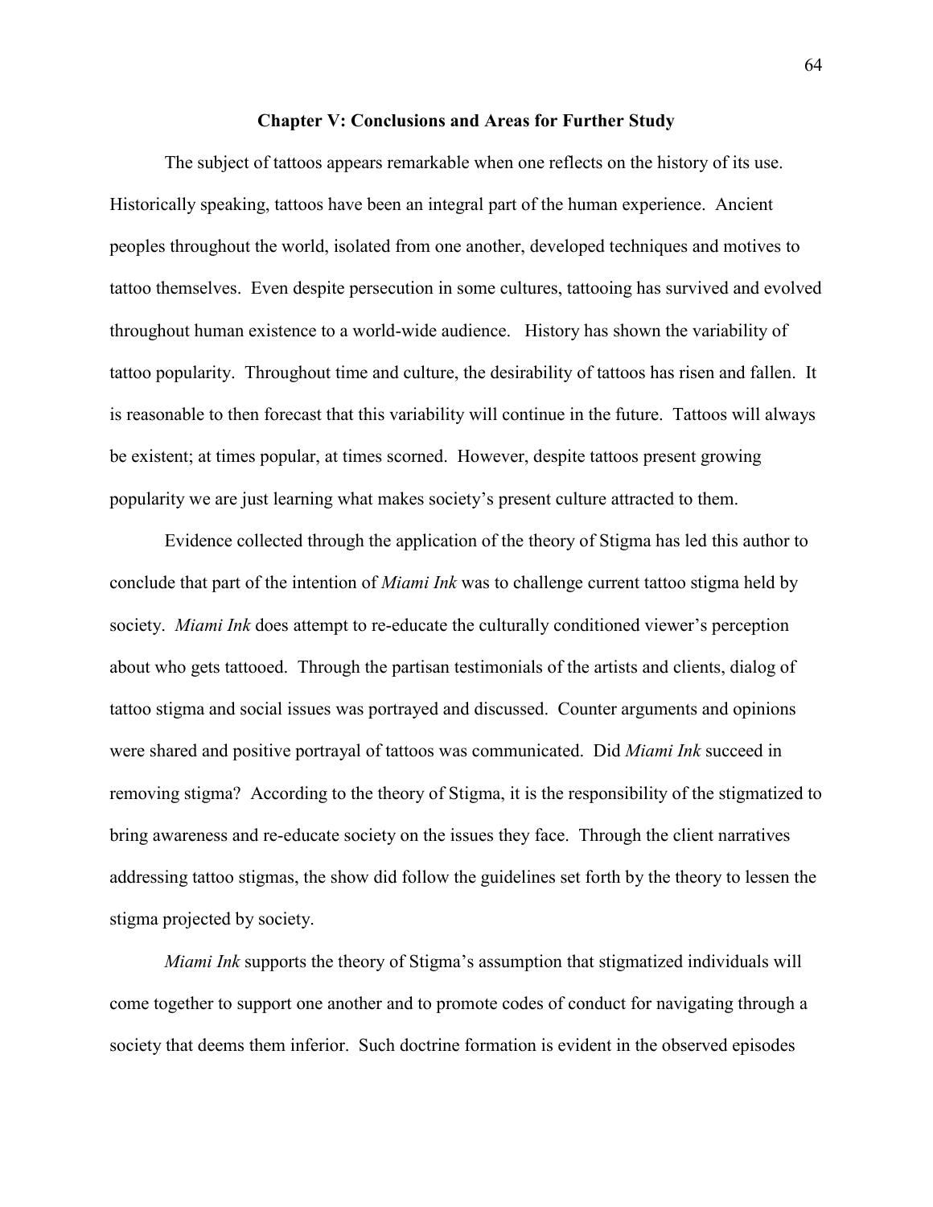## Chapter V: Conclusions and Areas for Further Study

The subject of tattoos appears remarkable when one reflects on the history of its use. Historically speaking, tattoos have been an integral part of the human experience. Ancient peoples throughout the world, isolated from one another, developed techniques and motives to tattoo themselves. Even despite persecution in some cultures, tattooing has survived and evolved throughout human existence to a world-wide audience. History has shown the variability of tattoo popularity. Throughout time and culture, the desirability of tattoos has risen and fallen. It is reasonable to then forecast that this variability will continue in the future. Tattoos will always be existent; at times popular, at times scorned. However, despite tattoos present growing popularity we are just learning what makes society's present culture attracted to them.

Evidence collected through the application of the theory of Stigma has led this author to conclude that part of the intention of *Miami Ink* was to challenge current tattoo stigma held by society. *Miami Ink* does attempt to re-educate the culturally conditioned viewer's perception about who gets tattooed. Through the partisan testimonials of the artists and clients, dialog of tattoo stigma and social issues was portrayed and discussed. Counter arguments and opinions were shared and positive portrayal of tattoos was communicated. Did *Miami Ink* succeed in removing stigma? According to the theory of Stigma, it is the responsibility of the stigmatized to bring awareness and re-educate society on the issues they face. Through the client narratives addressing tattoo stigmas, the show did follow the guidelines set forth by the theory to lessen the stigma projected by society.

*Miami Ink* supports the theory of Stigma's assumption that stigmatized individuals will come together to support one another and to promote codes of conduct for navigating through a society that deems them inferior. Such doctrine formation is evident in the observed episodes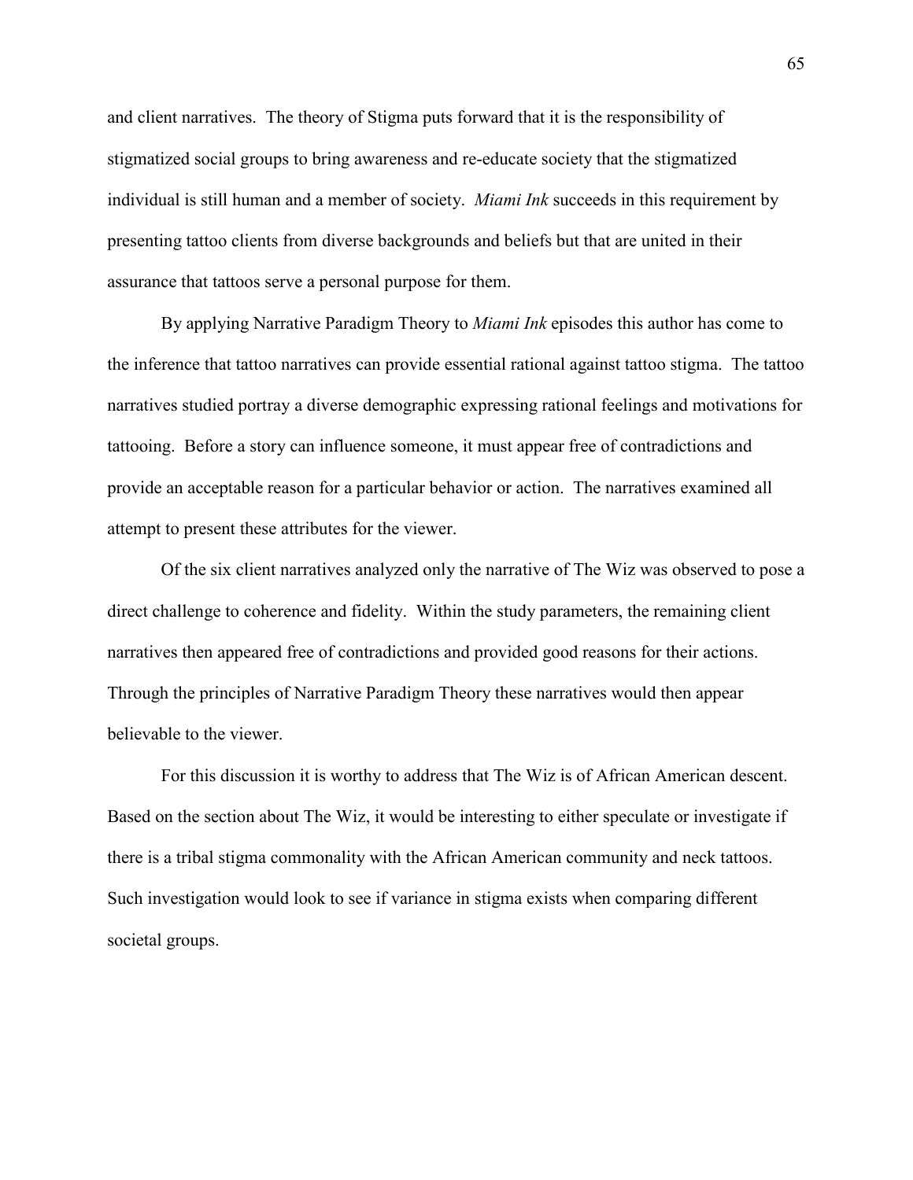and client narratives. The theory of Stigma puts forward that it is the responsibility of stigmatized social groups to bring awareness and re-educate society that the stigmatized individual is still human and a member of society. *Miami Ink* succeeds in this requirement by presenting tattoo clients from diverse backgrounds and beliefs but that are united in their assurance that tattoos serve a personal purpose for them.

By applying Narrative Paradigm Theory to *Miami Ink* episodes this author has come to the inference that tattoo narratives can provide essential rational against tattoo stigma. The tattoo narratives studied portray a diverse demographic expressing rational feelings and motivations for tattooing. Before a story can influence someone, it must appear free of contradictions and provide an acceptable reason for a particular behavior or action. The narratives examined all attempt to present these attributes for the viewer.

Of the six client narratives analyzed only the narrative of The Wiz was observed to pose a direct challenge to coherence and fidelity. Within the study parameters, the remaining client narratives then appeared free of contradictions and provided good reasons for their actions. Through the principles of Narrative Paradigm Theory these narratives would then appear believable to the viewer.

For this discussion it is worthy to address that The Wiz is of African American descent. Based on the section about The Wiz, it would be interesting to either speculate or investigate if there is a tribal stigma commonality with the African American community and neck tattoos. Such investigation would look to see if variance in stigma exists when comparing different societal groups.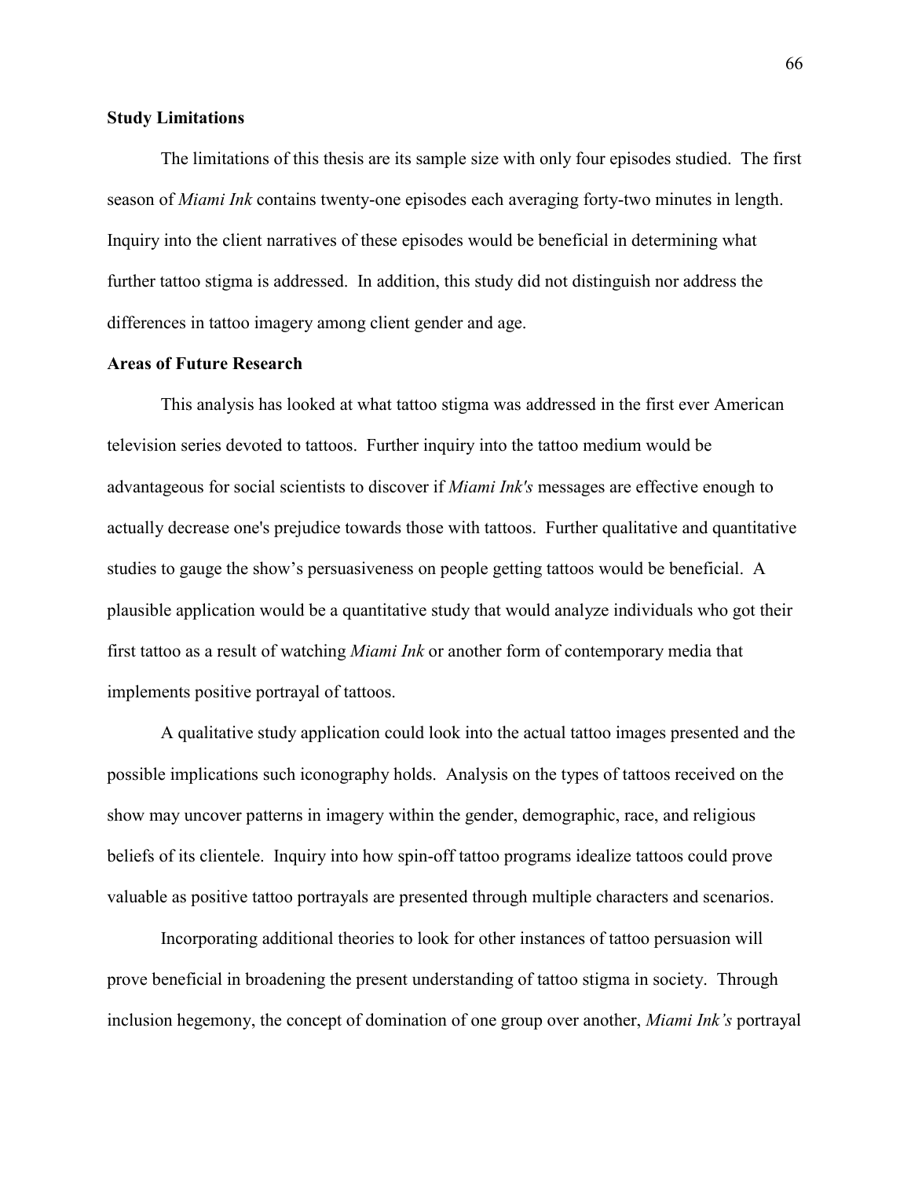**Study Limitations**

The limitations of this thesis are its sample size with only four episodes studied. The first season of *Miami Ink* contains twenty-one episodes each averaging forty-two minutes in length. Inquiry into the client narratives of these episodes would be beneficial in determining what further tattoo stigma is addressed. In addition, this study did not distinguish nor address the differences in tattoo imagery among client gender and age.

**Areas of Future Research**

This analysis has looked at what tattoo stigma was addressed in the first ever American television series devoted to tattoos. Further inquiry into the tattoo medium would be advantageous for social scientists to discover if *Miami Ink's* messages are effective enough to actually decrease one's prejudice towards those with tattoos. Further qualitative and quantitative studies to gauge the show's persuasiveness on people getting tattoos would be beneficial. A plausible application would be a quantitative study that would analyze individuals who got their first tattoo as a result of watching *Miami Ink* or another form of contemporary media that implements positive portrayal of tattoos.

A qualitative study application could look into the actual tattoo images presented and the possible implications such iconography holds. Analysis on the types of tattoos received on the show may uncover patterns in imagery within the gender, demographic, race, and religious beliefs of its clientele. Inquiry into how spin-off tattoo programs idealize tattoos could prove valuable as positive tattoo portrayals are presented through multiple characters and scenarios.

Incorporating additional theories to look for other instances of tattoo persuasion will prove beneficial in broadening the present understanding of tattoo stigma in society. Through inclusion hegemony, the concept of domination of one group over another, *Miami Ink's* portrayal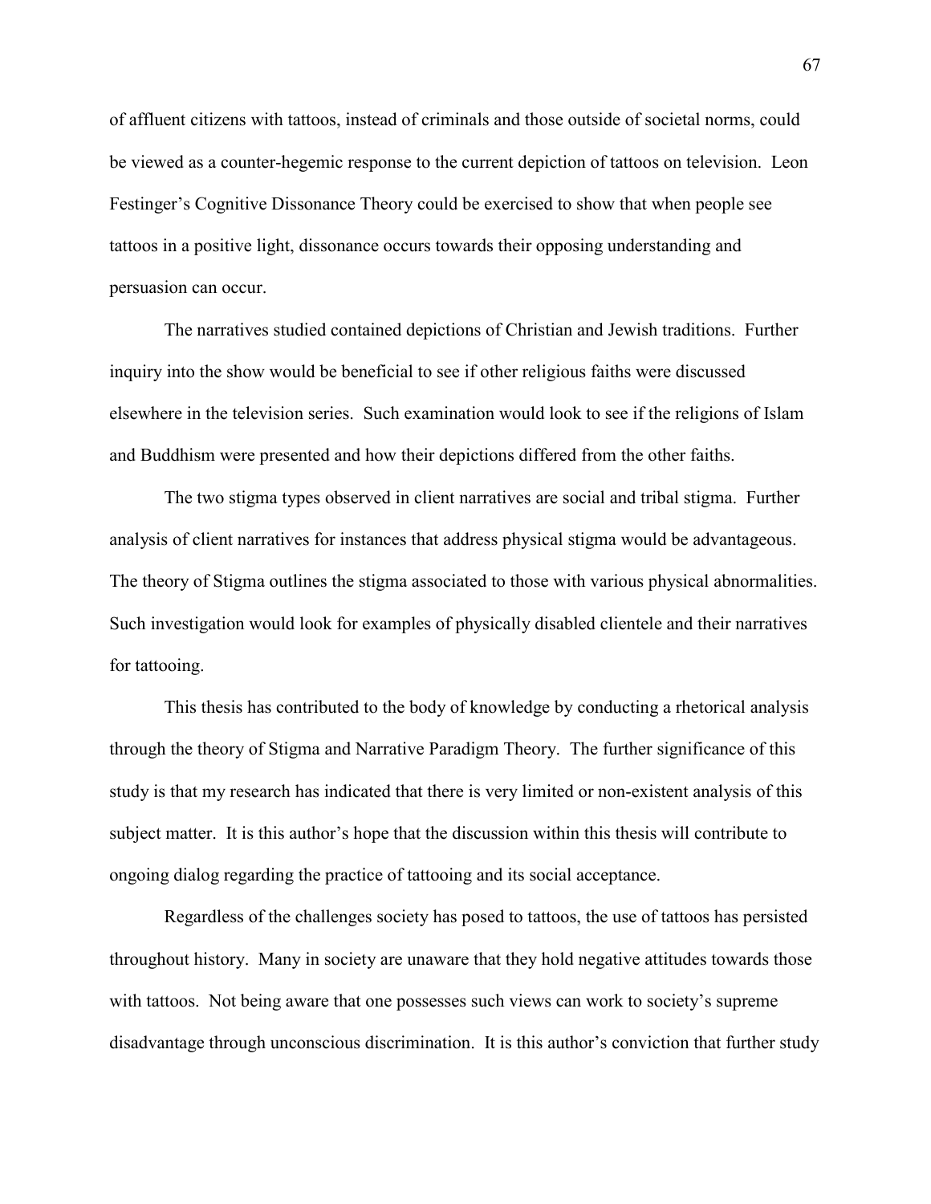of affluent citizens with tattoos, instead of criminals and those outside of societal norms, could be viewed as a counter-hegemic response to the current depiction of tattoos on television. Leon Festinger's Cognitive Dissonance Theory could be exercised to show that when people see tattoos in a positive light, dissonance occurs towards their opposing understanding and persuasion can occur.

The narratives studied contained depictions of Christian and Jewish traditions. Further inquiry into the show would be beneficial to see if other religious faiths were discussed elsewhere in the television series. Such examination would look to see if the religions of Islam and Buddhism were presented and how their depictions differed from the other faiths.

The two stigma types observed in client narratives are social and tribal stigma. Further analysis of client narratives for instances that address physical stigma would be advantageous. The theory of Stigma outlines the stigma associated to those with various physical abnormalities. Such investigation would look for examples of physically disabled clientele and their narratives for tattooing.

This thesis has contributed to the body of knowledge by conducting a rhetorical analysis through the theory of Stigma and Narrative Paradigm Theory. The further significance of this study is that my research has indicated that there is very limited or non-existent analysis of this subject matter. It is this author's hope that the discussion within this thesis will contribute to ongoing dialog regarding the practice of tattooing and its social acceptance.

Regardless of the challenges society has posed to tattoos, the use of tattoos has persisted throughout history. Many in society are unaware that they hold negative attitudes towards those with tattoos. Not being aware that one possesses such views can work to society's supreme disadvantage through unconscious discrimination. It is this author's conviction that further study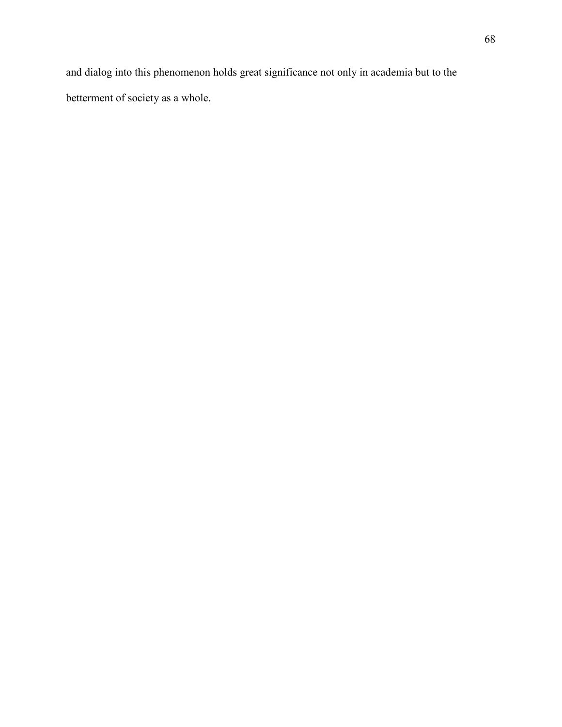and dialog into this phenomenon holds great significance not only in academia but to the betterment of society as a whole.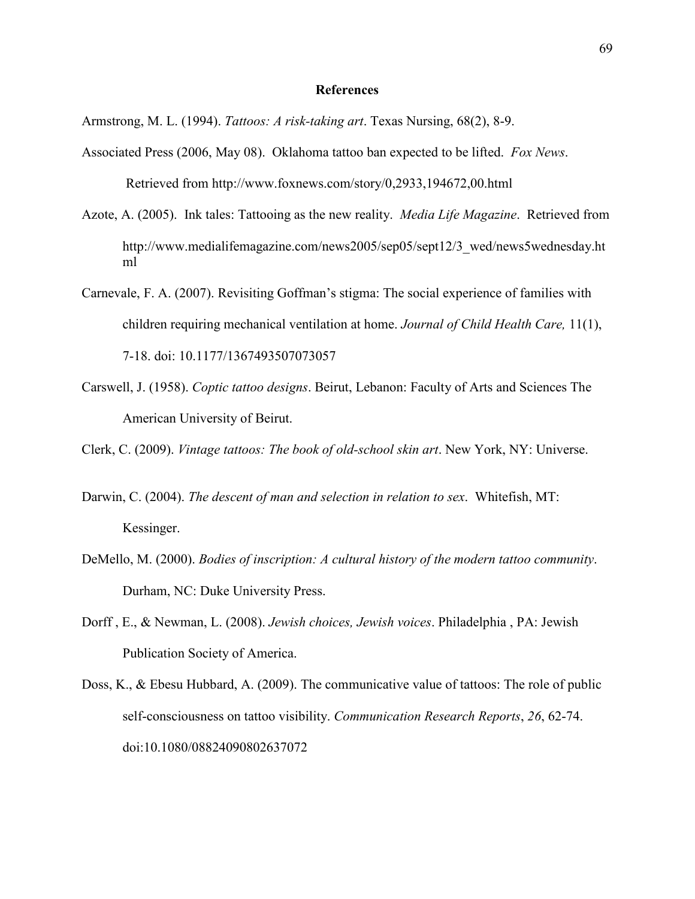# References

Armstrong, M. L. (1994). *Tattoos: A risk-taking art*. Texas Nursing, 68(2), 8-9.

Associated Press (2006, May 08). Oklahoma tattoo ban expected to be lifted. *Fox News*. Retrieved from http://www.foxnews.com/story/0,2933,194672,00.html

Azote, A. (2005). Ink tales: Tattooing as the new reality. *Media Life Magazine*. Retrieved from http://www.medialifemagazine.com/news2005/sep05/sept12/3_wed/news5wednesday.html

Carnevale, F. A. (2007). Revisiting Goffman's stigma: The social experience of families with children requiring mechanical ventilation at home. *Journal of Child Health Care,* 11(1), 7-18. doi: 10.1177/1367493507073057

Carswell, J. (1958). *Coptic tattoo designs*. Beirut, Lebanon: Faculty of Arts and Sciences The American University of Beirut.

Clerk, C. (2009). *Vintage tattoos: The book of old-school skin art*. New York, NY: Universe.

Darwin, C. (2004). *The descent of man and selection in relation to sex*. Whitefish, MT: Kessinger.

DeMello, M. (2000). *Bodies of inscription: A cultural history of the modern tattoo community*. Durham, NC: Duke University Press.

Dorff , E., & Newman, L. (2008). *Jewish choices, Jewish voices*. Philadelphia , PA: Jewish Publication Society of America.

Doss, K., & Ebesu Hubbard, A. (2009). The communicative value of tattoos: The role of public self-consciousness on tattoo visibility. *Communication Research Reports*, *26*, 62-74. doi:10.1080/08824090802637072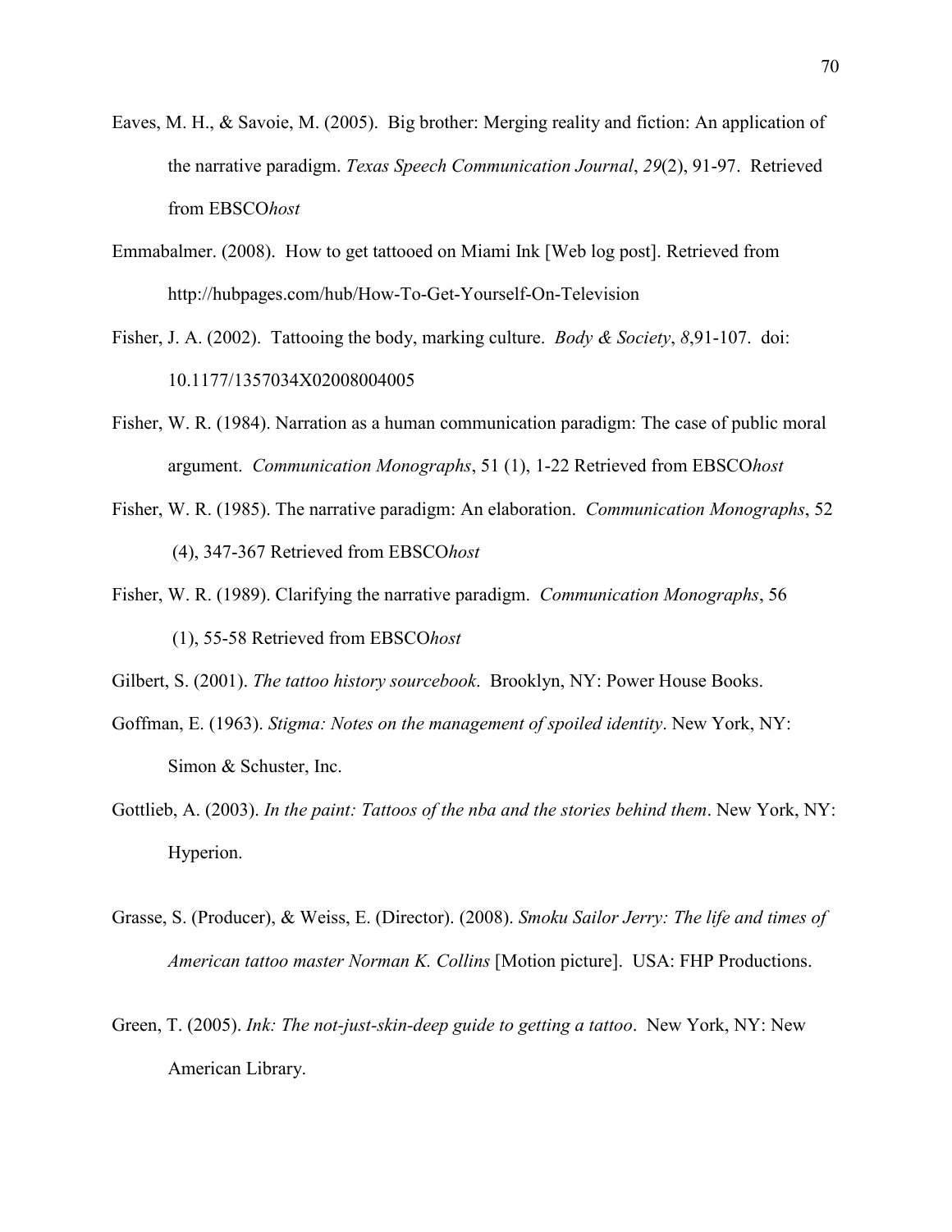Eaves, M. H., & Savoie, M. (2005). Big brother: Merging reality and fiction: An application of the narrative paradigm. *Texas Speech Communication Journal*, *29*(2), 91-97. Retrieved from EBSCO*host*

Emmabalmer. (2008). How to get tattooed on Miami Ink [Web log post]. Retrieved from http://hubpages.com/hub/How-To-Get-Yourself-On-Television

Fisher, J. A. (2002). Tattooing the body, marking culture. *Body & Society*, *8*,91-107. doi: 10.1177/1357034X02008004005

Fisher, W. R. (1984). Narration as a human communication paradigm: The case of public moral argument. *Communication Monographs*, 51 (1), 1-22 Retrieved from EBSCO*host*

Fisher, W. R. (1985). The narrative paradigm: An elaboration. *Communication Monographs*, 52 (4), 347-367 Retrieved from EBSCO*host*

Fisher, W. R. (1989). Clarifying the narrative paradigm. *Communication Monographs*, 56 (1), 55-58 Retrieved from EBSCO*host*

Gilbert, S. (2001). *The tattoo history sourcebook*. Brooklyn, NY: Power House Books.

Goffman, E. (1963). *Stigma: Notes on the management of spoiled identity*. New York, NY: Simon & Schuster, Inc.

Gottlieb, A. (2003). *In the paint: Tattoos of the nba and the stories behind them*. New York, NY: Hyperion.

Grasse, S. (Producer), & Weiss, E. (Director). (2008). *Smoku Sailor Jerry: The life and times of American tattoo master Norman K. Collins* [Motion picture]. USA: FHP Productions.

Green, T. (2005). *Ink: The not-just-skin-deep guide to getting a tattoo*. New York, NY: New American Library.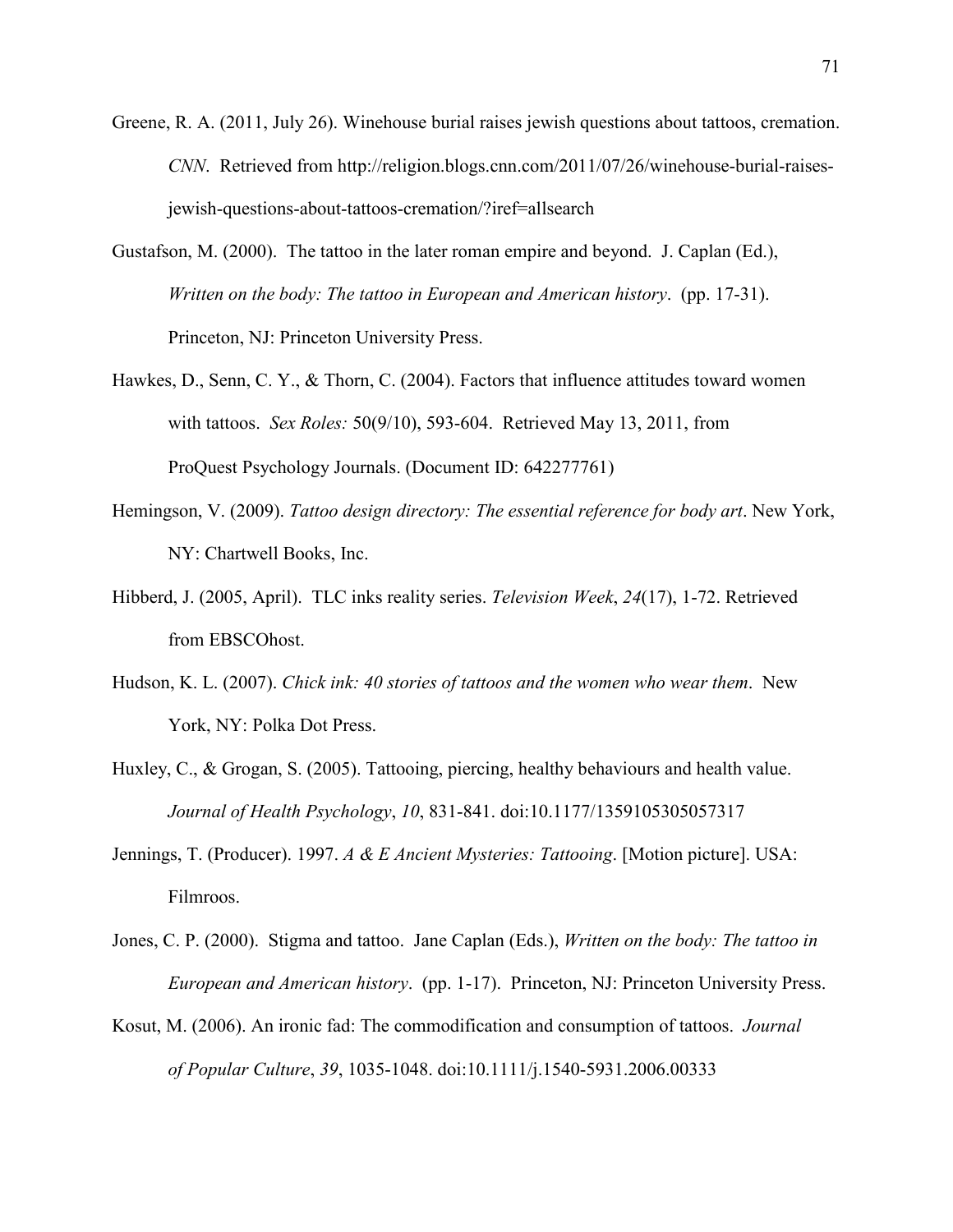Greene, R. A. (2011, July 26). Winehouse burial raises jewish questions about tattoos, cremation. *CNN*. Retrieved from http://religion.blogs.cnn.com/2011/07/26/winehouse-burial-raises-jewish-questions-about-tattoos-cremation/?iref=allsearch

Gustafson, M. (2000). The tattoo in the later roman empire and beyond. J. Caplan (Ed.), *Written on the body: The tattoo in European and American history*. (pp. 17-31). Princeton, NJ: Princeton University Press.

Hawkes, D., Senn, C. Y., & Thorn, C. (2004). Factors that influence attitudes toward women with tattoos. *Sex Roles:* 50(9/10), 593-604. Retrieved May 13, 2011, from ProQuest Psychology Journals. (Document ID: 642277761)

Hemingson, V. (2009). *Tattoo design directory: The essential reference for body art*. New York, NY: Chartwell Books, Inc.

Hibberd, J. (2005, April). TLC inks reality series. *Television Week*, *24*(17), 1-72. Retrieved from EBSCOhost.

Hudson, K. L. (2007). *Chick ink: 40 stories of tattoos and the women who wear them*. New York, NY: Polka Dot Press.

Huxley, C., & Grogan, S. (2005). Tattooing, piercing, healthy behaviours and health value. *Journal of Health Psychology*, *10*, 831-841. doi:10.1177/1359105305057317

Jennings, T. (Producer). 1997. *A & E Ancient Mysteries: Tattooing*. [Motion picture]. USA: Filmroos.

Jones, C. P. (2000). Stigma and tattoo. Jane Caplan (Eds.), *Written on the body: The tattoo in European and American history*. (pp. 1-17). Princeton, NJ: Princeton University Press.

Kosut, M. (2006). An ironic fad: The commodification and consumption of tattoos. *Journal of Popular Culture*, *39*, 1035-1048. doi:10.1111/j.1540-5931.2006.00333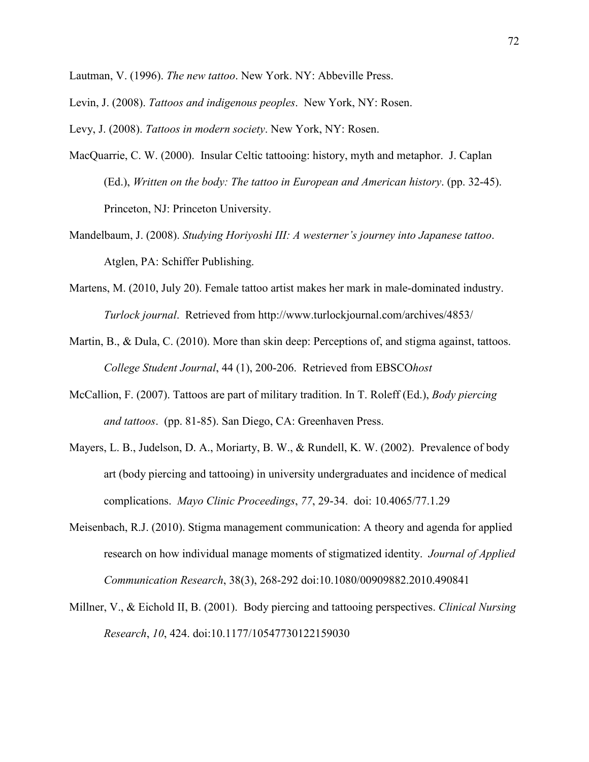Lautman, V. (1996). *The new tattoo*. New York. NY: Abbeville Press.

Levin, J. (2008). *Tattoos and indigenous peoples*. New York, NY: Rosen.

Levy, J. (2008). *Tattoos in modern society*. New York, NY: Rosen.

MacQuarrie, C. W. (2000). Insular Celtic tattooing: history, myth and metaphor. J. Caplan (Ed.), *Written on the body: The tattoo in European and American history*. (pp. 32-45). Princeton, NJ: Princeton University.

Mandelbaum, J. (2008). *Studying Horiyoshi III: A westerner's journey into Japanese tattoo*. Atglen, PA: Schiffer Publishing.

Martens, M. (2010, July 20). Female tattoo artist makes her mark in male-dominated industry. *Turlock journal*. Retrieved from http://www.turlockjournal.com/archives/4853/

Martin, B., & Dula, C. (2010). More than skin deep: Perceptions of, and stigma against, tattoos. *College Student Journal*, 44 (1), 200-206. Retrieved from EBSCO*host*

McCallion, F. (2007). Tattoos are part of military tradition. In T. Roleff (Ed.), *Body piercing and tattoos*. (pp. 81-85). San Diego, CA: Greenhaven Press.

Mayers, L. B., Judelson, D. A., Moriarty, B. W., & Rundell, K. W. (2002). Prevalence of body art (body piercing and tattooing) in university undergraduates and incidence of medical complications. *Mayo Clinic Proceedings*, *77*, 29-34. doi: 10.4065/77.1.29

Meisenbach, R.J. (2010). Stigma management communication: A theory and agenda for applied research on how individual manage moments of stigmatized identity. *Journal of Applied Communication Research*, 38(3), 268-292 doi:10.1080/00909882.2010.490841

Millner, V., & Eichold II, B. (2001). Body piercing and tattooing perspectives. *Clinical Nursing Research*, *10*, 424. doi:10.1177/10547730122159030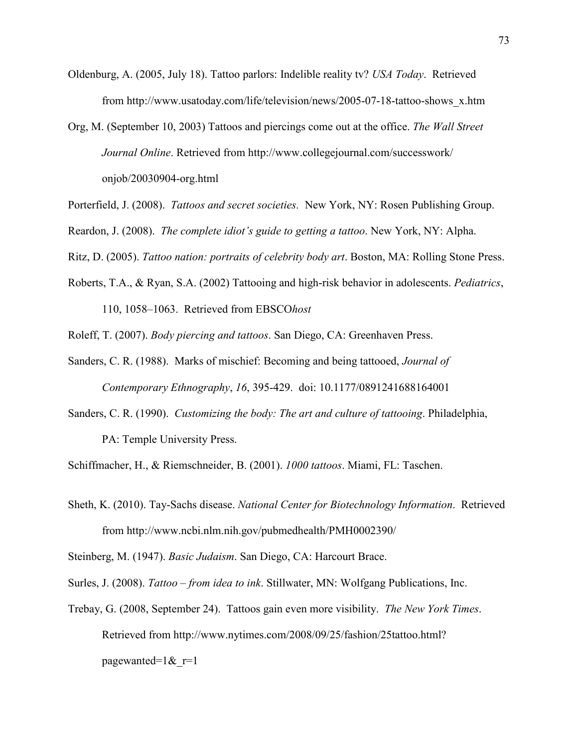Oldenburg, A. (2005, July 18). Tattoo parlors: Indelible reality tv? *USA Today*. Retrieved from http://www.usatoday.com/life/television/news/2005-07-18-tattoo-shows_x.htm

Org, M. (September 10, 2003) Tattoos and piercings come out at the office. *The Wall Street Journal Online*. Retrieved from http://www.collegejournal.com/successwork/onjob/20030904-org.html

Porterfield, J. (2008). *Tattoos and secret societies.* New York, NY: Rosen Publishing Group.

Reardon, J. (2008). *The complete idiot's guide to getting a tattoo*. New York, NY: Alpha.

Ritz, D. (2005). *Tattoo nation: portraits of celebrity body art*. Boston, MA: Rolling Stone Press.

Roberts, T.A., & Ryan, S.A. (2002) Tattooing and high-risk behavior in adolescents. *Pediatrics*, 110, 1058–1063. Retrieved from EBSCO*host*

Roleff, T. (2007). *Body piercing and tattoos*. San Diego, CA: Greenhaven Press.

Sanders, C. R. (1988). Marks of mischief: Becoming and being tattooed, *Journal of Contemporary Ethnography*, *16*, 395-429. doi: 10.1177/0891241688164001

Sanders, C. R. (1990). *Customizing the body: The art and culture of tattooing*. Philadelphia, PA: Temple University Press.

Schiffmacher, H., & Riemschneider, B. (2001). *1000 tattoos*. Miami, FL: Taschen.

Sheth, K. (2010). Tay-Sachs disease. *National Center for Biotechnology Information*. Retrieved from http://www.ncbi.nlm.nih.gov/pubmedhealth/PMH0002390/

Steinberg, M. (1947). *Basic Judaism*. San Diego, CA: Harcourt Brace.

Surles, J. (2008). *Tattoo – from idea to ink*. Stillwater, MN: Wolfgang Publications, Inc.

Trebay, G. (2008, September 24). Tattoos gain even more visibility. *The New York Times*. Retrieved from http://www.nytimes.com/2008/09/25/fashion/25tattoo.html?pagewanted=1&_r=1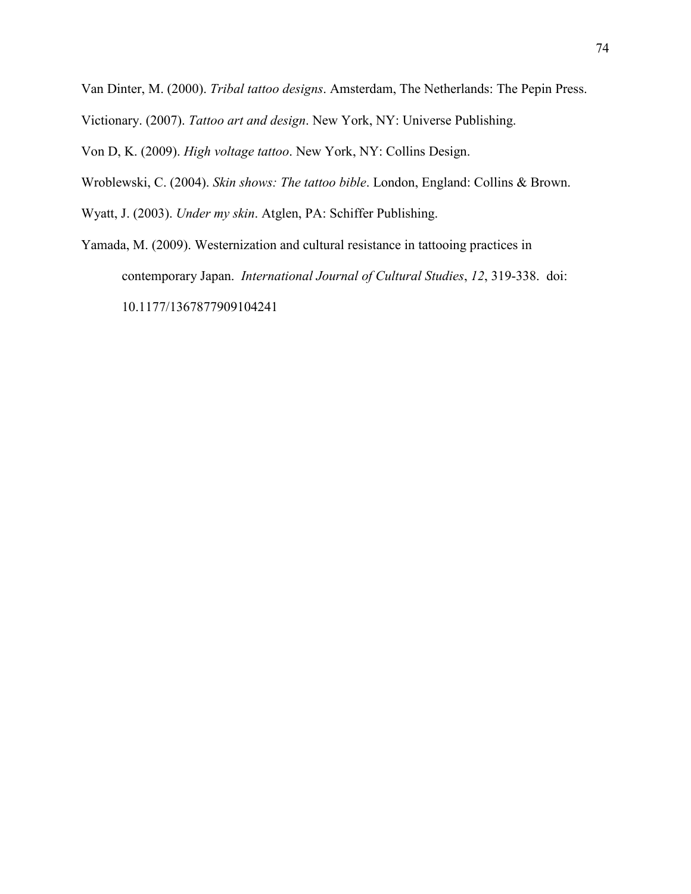Van Dinter, M. (2000). *Tribal tattoo designs*. Amsterdam, The Netherlands: The Pepin Press.

Victionary. (2007). *Tattoo art and design*. New York, NY: Universe Publishing.

Von D, K. (2009). *High voltage tattoo*. New York, NY: Collins Design.

Wroblewski, C. (2004). *Skin shows: The tattoo bible*. London, England: Collins & Brown.

Wyatt, J. (2003). *Under my skin*. Atglen, PA: Schiffer Publishing.

Yamada, M. (2009). Westernization and cultural resistance in tattooing practices in contemporary Japan. *International Journal of Cultural Studies*, *12*, 319-338. doi: 10.1177/1367877909104241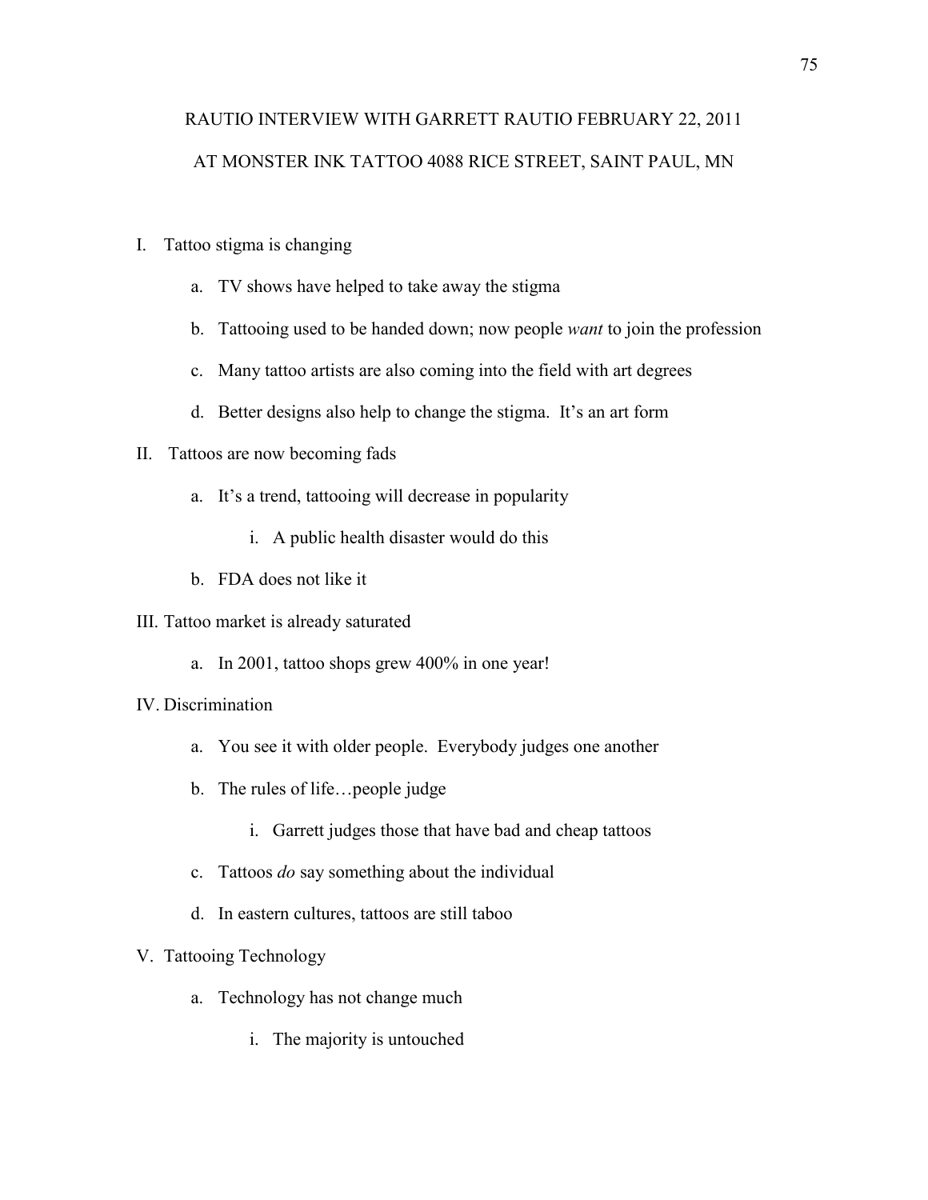RAUTIO INTERVIEW WITH GARRETT RAUTIO FEBRUARY 22, 2011

AT MONSTER INK TATTOO 4088 RICE STREET, SAINT PAUL, MN

I. Tattoo stigma is changing
   a. TV shows have helped to take away the stigma
   b. Tattooing used to be handed down; now people *want* to join the profession
   c. Many tattoo artists are also coming into the field with art degrees
   d. Better designs also help to change the stigma. It's an art form

II. Tattoos are now becoming fads
   a. It's a trend, tattooing will decrease in popularity
      i. A public health disaster would do this
   b. FDA does not like it

III. Tattoo market is already saturated
   a. In 2001, tattoo shops grew 400% in one year!

IV. Discrimination
   a. You see it with older people. Everybody judges one another
   b. The rules of life…people judge
      i. Garrett judges those that have bad and cheap tattoos
   c. Tattoos *do* say something about the individual
   d. In eastern cultures, tattoos are still taboo

V. Tattooing Technology
   a. Technology has not change much
      i. The majority is untouched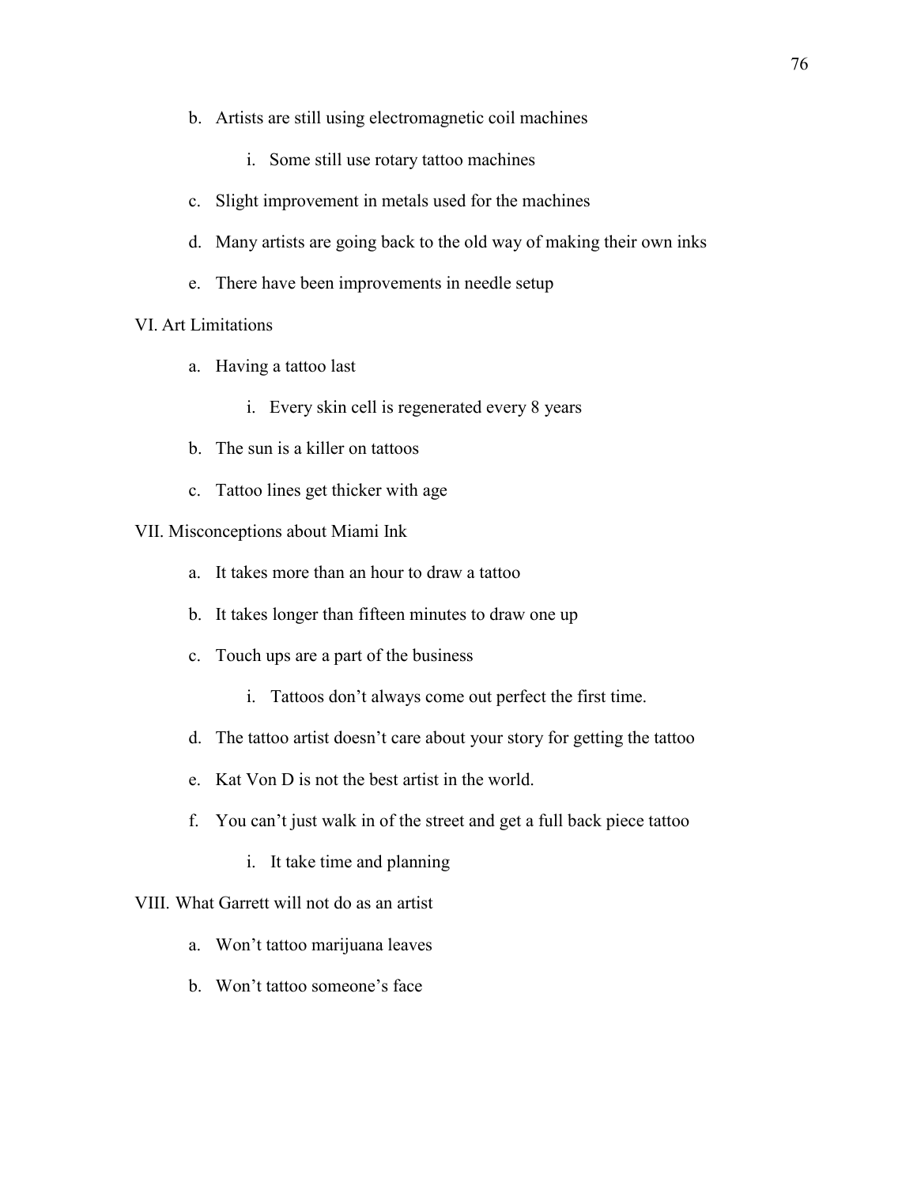b. Artists are still using electromagnetic coil machines
      i. Some still use rotary tattoo machines
   c. Slight improvement in metals used for the machines
   d. Many artists are going back to the old way of making their own inks
   e. There have been improvements in needle setup

VI. Art Limitations
   a. Having a tattoo last
      i. Every skin cell is regenerated every 8 years
   b. The sun is a killer on tattoos
   c. Tattoo lines get thicker with age

VII. Misconceptions about Miami Ink
   a. It takes more than an hour to draw a tattoo
   b. It takes longer than fifteen minutes to draw one up
   c. Touch ups are a part of the business
      i. Tattoos don't always come out perfect the first time.
   d. The tattoo artist doesn't care about your story for getting the tattoo
   e. Kat Von D is not the best artist in the world.
   f. You can't just walk in of the street and get a full back piece tattoo
      i. It take time and planning

VIII. What Garrett will not do as an artist
   a. Won't tattoo marijuana leaves
   b. Won't tattoo someone's face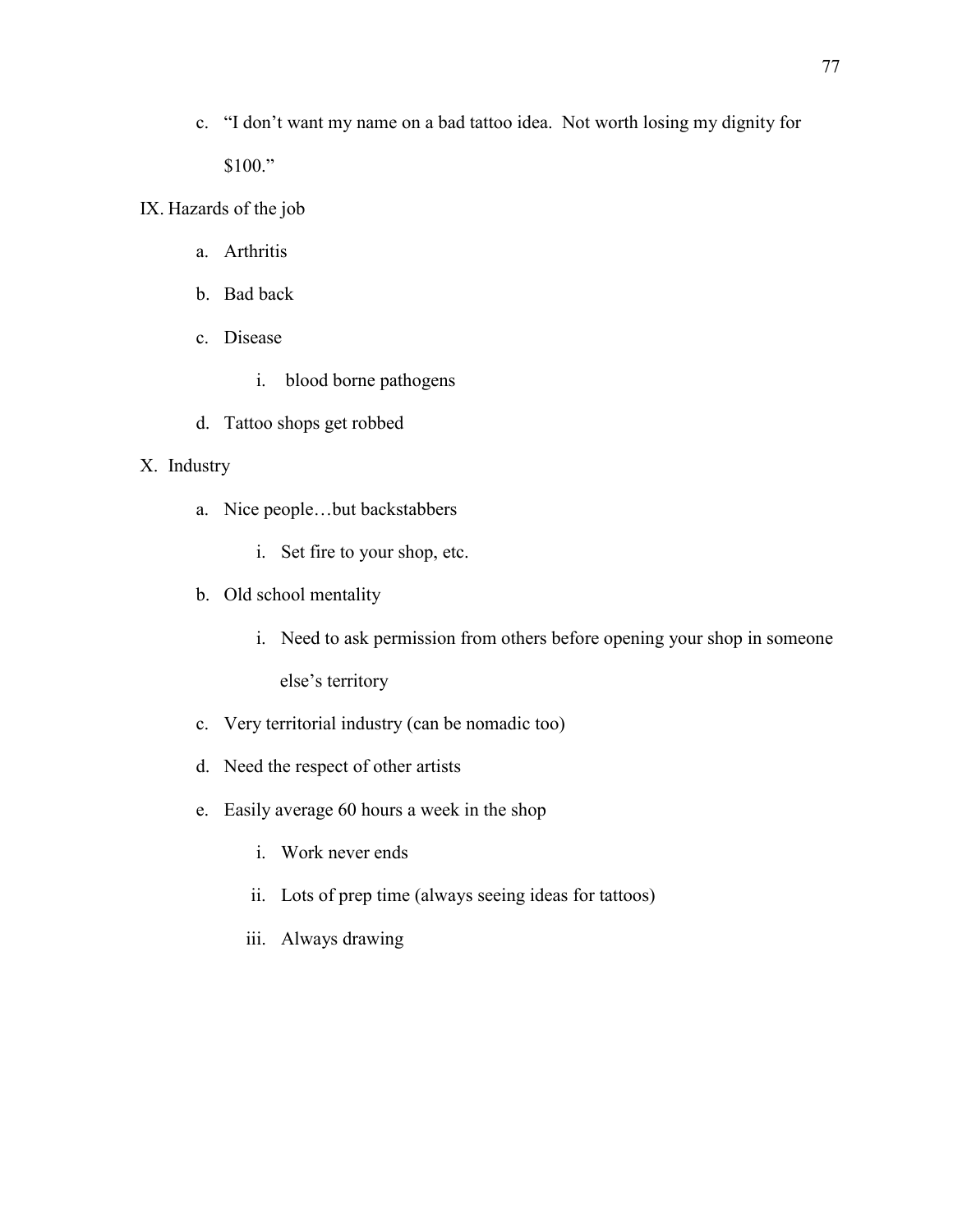c. "I don't want my name on a bad tattoo idea. Not worth losing my dignity for $100."

IX. Hazards of the job

- a. Arthritis
- b. Bad back
- c. Disease
  - i. blood borne pathogens
- d. Tattoo shops get robbed

X. Industry

- a. Nice people…but backstabbers
  - i. Set fire to your shop, etc.
- b. Old school mentality
  - i. Need to ask permission from others before opening your shop in someone else's territory
- c. Very territorial industry (can be nomadic too)
- d. Need the respect of other artists
- e. Easily average 60 hours a week in the shop
  - i. Work never ends
  - ii. Lots of prep time (always seeing ideas for tattoos)
  - iii. Always drawing